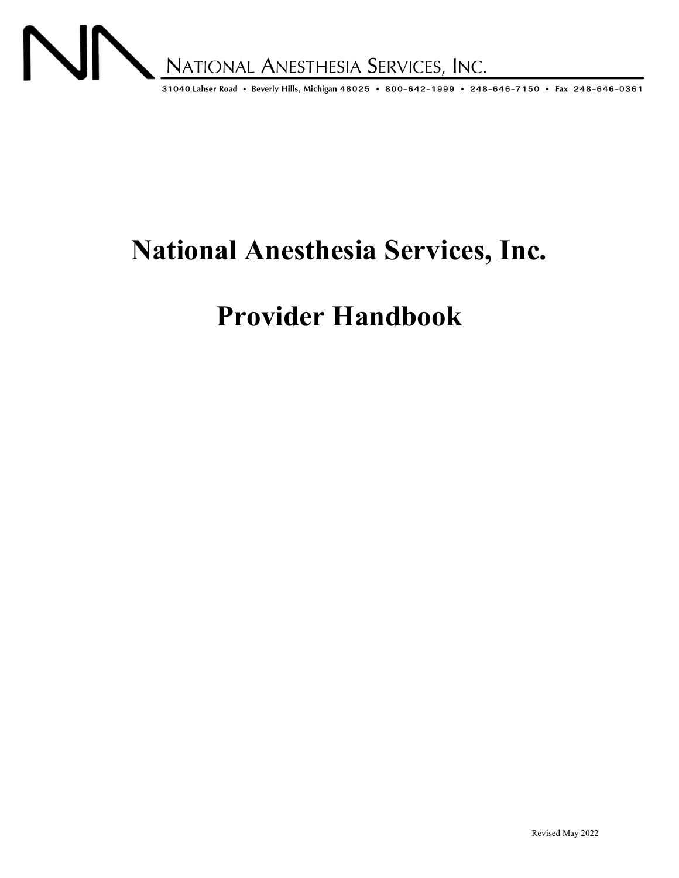NATIONAL ANESTHESIA SERVICES, INC.

31040 Lahser Road • Beverly Hills, Michigan 48025 • 800-642-1999 • 248-646-7150 • Fax 248-646-0361

# National Anesthesia Services, Inc.

# Provider Handbook

Revised May 2022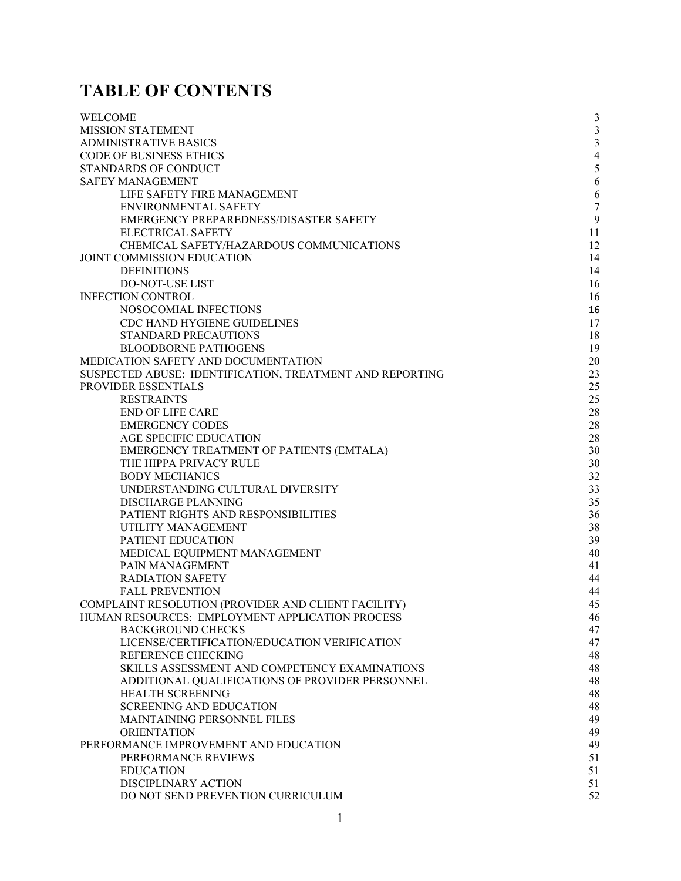# TABLE OF CONTENTS

| | |
|---|---|
| WELCOME | 3 |
| MISSION STATEMENT | 3 |
| ADMINISTRATIVE BASICS | 3 |
| CODE OF BUSINESS ETHICS | 4 |
| STANDARDS OF CONDUCT | 5 |
| SAFEY MANAGEMENT | 6 |
| LIFE SAFETY FIRE MANAGEMENT | 6 |
| ENVIRONMENTAL SAFETY | 7 |
| EMERGENCY PREPAREDNESS/DISASTER SAFETY | 9 |
| ELECTRICAL SAFETY | 11 |
| CHEMICAL SAFETY/HAZARDOUS COMMUNICATIONS | 12 |
| JOINT COMMISSION EDUCATION | 14 |
| DEFINITIONS | 14 |
| DO-NOT-USE LIST | 16 |
| INFECTION CONTROL | 16 |
| NOSOCOMIAL INFECTIONS | 16 |
| CDC HAND HYGIENE GUIDELINES | 17 |
| STANDARD PRECAUTIONS | 18 |
| BLOODBORNE PATHOGENS | 19 |
| MEDICATION SAFETY AND DOCUMENTATION | 20 |
| SUSPECTED ABUSE: IDENTIFICATION, TREATMENT AND REPORTING | 23 |
| PROVIDER ESSENTIALS | 25 |
| RESTRAINTS | 25 |
| END OF LIFE CARE | 28 |
| EMERGENCY CODES | 28 |
| AGE SPECIFIC EDUCATION | 28 |
| EMERGENCY TREATMENT OF PATIENTS (EMTALA) | 30 |
| THE HIPPA PRIVACY RULE | 30 |
| BODY MECHANICS | 32 |
| UNDERSTANDING CULTURAL DIVERSITY | 33 |
| DISCHARGE PLANNING | 35 |
| PATIENT RIGHTS AND RESPONSIBILITIES | 36 |
| UTILITY MANAGEMENT | 38 |
| PATIENT EDUCATION | 39 |
| MEDICAL EQUIPMENT MANAGEMENT | 40 |
| PAIN MANAGEMENT | 41 |
| RADIATION SAFETY | 44 |
| FALL PREVENTION | 44 |
| COMPLAINT RESOLUTION (PROVIDER AND CLIENT FACILITY) | 45 |
| HUMAN RESOURCES: EMPLOYMENT APPLICATION PROCESS | 46 |
| BACKGROUND CHECKS | 47 |
| LICENSE/CERTIFICATION/EDUCATION VERIFICATION | 47 |
| REFERENCE CHECKING | 48 |
| SKILLS ASSESSMENT AND COMPETENCY EXAMINATIONS | 48 |
| ADDITIONAL QUALIFICATIONS OF PROVIDER PERSONNEL | 48 |
| HEALTH SCREENING | 48 |
| SCREENING AND EDUCATION | 48 |
| MAINTAINING PERSONNEL FILES | 49 |
| ORIENTATION | 49 |
| PERFORMANCE IMPROVEMENT AND EDUCATION | 49 |
| PERFORMANCE REVIEWS | 51 |
| EDUCATION | 51 |
| DISCIPLINARY ACTION | 51 |
| DO NOT SEND PREVENTION CURRICULUM | 52 |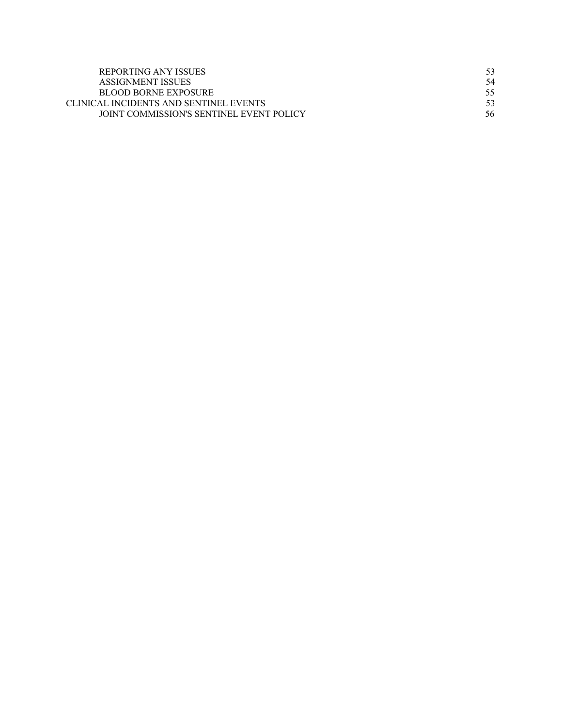| | |
|---|---|
| REPORTING ANY ISSUES | 53 |
| ASSIGNMENT ISSUES | 54 |
| BLOOD BORNE EXPOSURE | 55 |
| CLINICAL INCIDENTS AND SENTINEL EVENTS | 53 |
| JOINT COMMISSION'S SENTINEL EVENT POLICY | 56 |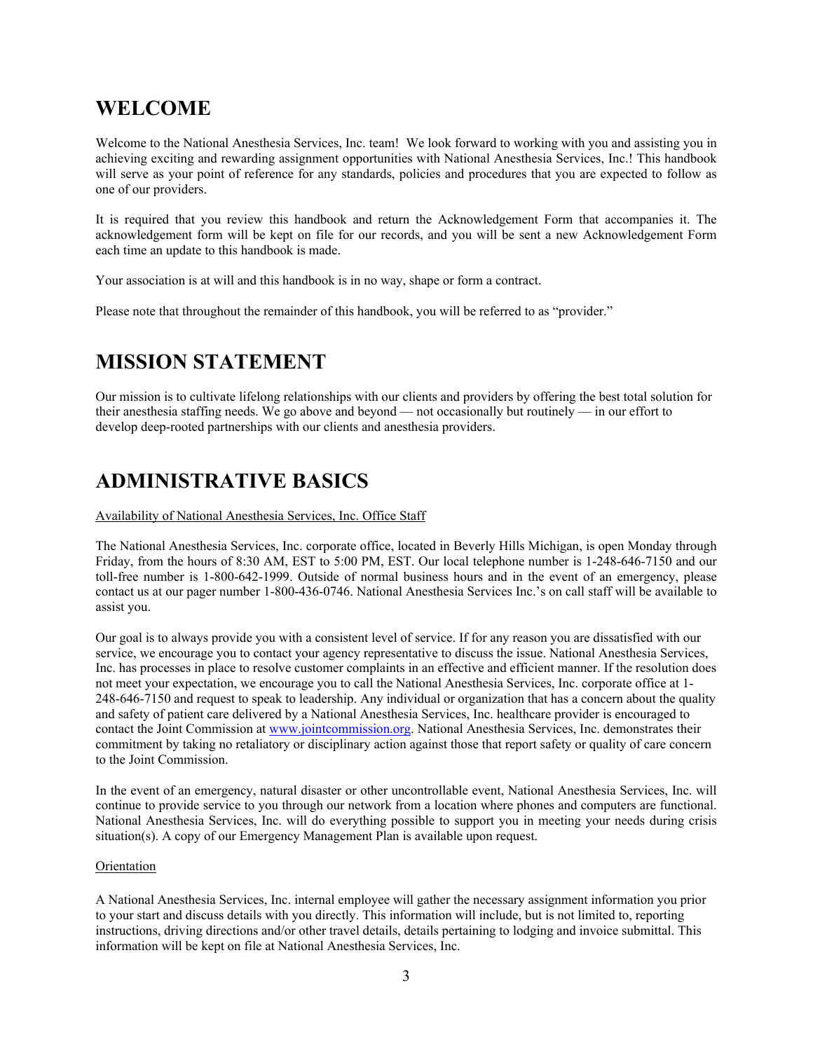## WELCOME

Welcome to the National Anesthesia Services, Inc. team! We look forward to working with you and assisting you in achieving exciting and rewarding assignment opportunities with National Anesthesia Services, Inc.! This handbook will serve as your point of reference for any standards, policies and procedures that you are expected to follow as one of our providers.

It is required that you review this handbook and return the Acknowledgement Form that accompanies it. The acknowledgement form will be kept on file for our records, and you will be sent a new Acknowledgement Form each time an update to this handbook is made.

Your association is at will and this handbook is in no way, shape or form a contract.

Please note that throughout the remainder of this handbook, you will be referred to as "provider."

## MISSION STATEMENT

Our mission is to cultivate lifelong relationships with our clients and providers by offering the best total solution for their anesthesia staffing needs. We go above and beyond — not occasionally but routinely — in our effort to develop deep-rooted partnerships with our clients and anesthesia providers.

## ADMINISTRATIVE BASICS

Availability of National Anesthesia Services, Inc. Office Staff

The National Anesthesia Services, Inc. corporate office, located in Beverly Hills Michigan, is open Monday through Friday, from the hours of 8:30 AM, EST to 5:00 PM, EST. Our local telephone number is 1-248-646-7150 and our toll-free number is 1-800-642-1999. Outside of normal business hours and in the event of an emergency, please contact us at our pager number 1-800-436-0746. National Anesthesia Services Inc.'s on call staff will be available to assist you.

Our goal is to always provide you with a consistent level of service. If for any reason you are dissatisfied with our service, we encourage you to contact your agency representative to discuss the issue. National Anesthesia Services, Inc. has processes in place to resolve customer complaints in an effective and efficient manner. If the resolution does not meet your expectation, we encourage you to call the National Anesthesia Services, Inc. corporate office at 1-248-646-7150 and request to speak to leadership. Any individual or organization that has a concern about the quality and safety of patient care delivered by a National Anesthesia Services, Inc. healthcare provider is encouraged to contact the Joint Commission at www.jointcommission.org. National Anesthesia Services, Inc. demonstrates their commitment by taking no retaliatory or disciplinary action against those that report safety or quality of care concern to the Joint Commission.

In the event of an emergency, natural disaster or other uncontrollable event, National Anesthesia Services, Inc. will continue to provide service to you through our network from a location where phones and computers are functional. National Anesthesia Services, Inc. will do everything possible to support you in meeting your needs during crisis situation(s). A copy of our Emergency Management Plan is available upon request.

Orientation

A National Anesthesia Services, Inc. internal employee will gather the necessary assignment information you prior to your start and discuss details with you directly. This information will include, but is not limited to, reporting instructions, driving directions and/or other travel details, details pertaining to lodging and invoice submittal. This information will be kept on file at National Anesthesia Services, Inc.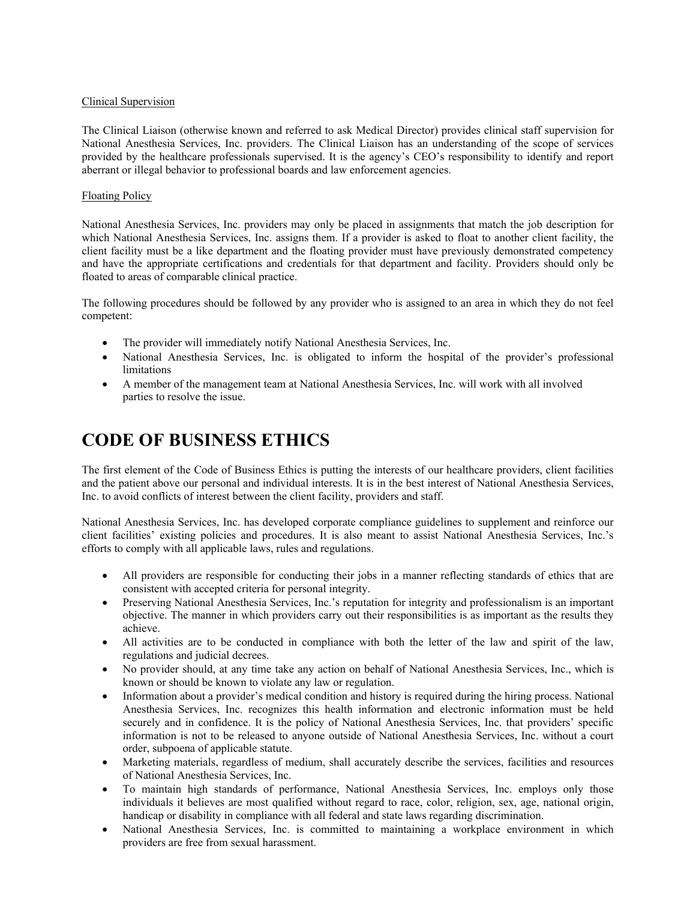Clinical Supervision

The Clinical Liaison (otherwise known and referred to ask Medical Director) provides clinical staff supervision for National Anesthesia Services, Inc. providers. The Clinical Liaison has an understanding of the scope of services provided by the healthcare professionals supervised. It is the agency's CEO's responsibility to identify and report aberrant or illegal behavior to professional boards and law enforcement agencies.

Floating Policy

National Anesthesia Services, Inc. providers may only be placed in assignments that match the job description for which National Anesthesia Services, Inc. assigns them. If a provider is asked to float to another client facility, the client facility must be a like department and the floating provider must have previously demonstrated competency and have the appropriate certifications and credentials for that department and facility. Providers should only be floated to areas of comparable clinical practice.

The following procedures should be followed by any provider who is assigned to an area in which they do not feel competent:

- The provider will immediately notify National Anesthesia Services, Inc.
- National Anesthesia Services, Inc. is obligated to inform the hospital of the provider's professional limitations
- A member of the management team at National Anesthesia Services, Inc. will work with all involved parties to resolve the issue.

# CODE OF BUSINESS ETHICS

The first element of the Code of Business Ethics is putting the interests of our healthcare providers, client facilities and the patient above our personal and individual interests. It is in the best interest of National Anesthesia Services, Inc. to avoid conflicts of interest between the client facility, providers and staff.

National Anesthesia Services, Inc. has developed corporate compliance guidelines to supplement and reinforce our client facilities' existing policies and procedures. It is also meant to assist National Anesthesia Services, Inc.'s efforts to comply with all applicable laws, rules and regulations.

- All providers are responsible for conducting their jobs in a manner reflecting standards of ethics that are consistent with accepted criteria for personal integrity.
- Preserving National Anesthesia Services, Inc.'s reputation for integrity and professionalism is an important objective. The manner in which providers carry out their responsibilities is as important as the results they achieve.
- All activities are to be conducted in compliance with both the letter of the law and spirit of the law, regulations and judicial decrees.
- No provider should, at any time take any action on behalf of National Anesthesia Services, Inc., which is known or should be known to violate any law or regulation.
- Information about a provider's medical condition and history is required during the hiring process. National Anesthesia Services, Inc. recognizes this health information and electronic information must be held securely and in confidence. It is the policy of National Anesthesia Services, Inc. that providers' specific information is not to be released to anyone outside of National Anesthesia Services, Inc. without a court order, subpoena of applicable statute.
- Marketing materials, regardless of medium, shall accurately describe the services, facilities and resources of National Anesthesia Services, Inc.
- To maintain high standards of performance, National Anesthesia Services, Inc. employs only those individuals it believes are most qualified without regard to race, color, religion, sex, age, national origin, handicap or disability in compliance with all federal and state laws regarding discrimination.
- National Anesthesia Services, Inc. is committed to maintaining a workplace environment in which providers are free from sexual harassment.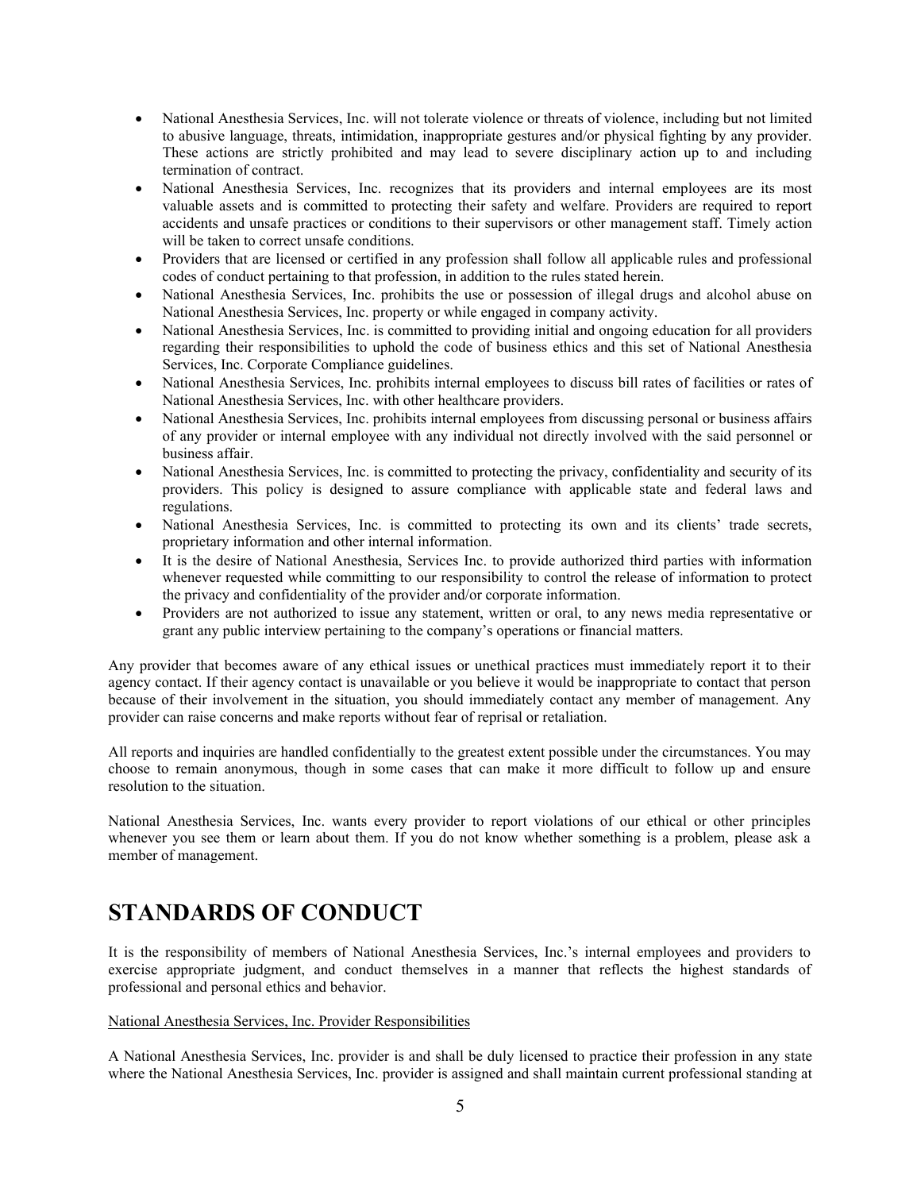- National Anesthesia Services, Inc. will not tolerate violence or threats of violence, including but not limited to abusive language, threats, intimidation, inappropriate gestures and/or physical fighting by any provider. These actions are strictly prohibited and may lead to severe disciplinary action up to and including termination of contract.
- National Anesthesia Services, Inc. recognizes that its providers and internal employees are its most valuable assets and is committed to protecting their safety and welfare. Providers are required to report accidents and unsafe practices or conditions to their supervisors or other management staff. Timely action will be taken to correct unsafe conditions.
- Providers that are licensed or certified in any profession shall follow all applicable rules and professional codes of conduct pertaining to that profession, in addition to the rules stated herein.
- National Anesthesia Services, Inc. prohibits the use or possession of illegal drugs and alcohol abuse on National Anesthesia Services, Inc. property or while engaged in company activity.
- National Anesthesia Services, Inc. is committed to providing initial and ongoing education for all providers regarding their responsibilities to uphold the code of business ethics and this set of National Anesthesia Services, Inc. Corporate Compliance guidelines.
- National Anesthesia Services, Inc. prohibits internal employees to discuss bill rates of facilities or rates of National Anesthesia Services, Inc. with other healthcare providers.
- National Anesthesia Services, Inc. prohibits internal employees from discussing personal or business affairs of any provider or internal employee with any individual not directly involved with the said personnel or business affair.
- National Anesthesia Services, Inc. is committed to protecting the privacy, confidentiality and security of its providers. This policy is designed to assure compliance with applicable state and federal laws and regulations.
- National Anesthesia Services, Inc. is committed to protecting its own and its clients' trade secrets, proprietary information and other internal information.
- It is the desire of National Anesthesia, Services Inc. to provide authorized third parties with information whenever requested while committing to our responsibility to control the release of information to protect the privacy and confidentiality of the provider and/or corporate information.
- Providers are not authorized to issue any statement, written or oral, to any news media representative or grant any public interview pertaining to the company's operations or financial matters.

Any provider that becomes aware of any ethical issues or unethical practices must immediately report it to their agency contact. If their agency contact is unavailable or you believe it would be inappropriate to contact that person because of their involvement in the situation, you should immediately contact any member of management. Any provider can raise concerns and make reports without fear of reprisal or retaliation.

All reports and inquiries are handled confidentially to the greatest extent possible under the circumstances. You may choose to remain anonymous, though in some cases that can make it more difficult to follow up and ensure resolution to the situation.

National Anesthesia Services, Inc. wants every provider to report violations of our ethical or other principles whenever you see them or learn about them. If you do not know whether something is a problem, please ask a member of management.

# STANDARDS OF CONDUCT

It is the responsibility of members of National Anesthesia Services, Inc.'s internal employees and providers to exercise appropriate judgment, and conduct themselves in a manner that reflects the highest standards of professional and personal ethics and behavior.

National Anesthesia Services, Inc. Provider Responsibilities

A National Anesthesia Services, Inc. provider is and shall be duly licensed to practice their profession in any state where the National Anesthesia Services, Inc. provider is assigned and shall maintain current professional standing at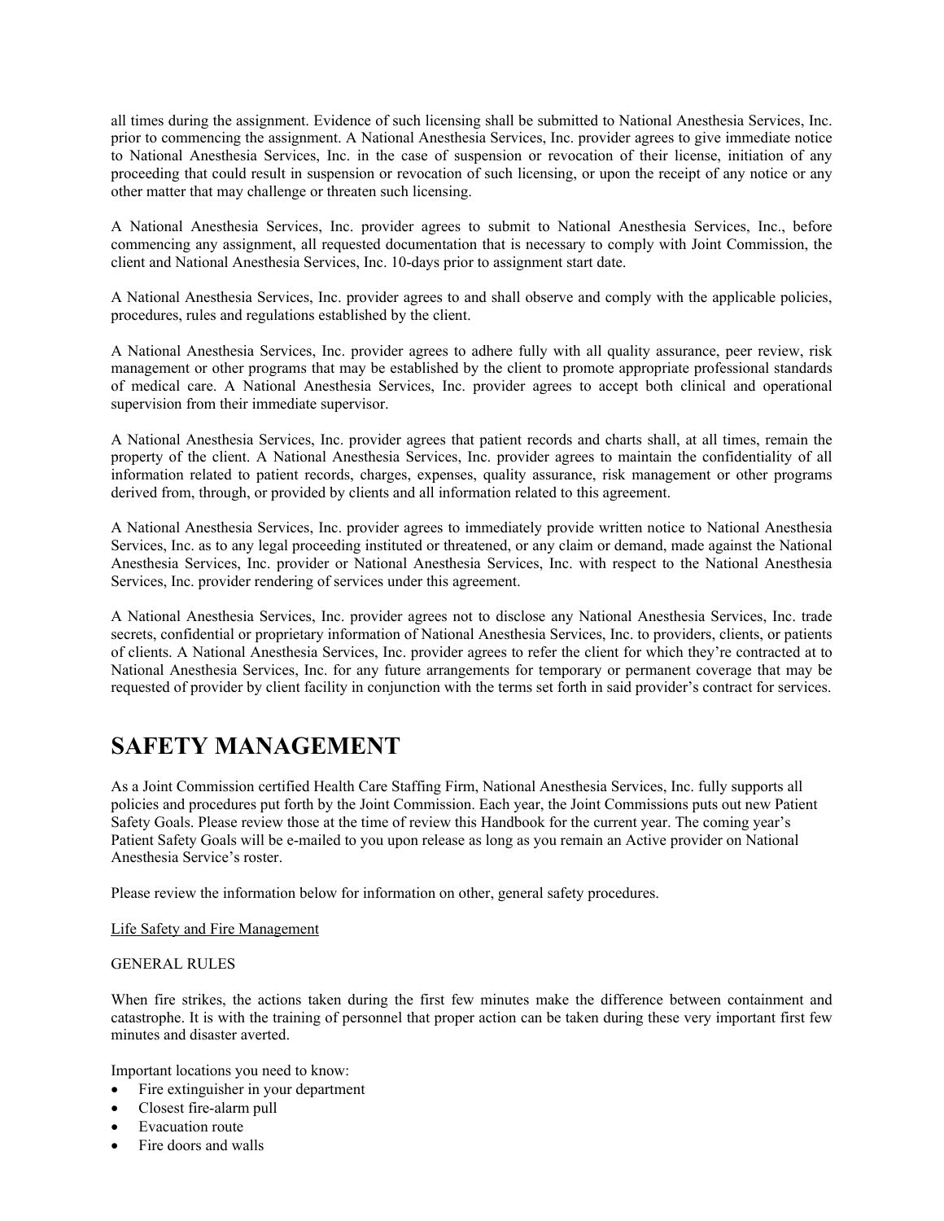all times during the assignment. Evidence of such licensing shall be submitted to National Anesthesia Services, Inc. prior to commencing the assignment. A National Anesthesia Services, Inc. provider agrees to give immediate notice to National Anesthesia Services, Inc. in the case of suspension or revocation of their license, initiation of any proceeding that could result in suspension or revocation of such licensing, or upon the receipt of any notice or any other matter that may challenge or threaten such licensing.

A National Anesthesia Services, Inc. provider agrees to submit to National Anesthesia Services, Inc., before commencing any assignment, all requested documentation that is necessary to comply with Joint Commission, the client and National Anesthesia Services, Inc. 10-days prior to assignment start date.

A National Anesthesia Services, Inc. provider agrees to and shall observe and comply with the applicable policies, procedures, rules and regulations established by the client.

A National Anesthesia Services, Inc. provider agrees to adhere fully with all quality assurance, peer review, risk management or other programs that may be established by the client to promote appropriate professional standards of medical care. A National Anesthesia Services, Inc. provider agrees to accept both clinical and operational supervision from their immediate supervisor.

A National Anesthesia Services, Inc. provider agrees that patient records and charts shall, at all times, remain the property of the client. A National Anesthesia Services, Inc. provider agrees to maintain the confidentiality of all information related to patient records, charges, expenses, quality assurance, risk management or other programs derived from, through, or provided by clients and all information related to this agreement.

A National Anesthesia Services, Inc. provider agrees to immediately provide written notice to National Anesthesia Services, Inc. as to any legal proceeding instituted or threatened, or any claim or demand, made against the National Anesthesia Services, Inc. provider or National Anesthesia Services, Inc. with respect to the National Anesthesia Services, Inc. provider rendering of services under this agreement.

A National Anesthesia Services, Inc. provider agrees not to disclose any National Anesthesia Services, Inc. trade secrets, confidential or proprietary information of National Anesthesia Services, Inc. to providers, clients, or patients of clients. A National Anesthesia Services, Inc. provider agrees to refer the client for which they're contracted at to National Anesthesia Services, Inc. for any future arrangements for temporary or permanent coverage that may be requested of provider by client facility in conjunction with the terms set forth in said provider's contract for services.

# SAFETY MANAGEMENT

As a Joint Commission certified Health Care Staffing Firm, National Anesthesia Services, Inc. fully supports all policies and procedures put forth by the Joint Commission. Each year, the Joint Commissions puts out new Patient Safety Goals. Please review those at the time of review this Handbook for the current year. The coming year's Patient Safety Goals will be e-mailed to you upon release as long as you remain an Active provider on National Anesthesia Service's roster.

Please review the information below for information on other, general safety procedures.

<u>Life Safety and Fire Management</u>

GENERAL RULES

When fire strikes, the actions taken during the first few minutes make the difference between containment and catastrophe. It is with the training of personnel that proper action can be taken during these very important first few minutes and disaster averted.

Important locations you need to know:

- Fire extinguisher in your department
- Closest fire-alarm pull
- Evacuation route
- Fire doors and walls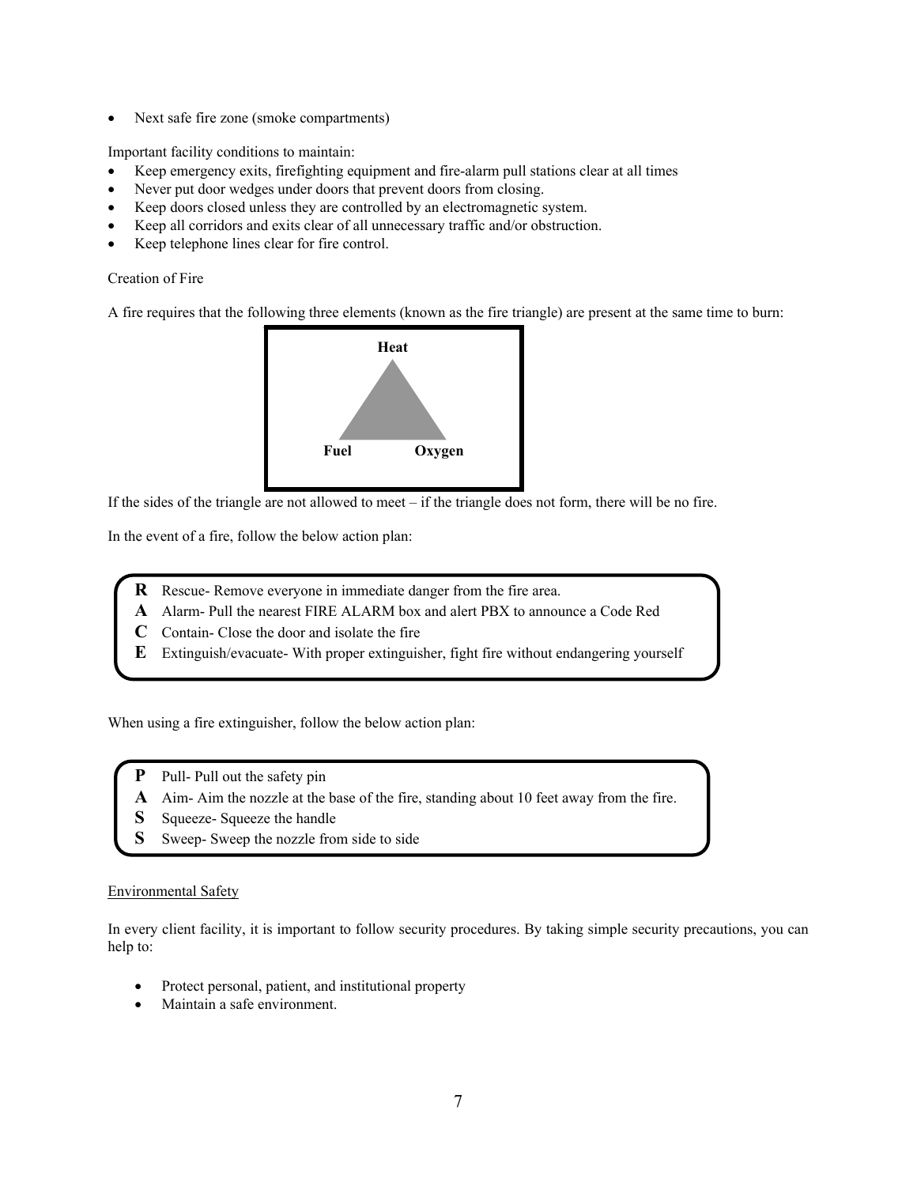- Next safe fire zone (smoke compartments)

Important facility conditions to maintain:

- Keep emergency exits, firefighting equipment and fire-alarm pull stations clear at all times
- Never put door wedges under doors that prevent doors from closing.
- Keep doors closed unless they are controlled by an electromagnetic system.
- Keep all corridors and exits clear of all unnecessary traffic and/or obstruction.
- Keep telephone lines clear for fire control.

Creation of Fire

A fire requires that the following three elements (known as the fire triangle) are present at the same time to burn:

**Heat**

**Fuel** **Oxygen**

If the sides of the triangle are not allowed to meet – if the triangle does not form, there will be no fire.

In the event of a fire, follow the below action plan:

**R** Rescue- Remove everyone in immediate danger from the fire area.
**A** Alarm- Pull the nearest FIRE ALARM box and alert PBX to announce a Code Red
**C** Contain- Close the door and isolate the fire
**E** Extinguish/evacuate- With proper extinguisher, fight fire without endangering yourself

When using a fire extinguisher, follow the below action plan:

**P** Pull- Pull out the safety pin
**A** Aim- Aim the nozzle at the base of the fire, standing about 10 feet away from the fire.
**S** Squeeze- Squeeze the handle
**S** Sweep- Sweep the nozzle from side to side

<u>Environmental Safety</u>

In every client facility, it is important to follow security procedures. By taking simple security precautions, you can help to:

- Protect personal, patient, and institutional property
- Maintain a safe environment.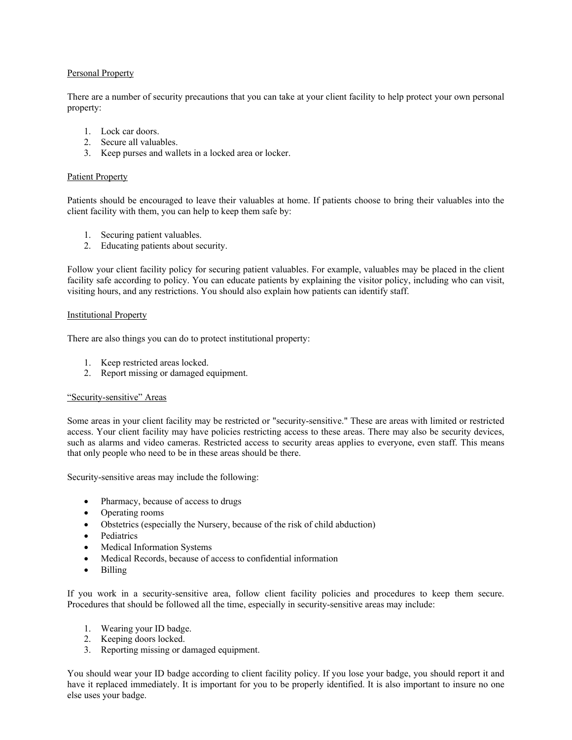<u>Personal Property</u>

There are a number of security precautions that you can take at your client facility to help protect your own personal property:

1. Lock car doors.
2. Secure all valuables.
3. Keep purses and wallets in a locked area or locker.

<u>Patient Property</u>

Patients should be encouraged to leave their valuables at home. If patients choose to bring their valuables into the client facility with them, you can help to keep them safe by:

1. Securing patient valuables.
2. Educating patients about security.

Follow your client facility policy for securing patient valuables. For example, valuables may be placed in the client facility safe according to policy. You can educate patients by explaining the visitor policy, including who can visit, visiting hours, and any restrictions. You should also explain how patients can identify staff.

<u>Institutional Property</u>

There are also things you can do to protect institutional property:

1. Keep restricted areas locked.
2. Report missing or damaged equipment.

<u>"Security-sensitive" Areas</u>

Some areas in your client facility may be restricted or "security-sensitive." These are areas with limited or restricted access. Your client facility may have policies restricting access to these areas. There may also be security devices, such as alarms and video cameras. Restricted access to security areas applies to everyone, even staff. This means that only people who need to be in these areas should be there.

Security-sensitive areas may include the following:

- Pharmacy, because of access to drugs
- Operating rooms
- Obstetrics (especially the Nursery, because of the risk of child abduction)
- Pediatrics
- Medical Information Systems
- Medical Records, because of access to confidential information
- Billing

If you work in a security-sensitive area, follow client facility policies and procedures to keep them secure. Procedures that should be followed all the time, especially in security-sensitive areas may include:

1. Wearing your ID badge.
2. Keeping doors locked.
3. Reporting missing or damaged equipment.

You should wear your ID badge according to client facility policy. If you lose your badge, you should report it and have it replaced immediately. It is important for you to be properly identified. It is also important to insure no one else uses your badge.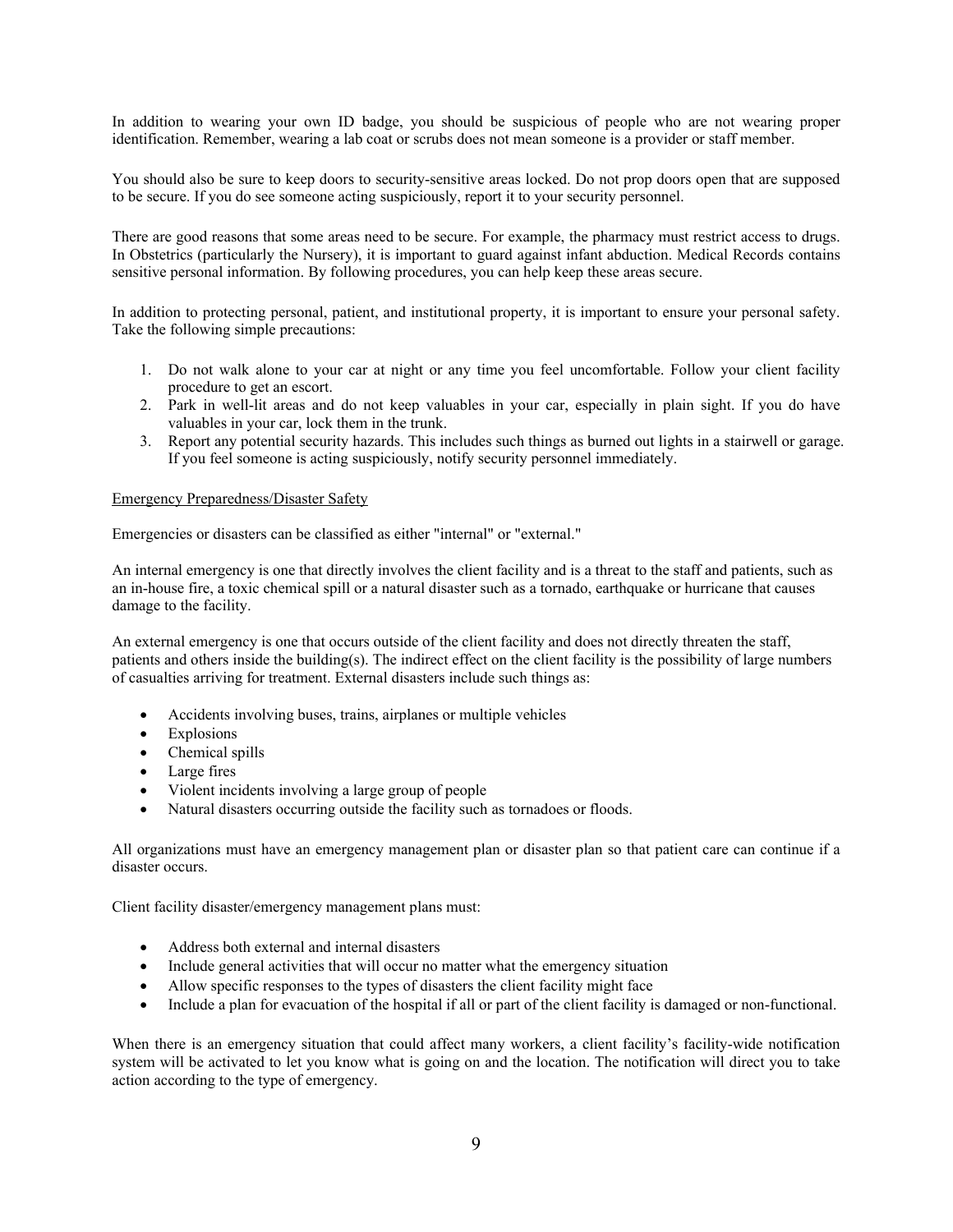In addition to wearing your own ID badge, you should be suspicious of people who are not wearing proper identification. Remember, wearing a lab coat or scrubs does not mean someone is a provider or staff member.

You should also be sure to keep doors to security-sensitive areas locked. Do not prop doors open that are supposed to be secure. If you do see someone acting suspiciously, report it to your security personnel.

There are good reasons that some areas need to be secure. For example, the pharmacy must restrict access to drugs. In Obstetrics (particularly the Nursery), it is important to guard against infant abduction. Medical Records contains sensitive personal information. By following procedures, you can help keep these areas secure.

In addition to protecting personal, patient, and institutional property, it is important to ensure your personal safety. Take the following simple precautions:

1. Do not walk alone to your car at night or any time you feel uncomfortable. Follow your client facility procedure to get an escort.
2. Park in well-lit areas and do not keep valuables in your car, especially in plain sight. If you do have valuables in your car, lock them in the trunk.
3. Report any potential security hazards. This includes such things as burned out lights in a stairwell or garage. If you feel someone is acting suspiciously, notify security personnel immediately.

## Emergency Preparedness/Disaster Safety

Emergencies or disasters can be classified as either "internal" or "external."

An internal emergency is one that directly involves the client facility and is a threat to the staff and patients, such as an in-house fire, a toxic chemical spill or a natural disaster such as a tornado, earthquake or hurricane that causes damage to the facility.

An external emergency is one that occurs outside of the client facility and does not directly threaten the staff, patients and others inside the building(s). The indirect effect on the client facility is the possibility of large numbers of casualties arriving for treatment. External disasters include such things as:

- Accidents involving buses, trains, airplanes or multiple vehicles
- Explosions
- Chemical spills
- Large fires
- Violent incidents involving a large group of people
- Natural disasters occurring outside the facility such as tornadoes or floods.

All organizations must have an emergency management plan or disaster plan so that patient care can continue if a disaster occurs.

Client facility disaster/emergency management plans must:

- Address both external and internal disasters
- Include general activities that will occur no matter what the emergency situation
- Allow specific responses to the types of disasters the client facility might face
- Include a plan for evacuation of the hospital if all or part of the client facility is damaged or non-functional.

When there is an emergency situation that could affect many workers, a client facility's facility-wide notification system will be activated to let you know what is going on and the location. The notification will direct you to take action according to the type of emergency.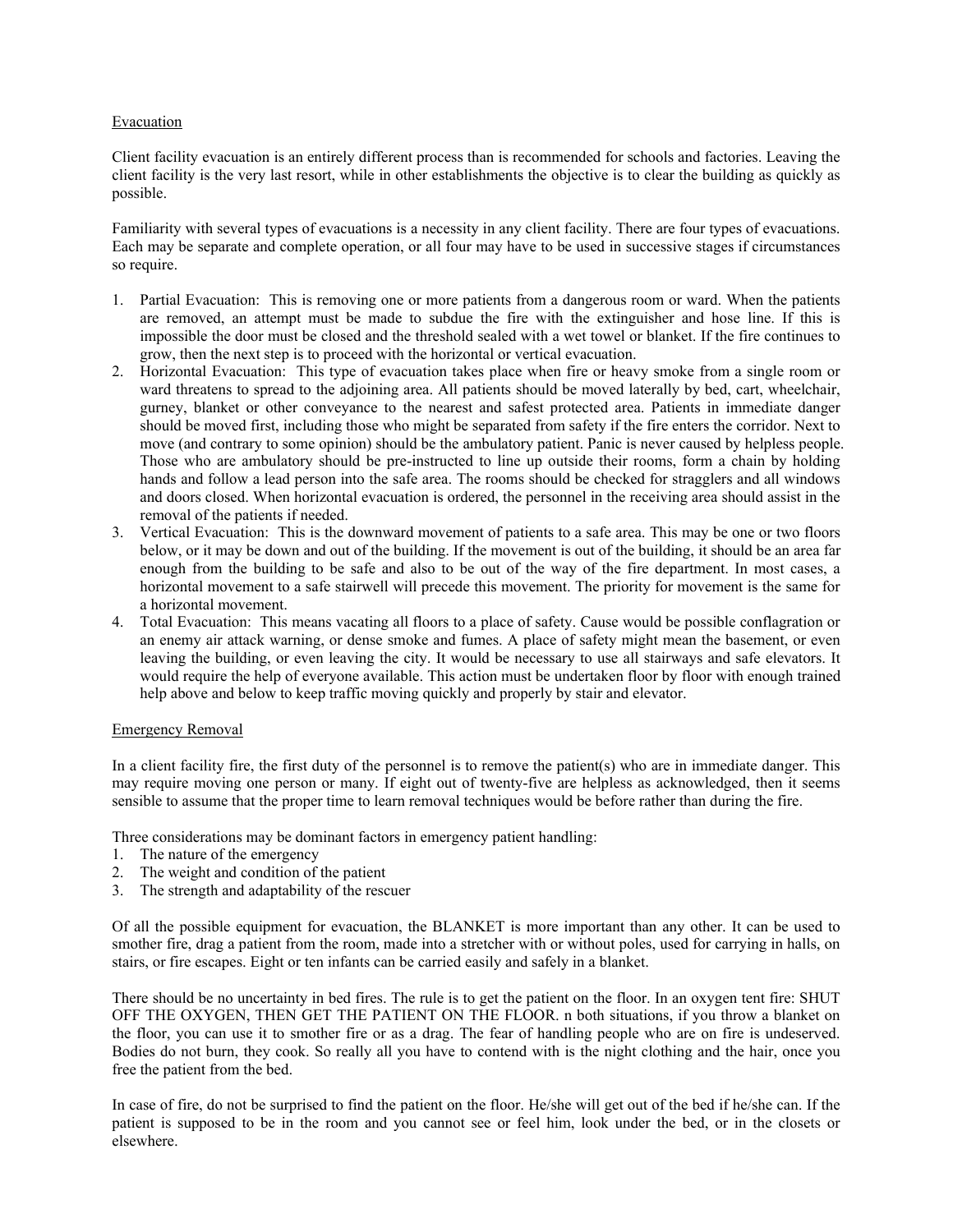Evacuation

Client facility evacuation is an entirely different process than is recommended for schools and factories. Leaving the client facility is the very last resort, while in other establishments the objective is to clear the building as quickly as possible.

Familiarity with several types of evacuations is a necessity in any client facility. There are four types of evacuations. Each may be separate and complete operation, or all four may have to be used in successive stages if circumstances so require.

1. Partial Evacuation: This is removing one or more patients from a dangerous room or ward. When the patients are removed, an attempt must be made to subdue the fire with the extinguisher and hose line. If this is impossible the door must be closed and the threshold sealed with a wet towel or blanket. If the fire continues to grow, then the next step is to proceed with the horizontal or vertical evacuation.
2. Horizontal Evacuation: This type of evacuation takes place when fire or heavy smoke from a single room or ward threatens to spread to the adjoining area. All patients should be moved laterally by bed, cart, wheelchair, gurney, blanket or other conveyance to the nearest and safest protected area. Patients in immediate danger should be moved first, including those who might be separated from safety if the fire enters the corridor. Next to move (and contrary to some opinion) should be the ambulatory patient. Panic is never caused by helpless people. Those who are ambulatory should be pre-instructed to line up outside their rooms, form a chain by holding hands and follow a lead person into the safe area. The rooms should be checked for stragglers and all windows and doors closed. When horizontal evacuation is ordered, the personnel in the receiving area should assist in the removal of the patients if needed.
3. Vertical Evacuation: This is the downward movement of patients to a safe area. This may be one or two floors below, or it may be down and out of the building. If the movement is out of the building, it should be an area far enough from the building to be safe and also to be out of the way of the fire department. In most cases, a horizontal movement to a safe stairwell will precede this movement. The priority for movement is the same for a horizontal movement.
4. Total Evacuation: This means vacating all floors to a place of safety. Cause would be possible conflagration or an enemy air attack warning, or dense smoke and fumes. A place of safety might mean the basement, or even leaving the building, or even leaving the city. It would be necessary to use all stairways and safe elevators. It would require the help of everyone available. This action must be undertaken floor by floor with enough trained help above and below to keep traffic moving quickly and properly by stair and elevator.

Emergency Removal

In a client facility fire, the first duty of the personnel is to remove the patient(s) who are in immediate danger. This may require moving one person or many. If eight out of twenty-five are helpless as acknowledged, then it seems sensible to assume that the proper time to learn removal techniques would be before rather than during the fire.

Three considerations may be dominant factors in emergency patient handling:

1. The nature of the emergency
2. The weight and condition of the patient
3. The strength and adaptability of the rescuer

Of all the possible equipment for evacuation, the BLANKET is more important than any other. It can be used to smother fire, drag a patient from the room, made into a stretcher with or without poles, used for carrying in halls, on stairs, or fire escapes. Eight or ten infants can be carried easily and safely in a blanket.

There should be no uncertainty in bed fires. The rule is to get the patient on the floor. In an oxygen tent fire: SHUT OFF THE OXYGEN, THEN GET THE PATIENT ON THE FLOOR. n both situations, if you throw a blanket on the floor, you can use it to smother fire or as a drag. The fear of handling people who are on fire is undeserved. Bodies do not burn, they cook. So really all you have to contend with is the night clothing and the hair, once you free the patient from the bed.

In case of fire, do not be surprised to find the patient on the floor. He/she will get out of the bed if he/she can. If the patient is supposed to be in the room and you cannot see or feel him, look under the bed, or in the closets or elsewhere.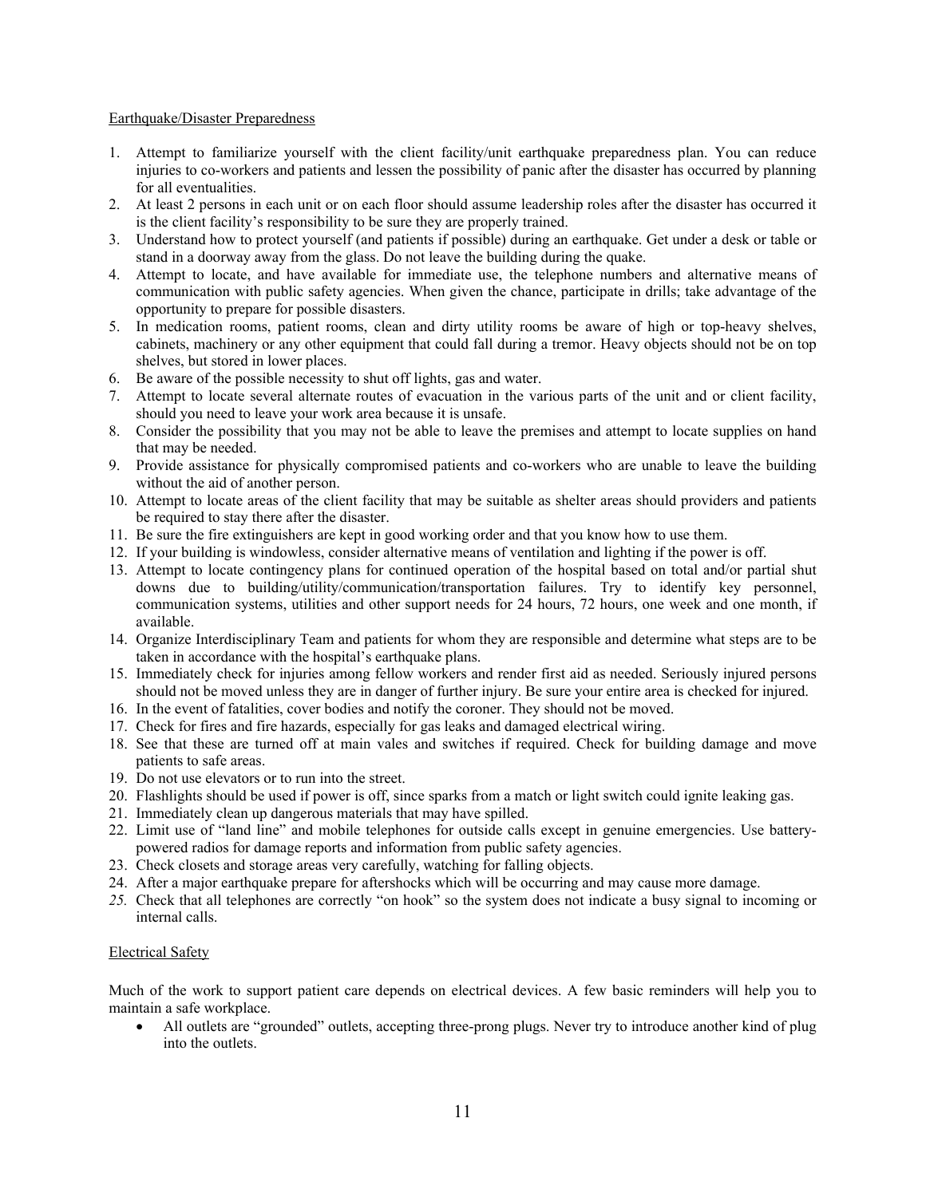Earthquake/Disaster Preparedness

1. Attempt to familiarize yourself with the client facility/unit earthquake preparedness plan. You can reduce injuries to co-workers and patients and lessen the possibility of panic after the disaster has occurred by planning for all eventualities.
2. At least 2 persons in each unit or on each floor should assume leadership roles after the disaster has occurred it is the client facility's responsibility to be sure they are properly trained.
3. Understand how to protect yourself (and patients if possible) during an earthquake. Get under a desk or table or stand in a doorway away from the glass. Do not leave the building during the quake.
4. Attempt to locate, and have available for immediate use, the telephone numbers and alternative means of communication with public safety agencies. When given the chance, participate in drills; take advantage of the opportunity to prepare for possible disasters.
5. In medication rooms, patient rooms, clean and dirty utility rooms be aware of high or top-heavy shelves, cabinets, machinery or any other equipment that could fall during a tremor. Heavy objects should not be on top shelves, but stored in lower places.
6. Be aware of the possible necessity to shut off lights, gas and water.
7. Attempt to locate several alternate routes of evacuation in the various parts of the unit and or client facility, should you need to leave your work area because it is unsafe.
8. Consider the possibility that you may not be able to leave the premises and attempt to locate supplies on hand that may be needed.
9. Provide assistance for physically compromised patients and co-workers who are unable to leave the building without the aid of another person.
10. Attempt to locate areas of the client facility that may be suitable as shelter areas should providers and patients be required to stay there after the disaster.
11. Be sure the fire extinguishers are kept in good working order and that you know how to use them.
12. If your building is windowless, consider alternative means of ventilation and lighting if the power is off.
13. Attempt to locate contingency plans for continued operation of the hospital based on total and/or partial shut downs due to building/utility/communication/transportation failures. Try to identify key personnel, communication systems, utilities and other support needs for 24 hours, 72 hours, one week and one month, if available.
14. Organize Interdisciplinary Team and patients for whom they are responsible and determine what steps are to be taken in accordance with the hospital's earthquake plans.
15. Immediately check for injuries among fellow workers and render first aid as needed. Seriously injured persons should not be moved unless they are in danger of further injury. Be sure your entire area is checked for injured.
16. In the event of fatalities, cover bodies and notify the coroner. They should not be moved.
17. Check for fires and fire hazards, especially for gas leaks and damaged electrical wiring.
18. See that these are turned off at main vales and switches if required. Check for building damage and move patients to safe areas.
19. Do not use elevators or to run into the street.
20. Flashlights should be used if power is off, since sparks from a match or light switch could ignite leaking gas.
21. Immediately clean up dangerous materials that may have spilled.
22. Limit use of "land line" and mobile telephones for outside calls except in genuine emergencies. Use battery-powered radios for damage reports and information from public safety agencies.
23. Check closets and storage areas very carefully, watching for falling objects.
24. After a major earthquake prepare for aftershocks which will be occurring and may cause more damage.
25. Check that all telephones are correctly "on hook" so the system does not indicate a busy signal to incoming or internal calls.

Electrical Safety

Much of the work to support patient care depends on electrical devices. A few basic reminders will help you to maintain a safe workplace.

- All outlets are "grounded" outlets, accepting three-prong plugs. Never try to introduce another kind of plug into the outlets.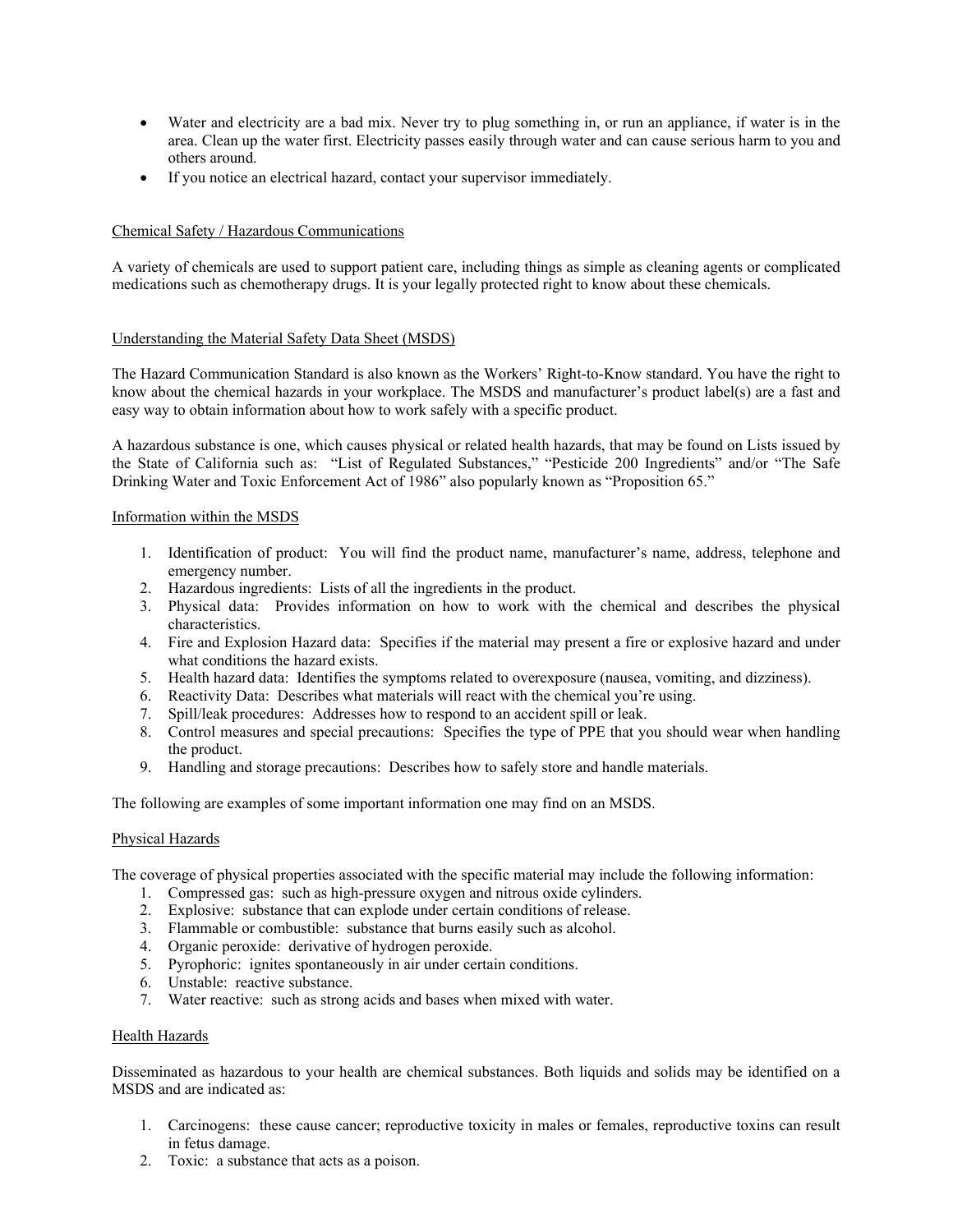- Water and electricity are a bad mix. Never try to plug something in, or run an appliance, if water is in the area. Clean up the water first. Electricity passes easily through water and can cause serious harm to you and others around.
- If you notice an electrical hazard, contact your supervisor immediately.

<u>Chemical Safety / Hazardous Communications</u>

A variety of chemicals are used to support patient care, including things as simple as cleaning agents or complicated medications such as chemotherapy drugs. It is your legally protected right to know about these chemicals.

<u>Understanding the Material Safety Data Sheet (MSDS)</u>

The Hazard Communication Standard is also known as the Workers' Right-to-Know standard. You have the right to know about the chemical hazards in your workplace. The MSDS and manufacturer's product label(s) are a fast and easy way to obtain information about how to work safely with a specific product.

A hazardous substance is one, which causes physical or related health hazards, that may be found on Lists issued by the State of California such as: "List of Regulated Substances," "Pesticide 200 Ingredients" and/or "The Safe Drinking Water and Toxic Enforcement Act of 1986" also popularly known as "Proposition 65."

<u>Information within the MSDS</u>

1. Identification of product: You will find the product name, manufacturer's name, address, telephone and emergency number.
2. Hazardous ingredients: Lists of all the ingredients in the product.
3. Physical data: Provides information on how to work with the chemical and describes the physical characteristics.
4. Fire and Explosion Hazard data: Specifies if the material may present a fire or explosive hazard and under what conditions the hazard exists.
5. Health hazard data: Identifies the symptoms related to overexposure (nausea, vomiting, and dizziness).
6. Reactivity Data: Describes what materials will react with the chemical you're using.
7. Spill/leak procedures: Addresses how to respond to an accident spill or leak.
8. Control measures and special precautions: Specifies the type of PPE that you should wear when handling the product.
9. Handling and storage precautions: Describes how to safely store and handle materials.

The following are examples of some important information one may find on an MSDS.

<u>Physical Hazards</u>

The coverage of physical properties associated with the specific material may include the following information:

1. Compressed gas: such as high-pressure oxygen and nitrous oxide cylinders.
2. Explosive: substance that can explode under certain conditions of release.
3. Flammable or combustible: substance that burns easily such as alcohol.
4. Organic peroxide: derivative of hydrogen peroxide.
5. Pyrophoric: ignites spontaneously in air under certain conditions.
6. Unstable: reactive substance.
7. Water reactive: such as strong acids and bases when mixed with water.

<u>Health Hazards</u>

Disseminated as hazardous to your health are chemical substances. Both liquids and solids may be identified on a MSDS and are indicated as:

1. Carcinogens: these cause cancer; reproductive toxicity in males or females, reproductive toxins can result in fetus damage.
2. Toxic: a substance that acts as a poison.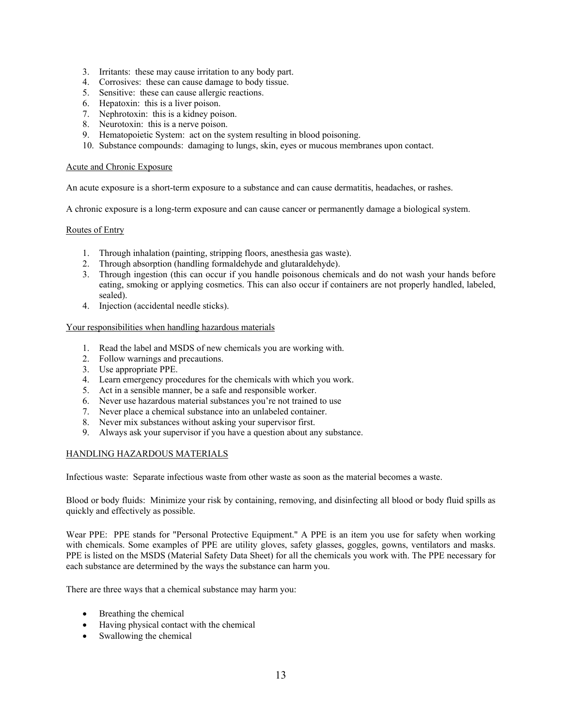3. Irritants: these may cause irritation to any body part.
4. Corrosives: these can cause damage to body tissue.
5. Sensitive: these can cause allergic reactions.
6. Hepatoxin: this is a liver poison.
7. Nephrotoxin: this is a kidney poison.
8. Neurotoxin: this is a nerve poison.
9. Hematopoietic System: act on the system resulting in blood poisoning.
10. Substance compounds: damaging to lungs, skin, eyes or mucous membranes upon contact.

Acute and Chronic Exposure

An acute exposure is a short-term exposure to a substance and can cause dermatitis, headaches, or rashes.

A chronic exposure is a long-term exposure and can cause cancer or permanently damage a biological system.

Routes of Entry

1. Through inhalation (painting, stripping floors, anesthesia gas waste).
2. Through absorption (handling formaldehyde and glutaraldehyde).
3. Through ingestion (this can occur if you handle poisonous chemicals and do not wash your hands before eating, smoking or applying cosmetics. This can also occur if containers are not properly handled, labeled, sealed).
4. Injection (accidental needle sticks).

Your responsibilities when handling hazardous materials

1. Read the label and MSDS of new chemicals you are working with.
2. Follow warnings and precautions.
3. Use appropriate PPE.
4. Learn emergency procedures for the chemicals with which you work.
5. Act in a sensible manner, be a safe and responsible worker.
6. Never use hazardous material substances you're not trained to use
7. Never place a chemical substance into an unlabeled container.
8. Never mix substances without asking your supervisor first.
9. Always ask your supervisor if you have a question about any substance.

HANDLING HAZARDOUS MATERIALS

Infectious waste: Separate infectious waste from other waste as soon as the material becomes a waste.

Blood or body fluids: Minimize your risk by containing, removing, and disinfecting all blood or body fluid spills as quickly and effectively as possible.

Wear PPE: PPE stands for "Personal Protective Equipment." A PPE is an item you use for safety when working with chemicals. Some examples of PPE are utility gloves, safety glasses, goggles, gowns, ventilators and masks. PPE is listed on the MSDS (Material Safety Data Sheet) for all the chemicals you work with. The PPE necessary for each substance are determined by the ways the substance can harm you.

There are three ways that a chemical substance may harm you:

- Breathing the chemical
- Having physical contact with the chemical
- Swallowing the chemical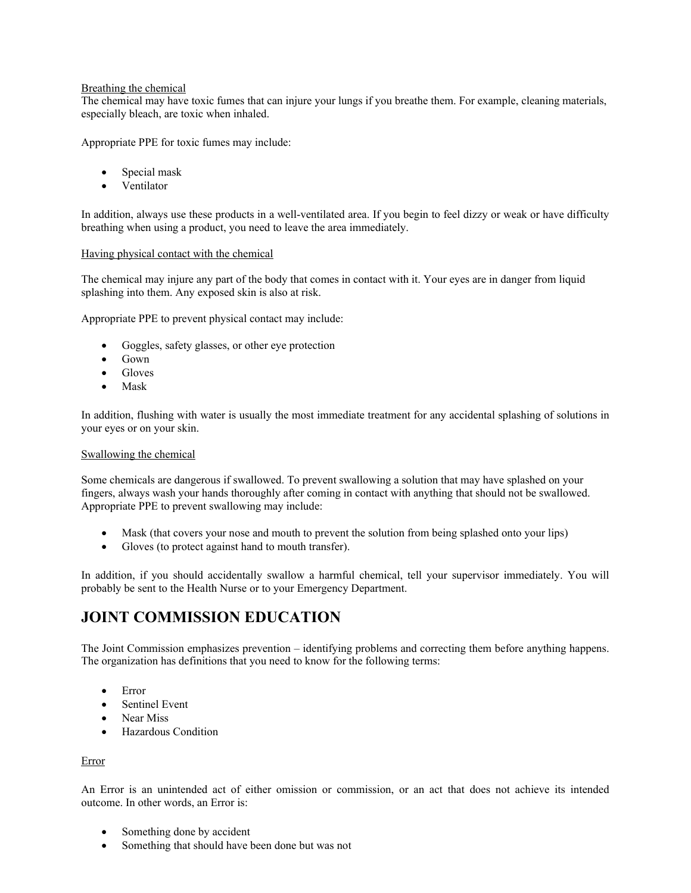Breathing the chemical

The chemical may have toxic fumes that can injure your lungs if you breathe them. For example, cleaning materials, especially bleach, are toxic when inhaled.

Appropriate PPE for toxic fumes may include:

- Special mask
- Ventilator

In addition, always use these products in a well-ventilated area. If you begin to feel dizzy or weak or have difficulty breathing when using a product, you need to leave the area immediately.

Having physical contact with the chemical

The chemical may injure any part of the body that comes in contact with it. Your eyes are in danger from liquid splashing into them. Any exposed skin is also at risk.

Appropriate PPE to prevent physical contact may include:

- Goggles, safety glasses, or other eye protection
- Gown
- Gloves
- Mask

In addition, flushing with water is usually the most immediate treatment for any accidental splashing of solutions in your eyes or on your skin.

Swallowing the chemical

Some chemicals are dangerous if swallowed. To prevent swallowing a solution that may have splashed on your fingers, always wash your hands thoroughly after coming in contact with anything that should not be swallowed. Appropriate PPE to prevent swallowing may include:

- Mask (that covers your nose and mouth to prevent the solution from being splashed onto your lips)
- Gloves (to protect against hand to mouth transfer).

In addition, if you should accidentally swallow a harmful chemical, tell your supervisor immediately. You will probably be sent to the Health Nurse or to your Emergency Department.

## JOINT COMMISSION EDUCATION

The Joint Commission emphasizes prevention – identifying problems and correcting them before anything happens. The organization has definitions that you need to know for the following terms:

- Error
- Sentinel Event
- Near Miss
- Hazardous Condition

Error

An Error is an unintended act of either omission or commission, or an act that does not achieve its intended outcome. In other words, an Error is:

- Something done by accident
- Something that should have been done but was not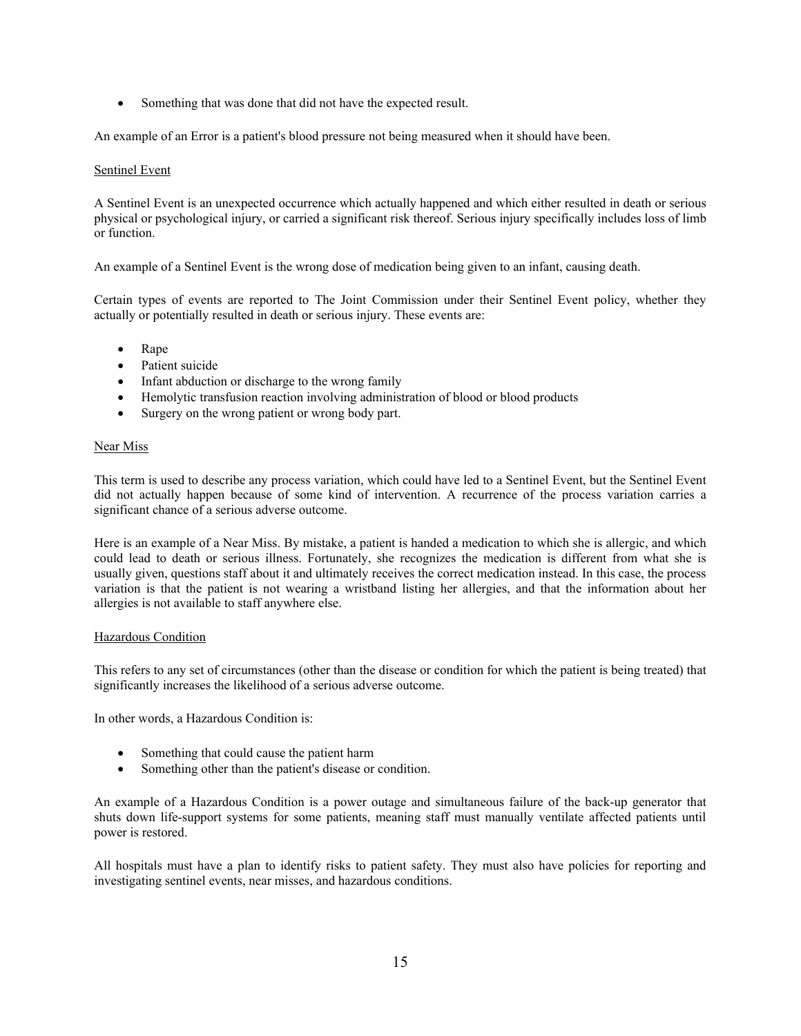- Something that was done that did not have the expected result.

An example of an Error is a patient's blood pressure not being measured when it should have been.

<u>Sentinel Event</u>

A Sentinel Event is an unexpected occurrence which actually happened and which either resulted in death or serious physical or psychological injury, or carried a significant risk thereof. Serious injury specifically includes loss of limb or function.

An example of a Sentinel Event is the wrong dose of medication being given to an infant, causing death.

Certain types of events are reported to The Joint Commission under their Sentinel Event policy, whether they actually or potentially resulted in death or serious injury. These events are:

- Rape
- Patient suicide
- Infant abduction or discharge to the wrong family
- Hemolytic transfusion reaction involving administration of blood or blood products
- Surgery on the wrong patient or wrong body part.

<u>Near Miss</u>

This term is used to describe any process variation, which could have led to a Sentinel Event, but the Sentinel Event did not actually happen because of some kind of intervention. A recurrence of the process variation carries a significant chance of a serious adverse outcome.

Here is an example of a Near Miss. By mistake, a patient is handed a medication to which she is allergic, and which could lead to death or serious illness. Fortunately, she recognizes the medication is different from what she is usually given, questions staff about it and ultimately receives the correct medication instead. In this case, the process variation is that the patient is not wearing a wristband listing her allergies, and that the information about her allergies is not available to staff anywhere else.

<u>Hazardous Condition</u>

This refers to any set of circumstances (other than the disease or condition for which the patient is being treated) that significantly increases the likelihood of a serious adverse outcome.

In other words, a Hazardous Condition is:

- Something that could cause the patient harm
- Something other than the patient's disease or condition.

An example of a Hazardous Condition is a power outage and simultaneous failure of the back-up generator that shuts down life-support systems for some patients, meaning staff must manually ventilate affected patients until power is restored.

All hospitals must have a plan to identify risks to patient safety. They must also have policies for reporting and investigating sentinel events, near misses, and hazardous conditions.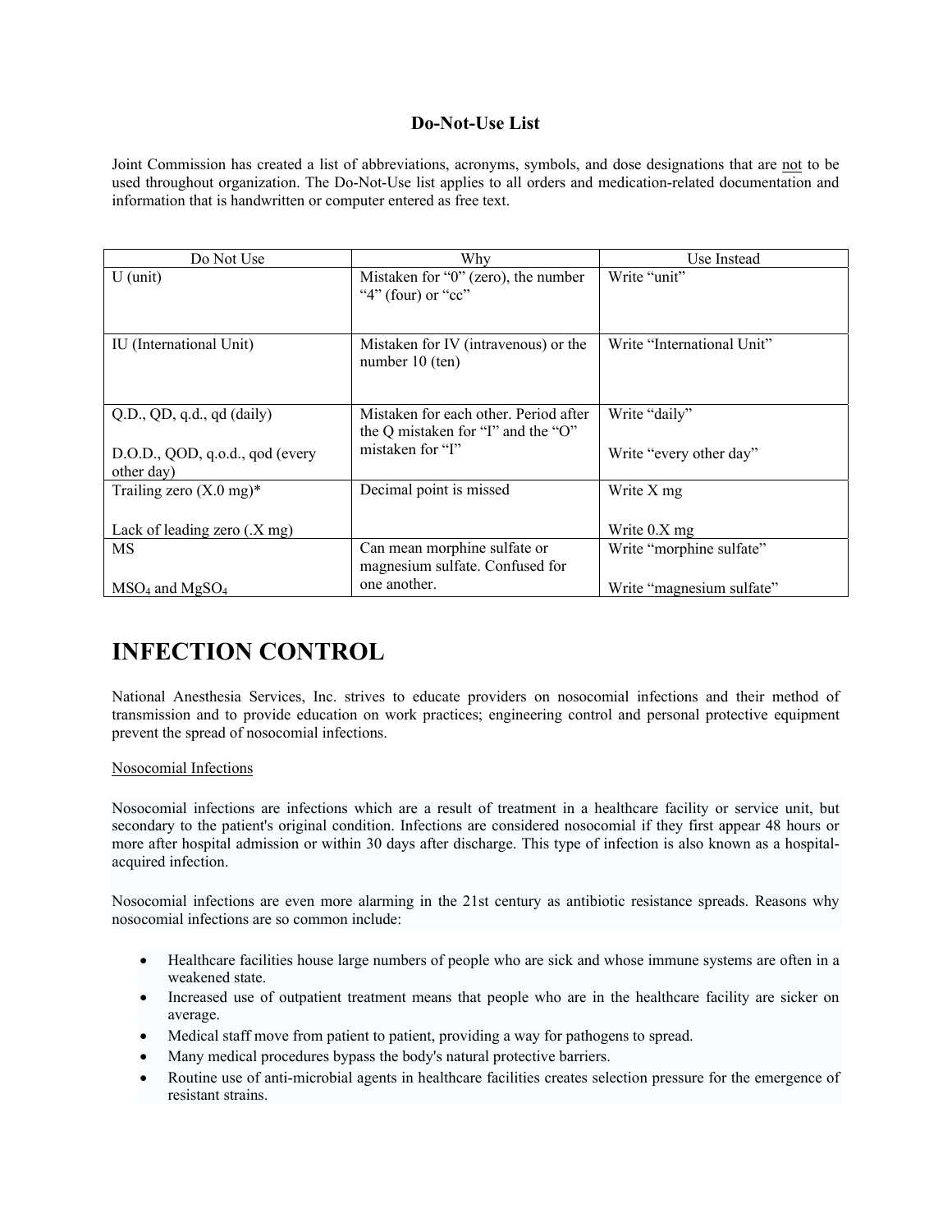**Do-Not-Use List**

Joint Commission has created a list of abbreviations, acronyms, symbols, and dose designations that are not to be used throughout organization. The Do-Not-Use list applies to all orders and medication-related documentation and information that is handwritten or computer entered as free text.

| Do Not Use | Why | Use Instead |
|---|---|---|
| U (unit) | Mistaken for "0" (zero), the number "4" (four) or "cc" | Write "unit" |
| IU (International Unit) | Mistaken for IV (intravenous) or the number 10 (ten) | Write "International Unit" |
| Q.D., QD, q.d., qd (daily)<br><br>D.O.D., QOD, q.o.d., qod (every other day) | Mistaken for each other. Period after the Q mistaken for "I" and the "O" mistaken for "I" | Write "daily"<br><br>Write "every other day" |
| Trailing zero (X.0 mg)*<br><br>Lack of leading zero (.X mg) | Decimal point is missed | Write X mg<br><br>Write 0.X mg |
| MS<br><br>$MSO_4$ and $MgSO_4$ | Can mean morphine sulfate or magnesium sulfate. Confused for one another. | Write "morphine sulfate"<br><br>Write "magnesium sulfate" |

# INFECTION CONTROL

National Anesthesia Services, Inc. strives to educate providers on nosocomial infections and their method of transmission and to provide education on work practices; engineering control and personal protective equipment prevent the spread of nosocomial infections.

Nosocomial Infections

Nosocomial infections are infections which are a result of treatment in a healthcare facility or service unit, but secondary to the patient's original condition. Infections are considered nosocomial if they first appear 48 hours or more after hospital admission or within 30 days after discharge. This type of infection is also known as a hospital-acquired infection.

Nosocomial infections are even more alarming in the 21st century as antibiotic resistance spreads. Reasons why nosocomial infections are so common include:

- Healthcare facilities house large numbers of people who are sick and whose immune systems are often in a weakened state.
- Increased use of outpatient treatment means that people who are in the healthcare facility are sicker on average.
- Medical staff move from patient to patient, providing a way for pathogens to spread.
- Many medical procedures bypass the body's natural protective barriers.
- Routine use of anti-microbial agents in healthcare facilities creates selection pressure for the emergence of resistant strains.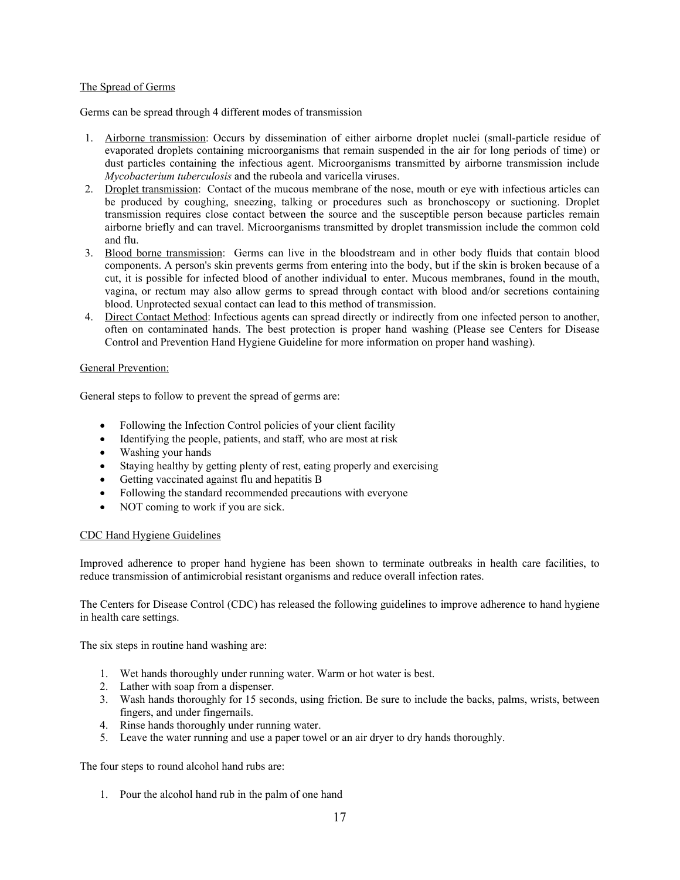## The Spread of Germs

Germs can be spread through 4 different modes of transmission

1. Airborne transmission: Occurs by dissemination of either airborne droplet nuclei (small-particle residue of evaporated droplets containing microorganisms that remain suspended in the air for long periods of time) or dust particles containing the infectious agent. Microorganisms transmitted by airborne transmission include *Mycobacterium tuberculosis* and the rubeola and varicella viruses.
2. Droplet transmission: Contact of the mucous membrane of the nose, mouth or eye with infectious articles can be produced by coughing, sneezing, talking or procedures such as bronchoscopy or suctioning. Droplet transmission requires close contact between the source and the susceptible person because particles remain airborne briefly and can travel. Microorganisms transmitted by droplet transmission include the common cold and flu.
3. Blood borne transmission: Germs can live in the bloodstream and in other body fluids that contain blood components. A person's skin prevents germs from entering into the body, but if the skin is broken because of a cut, it is possible for infected blood of another individual to enter. Mucous membranes, found in the mouth, vagina, or rectum may also allow germs to spread through contact with blood and/or secretions containing blood. Unprotected sexual contact can lead to this method of transmission.
4. Direct Contact Method: Infectious agents can spread directly or indirectly from one infected person to another, often on contaminated hands. The best protection is proper hand washing (Please see Centers for Disease Control and Prevention Hand Hygiene Guideline for more information on proper hand washing).

## General Prevention:

General steps to follow to prevent the spread of germs are:

- Following the Infection Control policies of your client facility
- Identifying the people, patients, and staff, who are most at risk
- Washing your hands
- Staying healthy by getting plenty of rest, eating properly and exercising
- Getting vaccinated against flu and hepatitis B
- Following the standard recommended precautions with everyone
- NOT coming to work if you are sick.

## CDC Hand Hygiene Guidelines

Improved adherence to proper hand hygiene has been shown to terminate outbreaks in health care facilities, to reduce transmission of antimicrobial resistant organisms and reduce overall infection rates.

The Centers for Disease Control (CDC) has released the following guidelines to improve adherence to hand hygiene in health care settings.

The six steps in routine hand washing are:

1. Wet hands thoroughly under running water. Warm or hot water is best.
2. Lather with soap from a dispenser.
3. Wash hands thoroughly for 15 seconds, using friction. Be sure to include the backs, palms, wrists, between fingers, and under fingernails.
4. Rinse hands thoroughly under running water.
5. Leave the water running and use a paper towel or an air dryer to dry hands thoroughly.

The four steps to round alcohol hand rubs are:

1. Pour the alcohol hand rub in the palm of one hand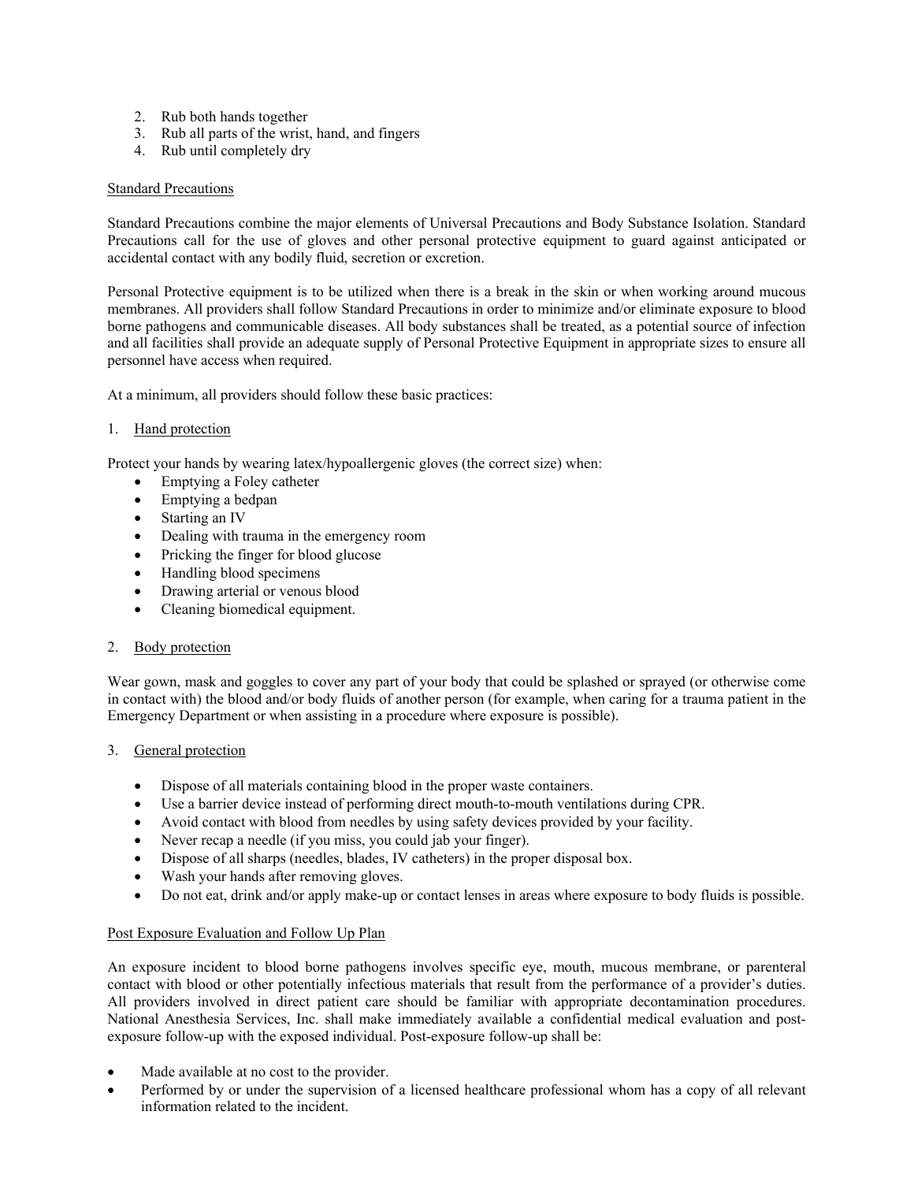2. Rub both hands together
3. Rub all parts of the wrist, hand, and fingers
4. Rub until completely dry

Standard Precautions

Standard Precautions combine the major elements of Universal Precautions and Body Substance Isolation. Standard Precautions call for the use of gloves and other personal protective equipment to guard against anticipated or accidental contact with any bodily fluid, secretion or excretion.

Personal Protective equipment is to be utilized when there is a break in the skin or when working around mucous membranes. All providers shall follow Standard Precautions in order to minimize and/or eliminate exposure to blood borne pathogens and communicable diseases. All body substances shall be treated, as a potential source of infection and all facilities shall provide an adequate supply of Personal Protective Equipment in appropriate sizes to ensure all personnel have access when required.

At a minimum, all providers should follow these basic practices:

1. Hand protection

Protect your hands by wearing latex/hypoallergenic gloves (the correct size) when:

- Emptying a Foley catheter
- Emptying a bedpan
- Starting an IV
- Dealing with trauma in the emergency room
- Pricking the finger for blood glucose
- Handling blood specimens
- Drawing arterial or venous blood
- Cleaning biomedical equipment.

2. Body protection

Wear gown, mask and goggles to cover any part of your body that could be splashed or sprayed (or otherwise come in contact with) the blood and/or body fluids of another person (for example, when caring for a trauma patient in the Emergency Department or when assisting in a procedure where exposure is possible).

3. General protection

- Dispose of all materials containing blood in the proper waste containers.
- Use a barrier device instead of performing direct mouth-to-mouth ventilations during CPR.
- Avoid contact with blood from needles by using safety devices provided by your facility.
- Never recap a needle (if you miss, you could jab your finger).
- Dispose of all sharps (needles, blades, IV catheters) in the proper disposal box.
- Wash your hands after removing gloves.
- Do not eat, drink and/or apply make-up or contact lenses in areas where exposure to body fluids is possible.

Post Exposure Evaluation and Follow Up Plan

An exposure incident to blood borne pathogens involves specific eye, mouth, mucous membrane, or parenteral contact with blood or other potentially infectious materials that result from the performance of a provider's duties. All providers involved in direct patient care should be familiar with appropriate decontamination procedures. National Anesthesia Services, Inc. shall make immediately available a confidential medical evaluation and post-exposure follow-up with the exposed individual. Post-exposure follow-up shall be:

- Made available at no cost to the provider.
- Performed by or under the supervision of a licensed healthcare professional whom has a copy of all relevant information related to the incident.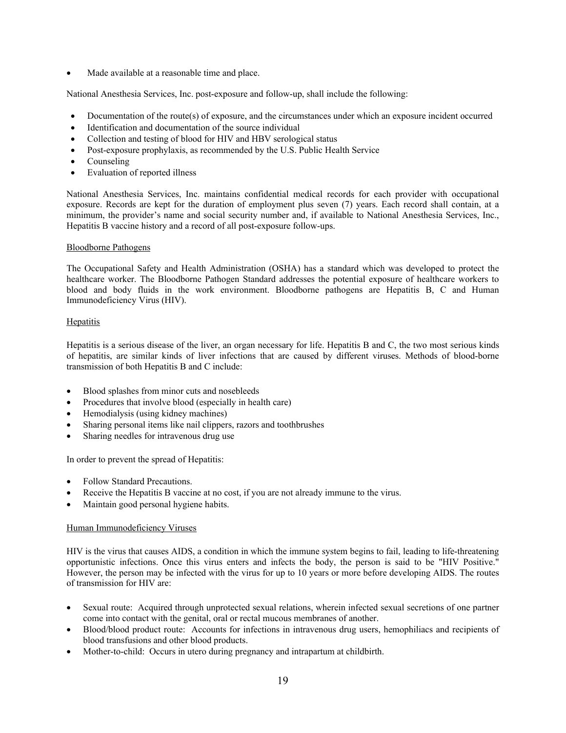- Made available at a reasonable time and place.

National Anesthesia Services, Inc. post-exposure and follow-up, shall include the following:

- Documentation of the route(s) of exposure, and the circumstances under which an exposure incident occurred
- Identification and documentation of the source individual
- Collection and testing of blood for HIV and HBV serological status
- Post-exposure prophylaxis, as recommended by the U.S. Public Health Service
- Counseling
- Evaluation of reported illness

National Anesthesia Services, Inc. maintains confidential medical records for each provider with occupational exposure. Records are kept for the duration of employment plus seven (7) years. Each record shall contain, at a minimum, the provider's name and social security number and, if available to National Anesthesia Services, Inc., Hepatitis B vaccine history and a record of all post-exposure follow-ups.

## Bloodborne Pathogens

The Occupational Safety and Health Administration (OSHA) has a standard which was developed to protect the healthcare worker. The Bloodborne Pathogen Standard addresses the potential exposure of healthcare workers to blood and body fluids in the work environment. Bloodborne pathogens are Hepatitis B, C and Human Immunodeficiency Virus (HIV).

## Hepatitis

Hepatitis is a serious disease of the liver, an organ necessary for life. Hepatitis B and C, the two most serious kinds of hepatitis, are similar kinds of liver infections that are caused by different viruses. Methods of blood-borne transmission of both Hepatitis B and C include:

- Blood splashes from minor cuts and nosebleeds
- Procedures that involve blood (especially in health care)
- Hemodialysis (using kidney machines)
- Sharing personal items like nail clippers, razors and toothbrushes
- Sharing needles for intravenous drug use

In order to prevent the spread of Hepatitis:

- Follow Standard Precautions.
- Receive the Hepatitis B vaccine at no cost, if you are not already immune to the virus.
- Maintain good personal hygiene habits.

## Human Immunodeficiency Viruses

HIV is the virus that causes AIDS, a condition in which the immune system begins to fail, leading to life-threatening opportunistic infections. Once this virus enters and infects the body, the person is said to be "HIV Positive." However, the person may be infected with the virus for up to 10 years or more before developing AIDS. The routes of transmission for HIV are:

- Sexual route: Acquired through unprotected sexual relations, wherein infected sexual secretions of one partner come into contact with the genital, oral or rectal mucous membranes of another.
- Blood/blood product route: Accounts for infections in intravenous drug users, hemophiliacs and recipients of blood transfusions and other blood products.
- Mother-to-child: Occurs in utero during pregnancy and intrapartum at childbirth.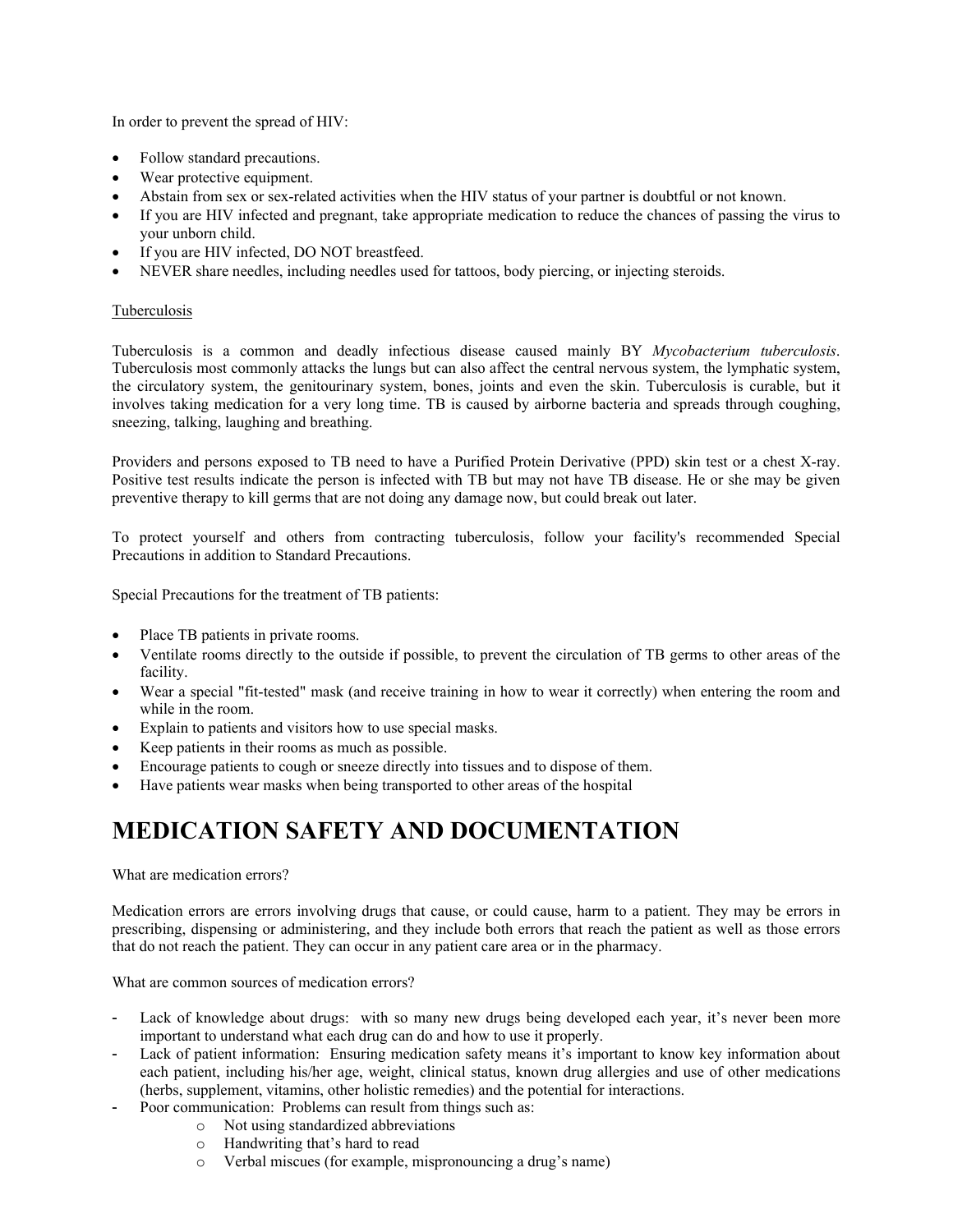In order to prevent the spread of HIV:

- Follow standard precautions.
- Wear protective equipment.
- Abstain from sex or sex-related activities when the HIV status of your partner is doubtful or not known.
- If you are HIV infected and pregnant, take appropriate medication to reduce the chances of passing the virus to your unborn child.
- If you are HIV infected, DO NOT breastfeed.
- NEVER share needles, including needles used for tattoos, body piercing, or injecting steroids.

Tuberculosis

Tuberculosis is a common and deadly infectious disease caused mainly BY *Mycobacterium tuberculosis*. Tuberculosis most commonly attacks the lungs but can also affect the central nervous system, the lymphatic system, the circulatory system, the genitourinary system, bones, joints and even the skin. Tuberculosis is curable, but it involves taking medication for a very long time. TB is caused by airborne bacteria and spreads through coughing, sneezing, talking, laughing and breathing.

Providers and persons exposed to TB need to have a Purified Protein Derivative (PPD) skin test or a chest X-ray. Positive test results indicate the person is infected with TB but may not have TB disease. He or she may be given preventive therapy to kill germs that are not doing any damage now, but could break out later.

To protect yourself and others from contracting tuberculosis, follow your facility's recommended Special Precautions in addition to Standard Precautions.

Special Precautions for the treatment of TB patients:

- Place TB patients in private rooms.
- Ventilate rooms directly to the outside if possible, to prevent the circulation of TB germs to other areas of the facility.
- Wear a special "fit-tested" mask (and receive training in how to wear it correctly) when entering the room and while in the room.
- Explain to patients and visitors how to use special masks.
- Keep patients in their rooms as much as possible.
- Encourage patients to cough or sneeze directly into tissues and to dispose of them.
- Have patients wear masks when being transported to other areas of the hospital

# MEDICATION SAFETY AND DOCUMENTATION

What are medication errors?

Medication errors are errors involving drugs that cause, or could cause, harm to a patient. They may be errors in prescribing, dispensing or administering, and they include both errors that reach the patient as well as those errors that do not reach the patient. They can occur in any patient care area or in the pharmacy.

What are common sources of medication errors?

- Lack of knowledge about drugs: with so many new drugs being developed each year, it's never been more important to understand what each drug can do and how to use it properly.
- Lack of patient information: Ensuring medication safety means it's important to know key information about each patient, including his/her age, weight, clinical status, known drug allergies and use of other medications (herbs, supplement, vitamins, other holistic remedies) and the potential for interactions.
- Poor communication: Problems can result from things such as:
    - Not using standardized abbreviations
    - Handwriting that's hard to read
    - Verbal miscues (for example, mispronouncing a drug's name)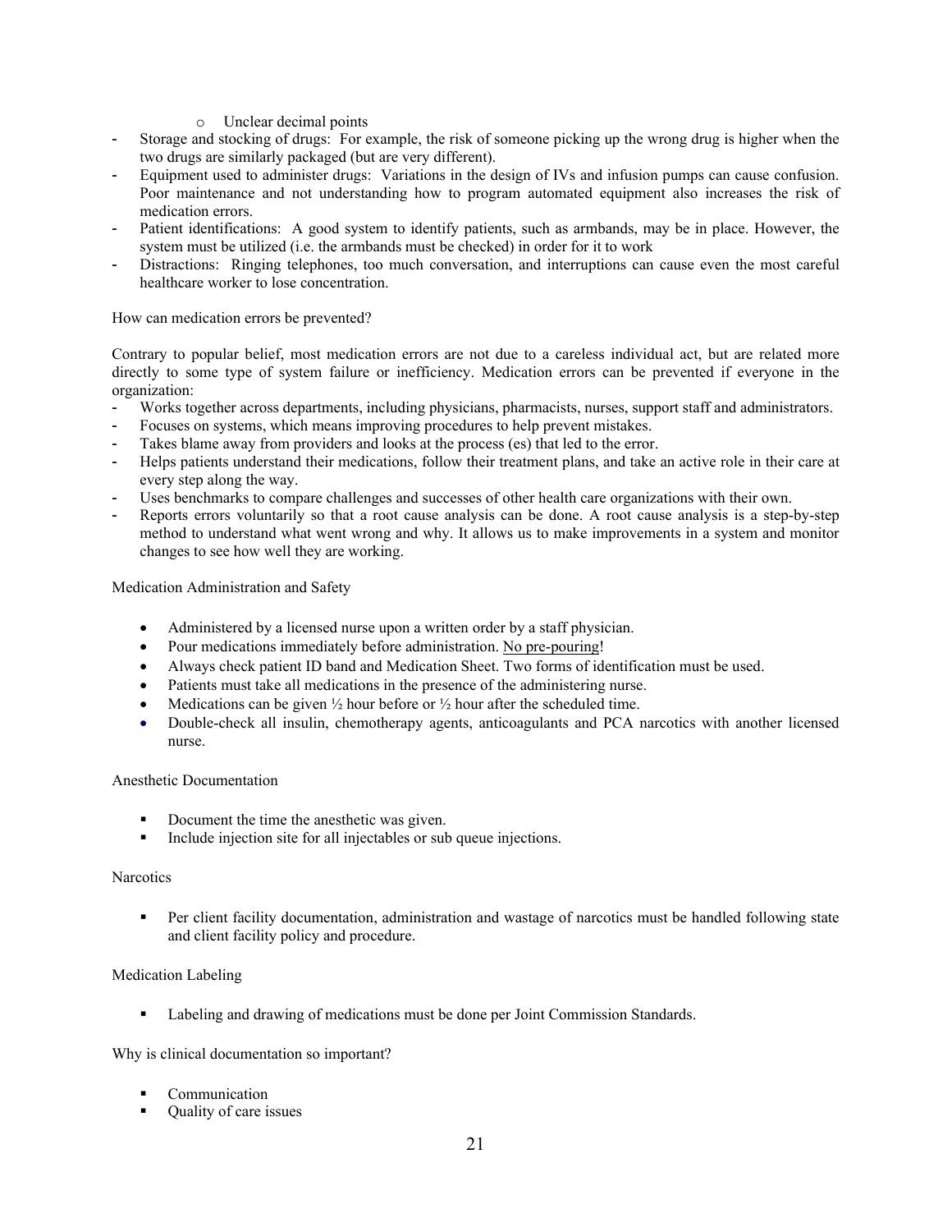- Unclear decimal points
- Storage and stocking of drugs: For example, the risk of someone picking up the wrong drug is higher when the two drugs are similarly packaged (but are very different).
- Equipment used to administer drugs: Variations in the design of IVs and infusion pumps can cause confusion. Poor maintenance and not understanding how to program automated equipment also increases the risk of medication errors.
- Patient identifications: A good system to identify patients, such as armbands, may be in place. However, the system must be utilized (i.e. the armbands must be checked) in order for it to work
- Distractions: Ringing telephones, too much conversation, and interruptions can cause even the most careful healthcare worker to lose concentration.

How can medication errors be prevented?

Contrary to popular belief, most medication errors are not due to a careless individual act, but are related more directly to some type of system failure or inefficiency. Medication errors can be prevented if everyone in the organization:

- Works together across departments, including physicians, pharmacists, nurses, support staff and administrators.
- Focuses on systems, which means improving procedures to help prevent mistakes.
- Takes blame away from providers and looks at the process (es) that led to the error.
- Helps patients understand their medications, follow their treatment plans, and take an active role in their care at every step along the way.
- Uses benchmarks to compare challenges and successes of other health care organizations with their own.
- Reports errors voluntarily so that a root cause analysis can be done. A root cause analysis is a step-by-step method to understand what went wrong and why. It allows us to make improvements in a system and monitor changes to see how well they are working.

Medication Administration and Safety

- Administered by a licensed nurse upon a written order by a staff physician.
- Pour medications immediately before administration. <u>No pre-pouring</u>!
- Always check patient ID band and Medication Sheet. Two forms of identification must be used.
- Patients must take all medications in the presence of the administering nurse.
- Medications can be given ½ hour before or ½ hour after the scheduled time.
- Double-check all insulin, chemotherapy agents, anticoagulants and PCA narcotics with another licensed nurse.

Anesthetic Documentation

- Document the time the anesthetic was given.
- Include injection site for all injectables or sub queue injections.

Narcotics

- Per client facility documentation, administration and wastage of narcotics must be handled following state and client facility policy and procedure.

Medication Labeling

- Labeling and drawing of medications must be done per Joint Commission Standards.

Why is clinical documentation so important?

- Communication
- Quality of care issues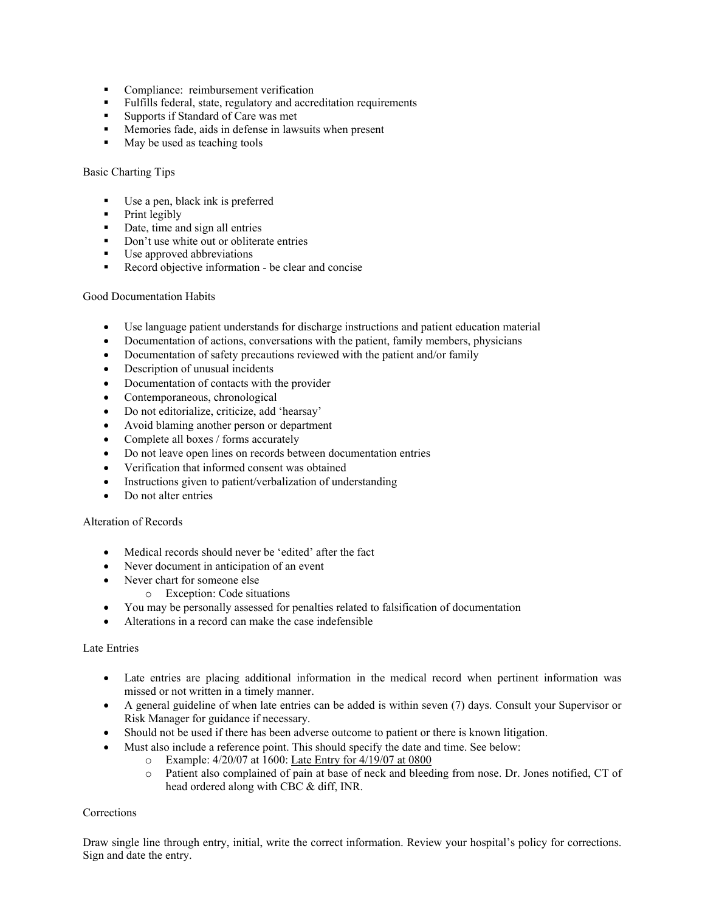- Compliance: reimbursement verification
- Fulfills federal, state, regulatory and accreditation requirements
- Supports if Standard of Care was met
- Memories fade, aids in defense in lawsuits when present
- May be used as teaching tools

Basic Charting Tips

- Use a pen, black ink is preferred
- Print legibly
- Date, time and sign all entries
- Don't use white out or obliterate entries
- Use approved abbreviations
- Record objective information - be clear and concise

Good Documentation Habits

- Use language patient understands for discharge instructions and patient education material
- Documentation of actions, conversations with the patient, family members, physicians
- Documentation of safety precautions reviewed with the patient and/or family
- Description of unusual incidents
- Documentation of contacts with the provider
- Contemporaneous, chronological
- Do not editorialize, criticize, add 'hearsay'
- Avoid blaming another person or department
- Complete all boxes / forms accurately
- Do not leave open lines on records between documentation entries
- Verification that informed consent was obtained
- Instructions given to patient/verbalization of understanding
- Do not alter entries

Alteration of Records

- Medical records should never be 'edited' after the fact
- Never document in anticipation of an event
- Never chart for someone else
    - Exception: Code situations
- You may be personally assessed for penalties related to falsification of documentation
- Alterations in a record can make the case indefensible

Late Entries

- Late entries are placing additional information in the medical record when pertinent information was missed or not written in a timely manner.
- A general guideline of when late entries can be added is within seven (7) days. Consult your Supervisor or Risk Manager for guidance if necessary.
- Should not be used if there has been adverse outcome to patient or there is known litigation.
- Must also include a reference point. This should specify the date and time. See below:
    - Example: 4/20/07 at 1600: <u>Late Entry for 4/19/07 at 0800</u>
    - Patient also complained of pain at base of neck and bleeding from nose. Dr. Jones notified, CT of head ordered along with CBC & diff, INR.

Corrections

Draw single line through entry, initial, write the correct information. Review your hospital's policy for corrections. Sign and date the entry.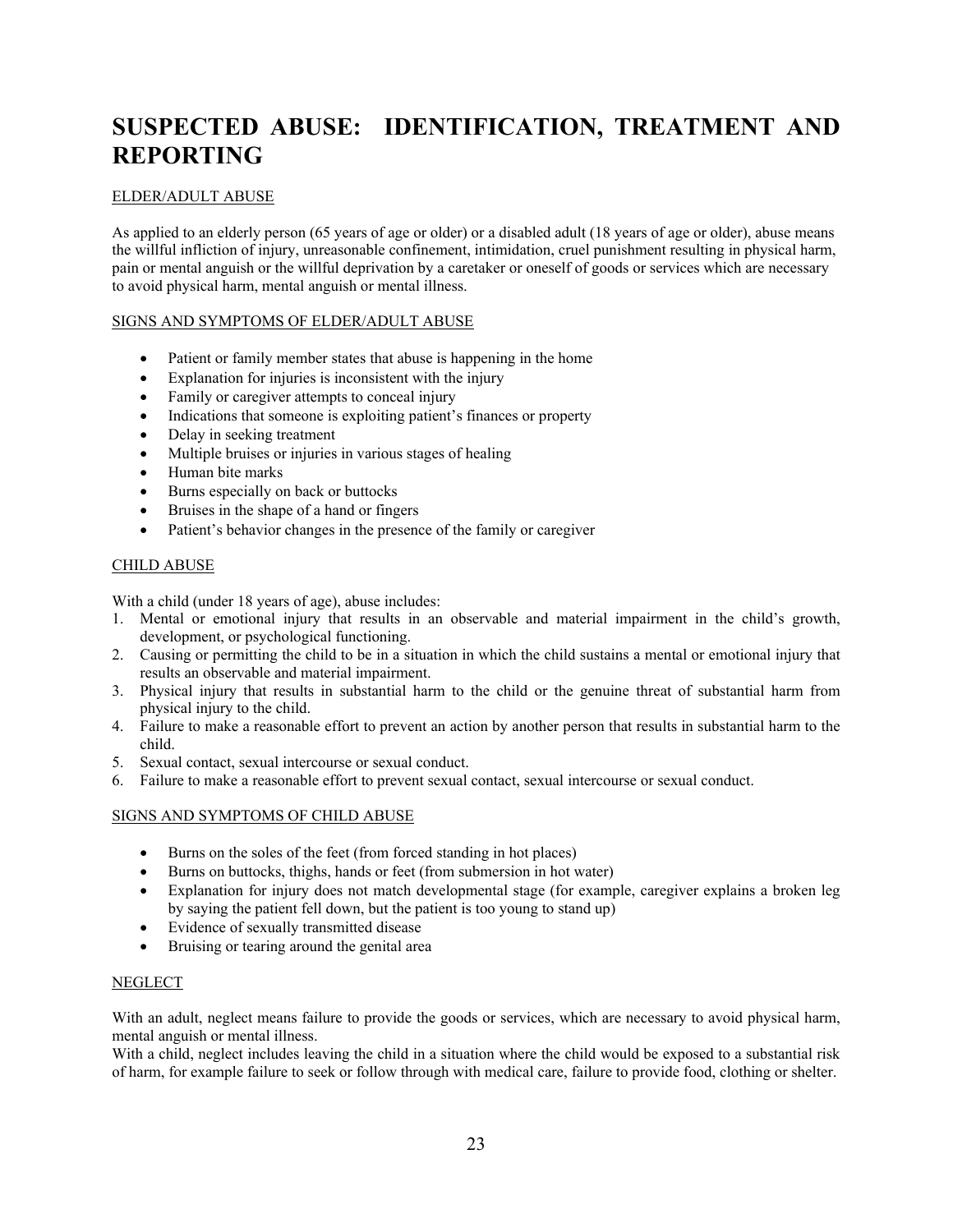# SUSPECTED ABUSE: IDENTIFICATION, TREATMENT AND REPORTING

## ELDER/ADULT ABUSE

As applied to an elderly person (65 years of age or older) or a disabled adult (18 years of age or older), abuse means the willful infliction of injury, unreasonable confinement, intimidation, cruel punishment resulting in physical harm, pain or mental anguish or the willful deprivation by a caretaker or oneself of goods or services which are necessary to avoid physical harm, mental anguish or mental illness.

## SIGNS AND SYMPTOMS OF ELDER/ADULT ABUSE

- Patient or family member states that abuse is happening in the home
- Explanation for injuries is inconsistent with the injury
- Family or caregiver attempts to conceal injury
- Indications that someone is exploiting patient's finances or property
- Delay in seeking treatment
- Multiple bruises or injuries in various stages of healing
- Human bite marks
- Burns especially on back or buttocks
- Bruises in the shape of a hand or fingers
- Patient's behavior changes in the presence of the family or caregiver

## CHILD ABUSE

With a child (under 18 years of age), abuse includes:

1. Mental or emotional injury that results in an observable and material impairment in the child's growth, development, or psychological functioning.
2. Causing or permitting the child to be in a situation in which the child sustains a mental or emotional injury that results an observable and material impairment.
3. Physical injury that results in substantial harm to the child or the genuine threat of substantial harm from physical injury to the child.
4. Failure to make a reasonable effort to prevent an action by another person that results in substantial harm to the child.
5. Sexual contact, sexual intercourse or sexual conduct.
6. Failure to make a reasonable effort to prevent sexual contact, sexual intercourse or sexual conduct.

## SIGNS AND SYMPTOMS OF CHILD ABUSE

- Burns on the soles of the feet (from forced standing in hot places)
- Burns on buttocks, thighs, hands or feet (from submersion in hot water)
- Explanation for injury does not match developmental stage (for example, caregiver explains a broken leg by saying the patient fell down, but the patient is too young to stand up)
- Evidence of sexually transmitted disease
- Bruising or tearing around the genital area

## NEGLECT

With an adult, neglect means failure to provide the goods or services, which are necessary to avoid physical harm, mental anguish or mental illness.

With a child, neglect includes leaving the child in a situation where the child would be exposed to a substantial risk of harm, for example failure to seek or follow through with medical care, failure to provide food, clothing or shelter.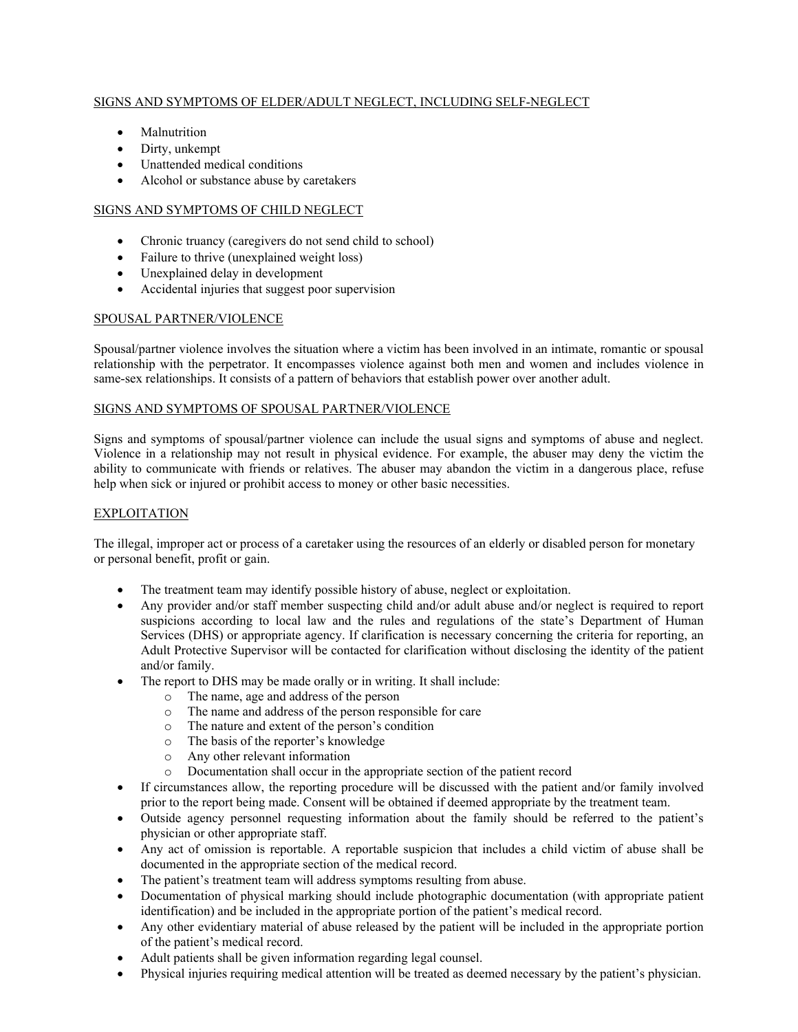## SIGNS AND SYMPTOMS OF ELDER/ADULT NEGLECT, INCLUDING SELF-NEGLECT

- Malnutrition
- Dirty, unkempt
- Unattended medical conditions
- Alcohol or substance abuse by caretakers

## SIGNS AND SYMPTOMS OF CHILD NEGLECT

- Chronic truancy (caregivers do not send child to school)
- Failure to thrive (unexplained weight loss)
- Unexplained delay in development
- Accidental injuries that suggest poor supervision

## SPOUSAL PARTNER/VIOLENCE

Spousal/partner violence involves the situation where a victim has been involved in an intimate, romantic or spousal relationship with the perpetrator. It encompasses violence against both men and women and includes violence in same-sex relationships. It consists of a pattern of behaviors that establish power over another adult.

## SIGNS AND SYMPTOMS OF SPOUSAL PARTNER/VIOLENCE

Signs and symptoms of spousal/partner violence can include the usual signs and symptoms of abuse and neglect. Violence in a relationship may not result in physical evidence. For example, the abuser may deny the victim the ability to communicate with friends or relatives. The abuser may abandon the victim in a dangerous place, refuse help when sick or injured or prohibit access to money or other basic necessities.

## EXPLOITATION

The illegal, improper act or process of a caretaker using the resources of an elderly or disabled person for monetary or personal benefit, profit or gain.

- The treatment team may identify possible history of abuse, neglect or exploitation.
- Any provider and/or staff member suspecting child and/or adult abuse and/or neglect is required to report suspicions according to local law and the rules and regulations of the state's Department of Human Services (DHS) or appropriate agency. If clarification is necessary concerning the criteria for reporting, an Adult Protective Supervisor will be contacted for clarification without disclosing the identity of the patient and/or family.
- The report to DHS may be made orally or in writing. It shall include:
    - The name, age and address of the person
    - The name and address of the person responsible for care
    - The nature and extent of the person's condition
    - The basis of the reporter's knowledge
    - Any other relevant information
    - Documentation shall occur in the appropriate section of the patient record
- If circumstances allow, the reporting procedure will be discussed with the patient and/or family involved prior to the report being made. Consent will be obtained if deemed appropriate by the treatment team.
- Outside agency personnel requesting information about the family should be referred to the patient's physician or other appropriate staff.
- Any act of omission is reportable. A reportable suspicion that includes a child victim of abuse shall be documented in the appropriate section of the medical record.
- The patient's treatment team will address symptoms resulting from abuse.
- Documentation of physical marking should include photographic documentation (with appropriate patient identification) and be included in the appropriate portion of the patient's medical record.
- Any other evidentiary material of abuse released by the patient will be included in the appropriate portion of the patient's medical record.
- Adult patients shall be given information regarding legal counsel.
- Physical injuries requiring medical attention will be treated as deemed necessary by the patient's physician.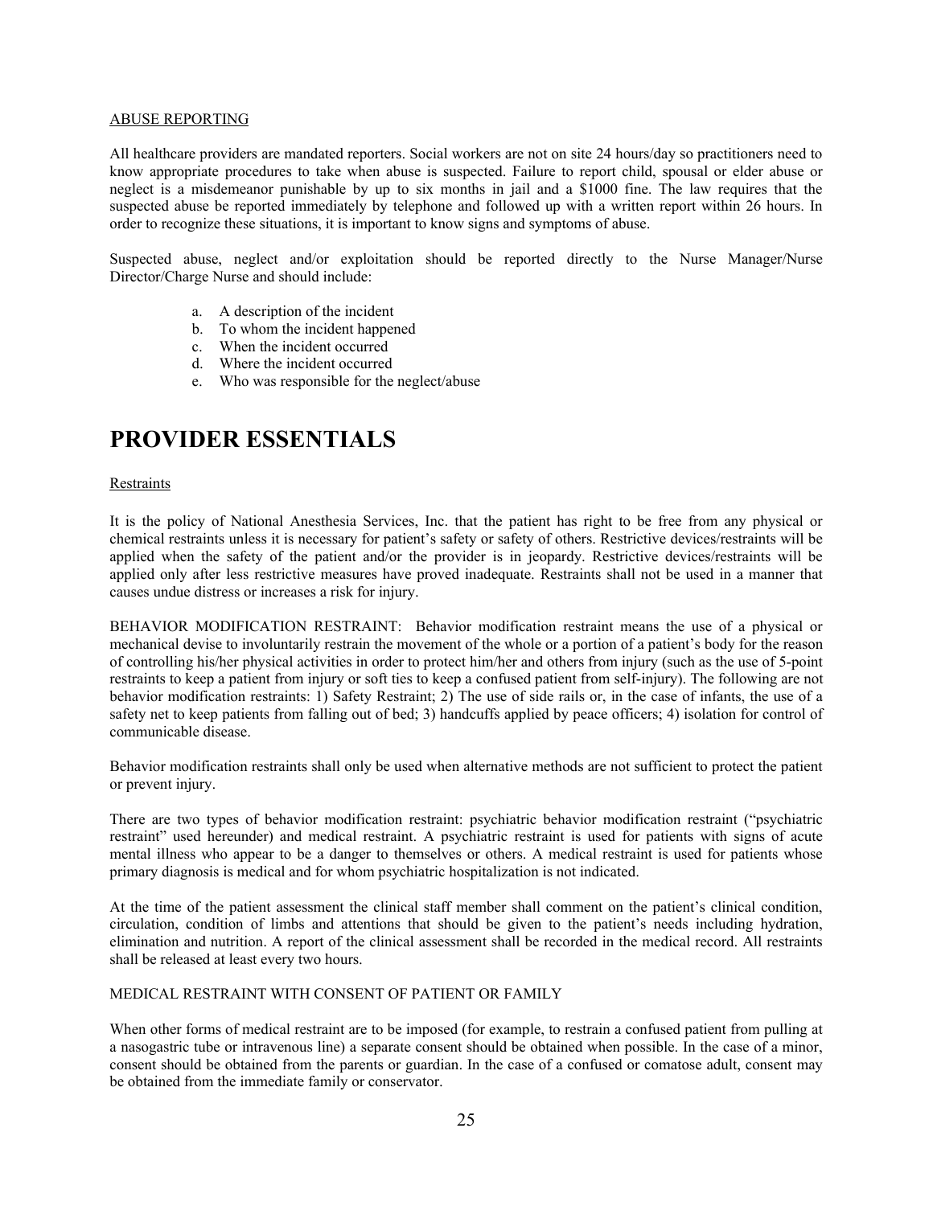ABUSE REPORTING

All healthcare providers are mandated reporters. Social workers are not on site 24 hours/day so practitioners need to know appropriate procedures to take when abuse is suspected. Failure to report child, spousal or elder abuse or neglect is a misdemeanor punishable by up to six months in jail and a $1000 fine. The law requires that the suspected abuse be reported immediately by telephone and followed up with a written report within 26 hours. In order to recognize these situations, it is important to know signs and symptoms of abuse.

Suspected abuse, neglect and/or exploitation should be reported directly to the Nurse Manager/Nurse Director/Charge Nurse and should include:

a. A description of the incident
b. To whom the incident happened
c. When the incident occurred
d. Where the incident occurred
e. Who was responsible for the neglect/abuse

# PROVIDER ESSENTIALS

Restraints

It is the policy of National Anesthesia Services, Inc. that the patient has right to be free from any physical or chemical restraints unless it is necessary for patient's safety or safety of others. Restrictive devices/restraints will be applied when the safety of the patient and/or the provider is in jeopardy. Restrictive devices/restraints will be applied only after less restrictive measures have proved inadequate. Restraints shall not be used in a manner that causes undue distress or increases a risk for injury.

BEHAVIOR MODIFICATION RESTRAINT: Behavior modification restraint means the use of a physical or mechanical devise to involuntarily restrain the movement of the whole or a portion of a patient's body for the reason of controlling his/her physical activities in order to protect him/her and others from injury (such as the use of 5-point restraints to keep a patient from injury or soft ties to keep a confused patient from self-injury). The following are not behavior modification restraints: 1) Safety Restraint; 2) The use of side rails or, in the case of infants, the use of a safety net to keep patients from falling out of bed; 3) handcuffs applied by peace officers; 4) isolation for control of communicable disease.

Behavior modification restraints shall only be used when alternative methods are not sufficient to protect the patient or prevent injury.

There are two types of behavior modification restraint: psychiatric behavior modification restraint ("psychiatric restraint" used hereunder) and medical restraint. A psychiatric restraint is used for patients with signs of acute mental illness who appear to be a danger to themselves or others. A medical restraint is used for patients whose primary diagnosis is medical and for whom psychiatric hospitalization is not indicated.

At the time of the patient assessment the clinical staff member shall comment on the patient's clinical condition, circulation, condition of limbs and attentions that should be given to the patient's needs including hydration, elimination and nutrition. A report of the clinical assessment shall be recorded in the medical record. All restraints shall be released at least every two hours.

MEDICAL RESTRAINT WITH CONSENT OF PATIENT OR FAMILY

When other forms of medical restraint are to be imposed (for example, to restrain a confused patient from pulling at a nasogastric tube or intravenous line) a separate consent should be obtained when possible. In the case of a minor, consent should be obtained from the parents or guardian. In the case of a confused or comatose adult, consent may be obtained from the immediate family or conservator.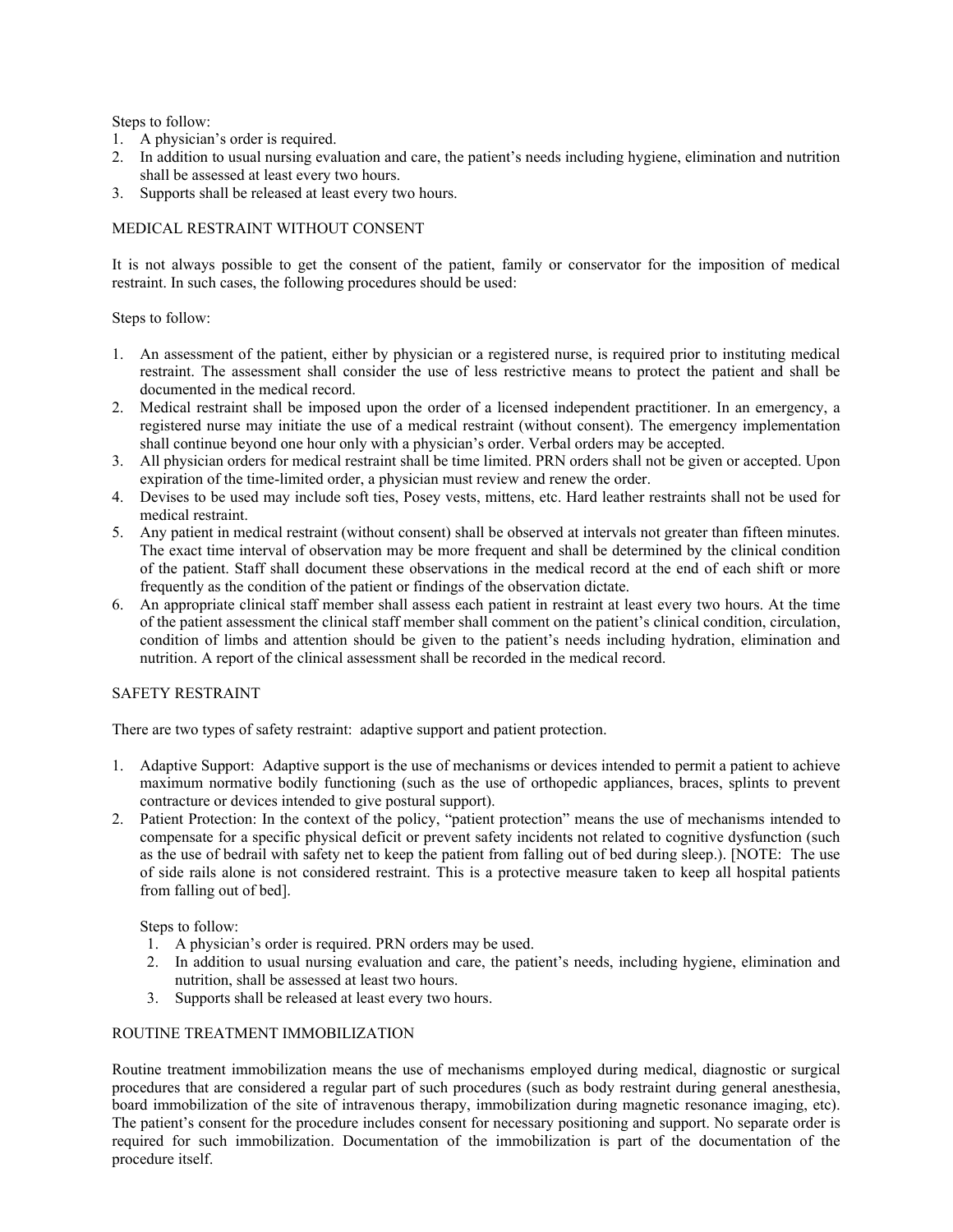Steps to follow:

1. A physician's order is required.
2. In addition to usual nursing evaluation and care, the patient's needs including hygiene, elimination and nutrition shall be assessed at least every two hours.
3. Supports shall be released at least every two hours.

## MEDICAL RESTRAINT WITHOUT CONSENT

It is not always possible to get the consent of the patient, family or conservator for the imposition of medical restraint. In such cases, the following procedures should be used:

Steps to follow:

1. An assessment of the patient, either by physician or a registered nurse, is required prior to instituting medical restraint. The assessment shall consider the use of less restrictive means to protect the patient and shall be documented in the medical record.
2. Medical restraint shall be imposed upon the order of a licensed independent practitioner. In an emergency, a registered nurse may initiate the use of a medical restraint (without consent). The emergency implementation shall continue beyond one hour only with a physician's order. Verbal orders may be accepted.
3. All physician orders for medical restraint shall be time limited. PRN orders shall not be given or accepted. Upon expiration of the time-limited order, a physician must review and renew the order.
4. Devises to be used may include soft ties, Posey vests, mittens, etc. Hard leather restraints shall not be used for medical restraint.
5. Any patient in medical restraint (without consent) shall be observed at intervals not greater than fifteen minutes. The exact time interval of observation may be more frequent and shall be determined by the clinical condition of the patient. Staff shall document these observations in the medical record at the end of each shift or more frequently as the condition of the patient or findings of the observation dictate.
6. An appropriate clinical staff member shall assess each patient in restraint at least every two hours. At the time of the patient assessment the clinical staff member shall comment on the patient's clinical condition, circulation, condition of limbs and attention should be given to the patient's needs including hydration, elimination and nutrition. A report of the clinical assessment shall be recorded in the medical record.

## SAFETY RESTRAINT

There are two types of safety restraint: adaptive support and patient protection.

1. Adaptive Support: Adaptive support is the use of mechanisms or devices intended to permit a patient to achieve maximum normative bodily functioning (such as the use of orthopedic appliances, braces, splints to prevent contracture or devices intended to give postural support).
2. Patient Protection: In the context of the policy, "patient protection" means the use of mechanisms intended to compensate for a specific physical deficit or prevent safety incidents not related to cognitive dysfunction (such as the use of bedrail with safety net to keep the patient from falling out of bed during sleep.). [NOTE: The use of side rails alone is not considered restraint. This is a protective measure taken to keep all hospital patients from falling out of bed].

   Steps to follow:
   1. A physician's order is required. PRN orders may be used.
   2. In addition to usual nursing evaluation and care, the patient's needs, including hygiene, elimination and nutrition, shall be assessed at least two hours.
   3. Supports shall be released at least every two hours.

## ROUTINE TREATMENT IMMOBILIZATION

Routine treatment immobilization means the use of mechanisms employed during medical, diagnostic or surgical procedures that are considered a regular part of such procedures (such as body restraint during general anesthesia, board immobilization of the site of intravenous therapy, immobilization during magnetic resonance imaging, etc). The patient's consent for the procedure includes consent for necessary positioning and support. No separate order is required for such immobilization. Documentation of the immobilization is part of the documentation of the procedure itself.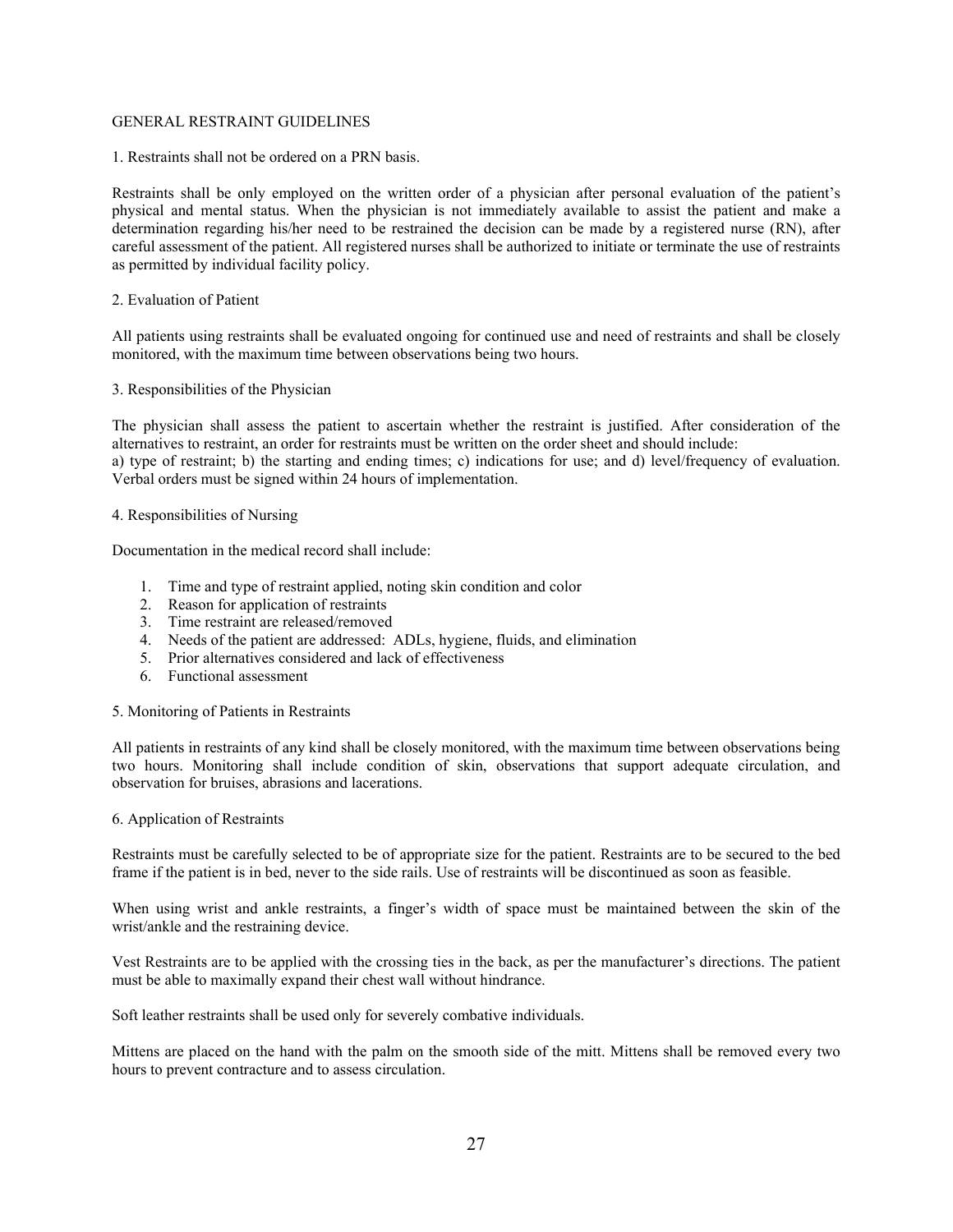## GENERAL RESTRAINT GUIDELINES

1. Restraints shall not be ordered on a PRN basis.

Restraints shall be only employed on the written order of a physician after personal evaluation of the patient's physical and mental status. When the physician is not immediately available to assist the patient and make a determination regarding his/her need to be restrained the decision can be made by a registered nurse (RN), after careful assessment of the patient. All registered nurses shall be authorized to initiate or terminate the use of restraints as permitted by individual facility policy.

2. Evaluation of Patient

All patients using restraints shall be evaluated ongoing for continued use and need of restraints and shall be closely monitored, with the maximum time between observations being two hours.

3. Responsibilities of the Physician

The physician shall assess the patient to ascertain whether the restraint is justified. After consideration of the alternatives to restraint, an order for restraints must be written on the order sheet and should include:
a) type of restraint; b) the starting and ending times; c) indications for use; and d) level/frequency of evaluation. Verbal orders must be signed within 24 hours of implementation.

4. Responsibilities of Nursing

Documentation in the medical record shall include:

1. Time and type of restraint applied, noting skin condition and color
2. Reason for application of restraints
3. Time restraint are released/removed
4. Needs of the patient are addressed: ADLs, hygiene, fluids, and elimination
5. Prior alternatives considered and lack of effectiveness
6. Functional assessment

5. Monitoring of Patients in Restraints

All patients in restraints of any kind shall be closely monitored, with the maximum time between observations being two hours. Monitoring shall include condition of skin, observations that support adequate circulation, and observation for bruises, abrasions and lacerations.

6. Application of Restraints

Restraints must be carefully selected to be of appropriate size for the patient. Restraints are to be secured to the bed frame if the patient is in bed, never to the side rails. Use of restraints will be discontinued as soon as feasible.

When using wrist and ankle restraints, a finger's width of space must be maintained between the skin of the wrist/ankle and the restraining device.

Vest Restraints are to be applied with the crossing ties in the back, as per the manufacturer's directions. The patient must be able to maximally expand their chest wall without hindrance.

Soft leather restraints shall be used only for severely combative individuals.

Mittens are placed on the hand with the palm on the smooth side of the mitt. Mittens shall be removed every two hours to prevent contracture and to assess circulation.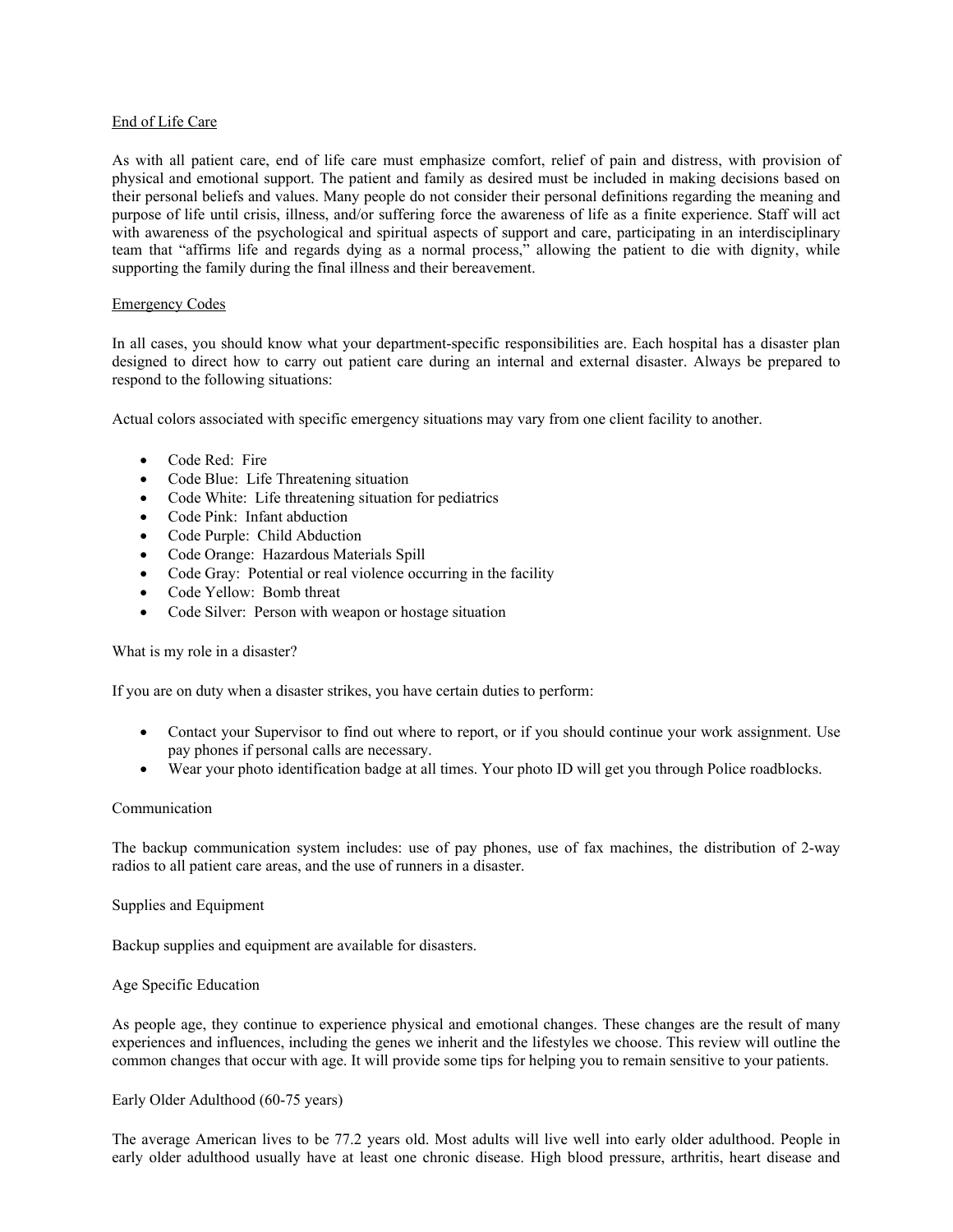## End of Life Care

As with all patient care, end of life care must emphasize comfort, relief of pain and distress, with provision of physical and emotional support. The patient and family as desired must be included in making decisions based on their personal beliefs and values. Many people do not consider their personal definitions regarding the meaning and purpose of life until crisis, illness, and/or suffering force the awareness of life as a finite experience. Staff will act with awareness of the psychological and spiritual aspects of support and care, participating in an interdisciplinary team that "affirms life and regards dying as a normal process," allowing the patient to die with dignity, while supporting the family during the final illness and their bereavement.

## Emergency Codes

In all cases, you should know what your department-specific responsibilities are. Each hospital has a disaster plan designed to direct how to carry out patient care during an internal and external disaster. Always be prepared to respond to the following situations:

Actual colors associated with specific emergency situations may vary from one client facility to another.

- Code Red: Fire
- Code Blue: Life Threatening situation
- Code White: Life threatening situation for pediatrics
- Code Pink: Infant abduction
- Code Purple: Child Abduction
- Code Orange: Hazardous Materials Spill
- Code Gray: Potential or real violence occurring in the facility
- Code Yellow: Bomb threat
- Code Silver: Person with weapon or hostage situation

What is my role in a disaster?

If you are on duty when a disaster strikes, you have certain duties to perform:

- Contact your Supervisor to find out where to report, or if you should continue your work assignment. Use pay phones if personal calls are necessary.
- Wear your photo identification badge at all times. Your photo ID will get you through Police roadblocks.

### Communication

The backup communication system includes: use of pay phones, use of fax machines, the distribution of 2-way radios to all patient care areas, and the use of runners in a disaster.

### Supplies and Equipment

Backup supplies and equipment are available for disasters.

## Age Specific Education

As people age, they continue to experience physical and emotional changes. These changes are the result of many experiences and influences, including the genes we inherit and the lifestyles we choose. This review will outline the common changes that occur with age. It will provide some tips for helping you to remain sensitive to your patients.

### Early Older Adulthood (60-75 years)

The average American lives to be 77.2 years old. Most adults will live well into early older adulthood. People in early older adulthood usually have at least one chronic disease. High blood pressure, arthritis, heart disease and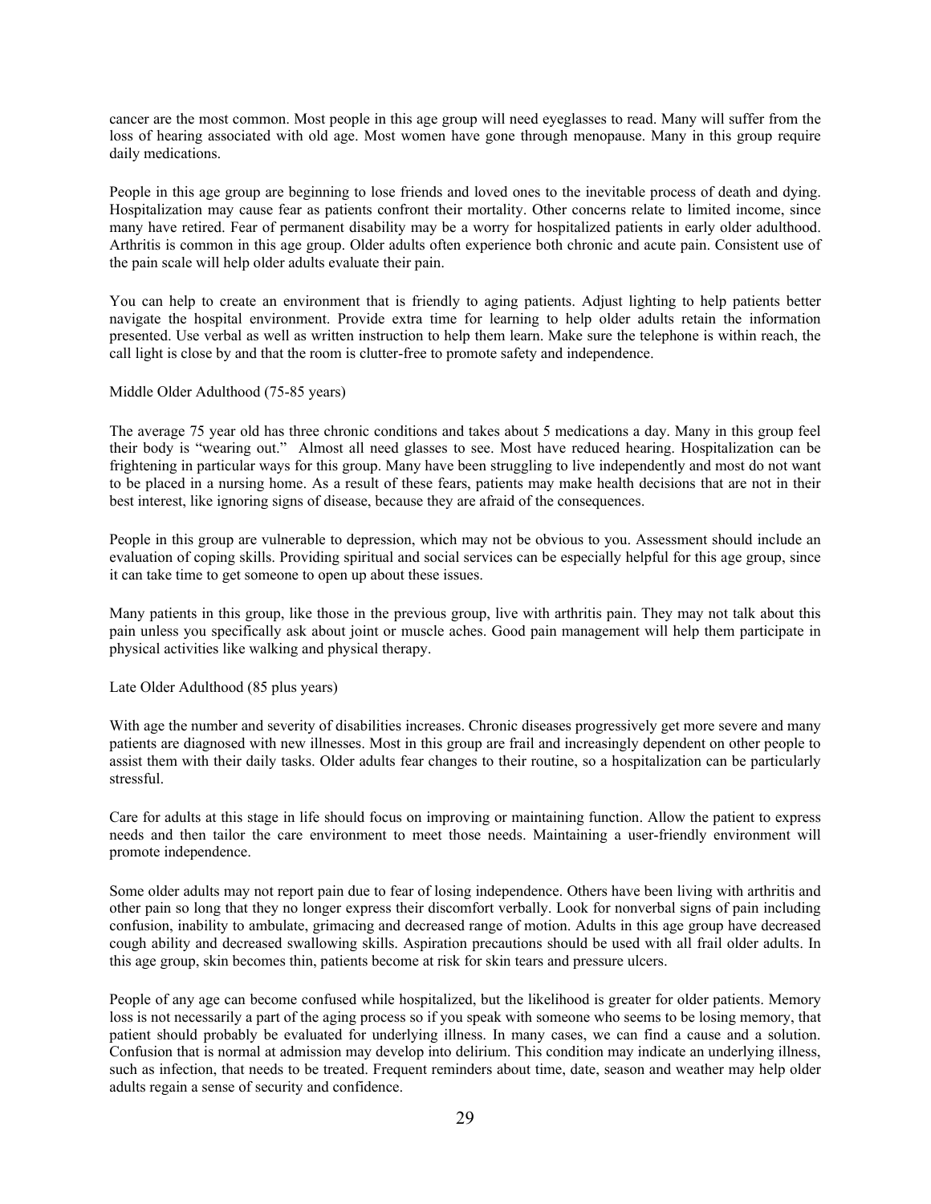cancer are the most common. Most people in this age group will need eyeglasses to read. Many will suffer from the loss of hearing associated with old age. Most women have gone through menopause. Many in this group require daily medications.

People in this age group are beginning to lose friends and loved ones to the inevitable process of death and dying. Hospitalization may cause fear as patients confront their mortality. Other concerns relate to limited income, since many have retired. Fear of permanent disability may be a worry for hospitalized patients in early older adulthood. Arthritis is common in this age group. Older adults often experience both chronic and acute pain. Consistent use of the pain scale will help older adults evaluate their pain.

You can help to create an environment that is friendly to aging patients. Adjust lighting to help patients better navigate the hospital environment. Provide extra time for learning to help older adults retain the information presented. Use verbal as well as written instruction to help them learn. Make sure the telephone is within reach, the call light is close by and that the room is clutter-free to promote safety and independence.

Middle Older Adulthood (75-85 years)

The average 75 year old has three chronic conditions and takes about 5 medications a day. Many in this group feel their body is "wearing out." Almost all need glasses to see. Most have reduced hearing. Hospitalization can be frightening in particular ways for this group. Many have been struggling to live independently and most do not want to be placed in a nursing home. As a result of these fears, patients may make health decisions that are not in their best interest, like ignoring signs of disease, because they are afraid of the consequences.

People in this group are vulnerable to depression, which may not be obvious to you. Assessment should include an evaluation of coping skills. Providing spiritual and social services can be especially helpful for this age group, since it can take time to get someone to open up about these issues.

Many patients in this group, like those in the previous group, live with arthritis pain. They may not talk about this pain unless you specifically ask about joint or muscle aches. Good pain management will help them participate in physical activities like walking and physical therapy.

Late Older Adulthood (85 plus years)

With age the number and severity of disabilities increases. Chronic diseases progressively get more severe and many patients are diagnosed with new illnesses. Most in this group are frail and increasingly dependent on other people to assist them with their daily tasks. Older adults fear changes to their routine, so a hospitalization can be particularly stressful.

Care for adults at this stage in life should focus on improving or maintaining function. Allow the patient to express needs and then tailor the care environment to meet those needs. Maintaining a user-friendly environment will promote independence.

Some older adults may not report pain due to fear of losing independence. Others have been living with arthritis and other pain so long that they no longer express their discomfort verbally. Look for nonverbal signs of pain including confusion, inability to ambulate, grimacing and decreased range of motion. Adults in this age group have decreased cough ability and decreased swallowing skills. Aspiration precautions should be used with all frail older adults. In this age group, skin becomes thin, patients become at risk for skin tears and pressure ulcers.

People of any age can become confused while hospitalized, but the likelihood is greater for older patients. Memory loss is not necessarily a part of the aging process so if you speak with someone who seems to be losing memory, that patient should probably be evaluated for underlying illness. In many cases, we can find a cause and a solution. Confusion that is normal at admission may develop into delirium. This condition may indicate an underlying illness, such as infection, that needs to be treated. Frequent reminders about time, date, season and weather may help older adults regain a sense of security and confidence.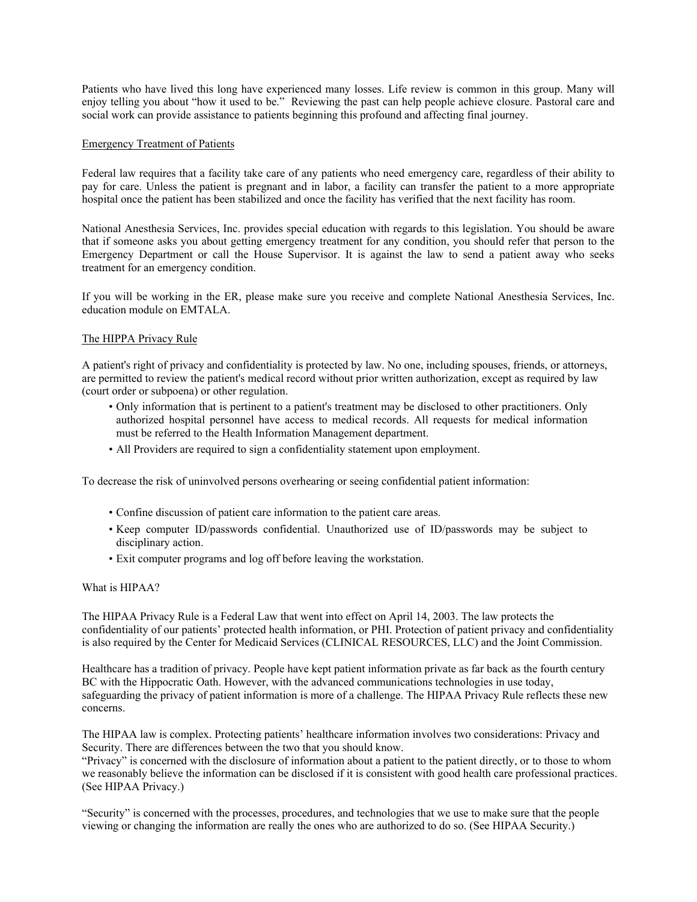Patients who have lived this long have experienced many losses. Life review is common in this group. Many will enjoy telling you about "how it used to be." Reviewing the past can help people achieve closure. Pastoral care and social work can provide assistance to patients beginning this profound and affecting final journey.

## Emergency Treatment of Patients

Federal law requires that a facility take care of any patients who need emergency care, regardless of their ability to pay for care. Unless the patient is pregnant and in labor, a facility can transfer the patient to a more appropriate hospital once the patient has been stabilized and once the facility has verified that the next facility has room.

National Anesthesia Services, Inc. provides special education with regards to this legislation. You should be aware that if someone asks you about getting emergency treatment for any condition, you should refer that person to the Emergency Department or call the House Supervisor. It is against the law to send a patient away who seeks treatment for an emergency condition.

If you will be working in the ER, please make sure you receive and complete National Anesthesia Services, Inc. education module on EMTALA.

## The HIPPA Privacy Rule

A patient's right of privacy and confidentiality is protected by law. No one, including spouses, friends, or attorneys, are permitted to review the patient's medical record without prior written authorization, except as required by law (court order or subpoena) or other regulation.

- Only information that is pertinent to a patient's treatment may be disclosed to other practitioners. Only authorized hospital personnel have access to medical records. All requests for medical information must be referred to the Health Information Management department.
- All Providers are required to sign a confidentiality statement upon employment.

To decrease the risk of uninvolved persons overhearing or seeing confidential patient information:

- Confine discussion of patient care information to the patient care areas.
- Keep computer ID/passwords confidential. Unauthorized use of ID/passwords may be subject to disciplinary action.
- Exit computer programs and log off before leaving the workstation.

What is HIPAA?

The HIPAA Privacy Rule is a Federal Law that went into effect on April 14, 2003. The law protects the confidentiality of our patients' protected health information, or PHI. Protection of patient privacy and confidentiality is also required by the Center for Medicaid Services (CLINICAL RESOURCES, LLC) and the Joint Commission.

Healthcare has a tradition of privacy. People have kept patient information private as far back as the fourth century BC with the Hippocratic Oath. However, with the advanced communications technologies in use today, safeguarding the privacy of patient information is more of a challenge. The HIPAA Privacy Rule reflects these new concerns.

The HIPAA law is complex. Protecting patients' healthcare information involves two considerations: Privacy and Security. There are differences between the two that you should know.
"Privacy" is concerned with the disclosure of information about a patient to the patient directly, or to those to whom we reasonably believe the information can be disclosed if it is consistent with good health care professional practices. (See HIPAA Privacy.)

"Security" is concerned with the processes, procedures, and technologies that we use to make sure that the people viewing or changing the information are really the ones who are authorized to do so. (See HIPAA Security.)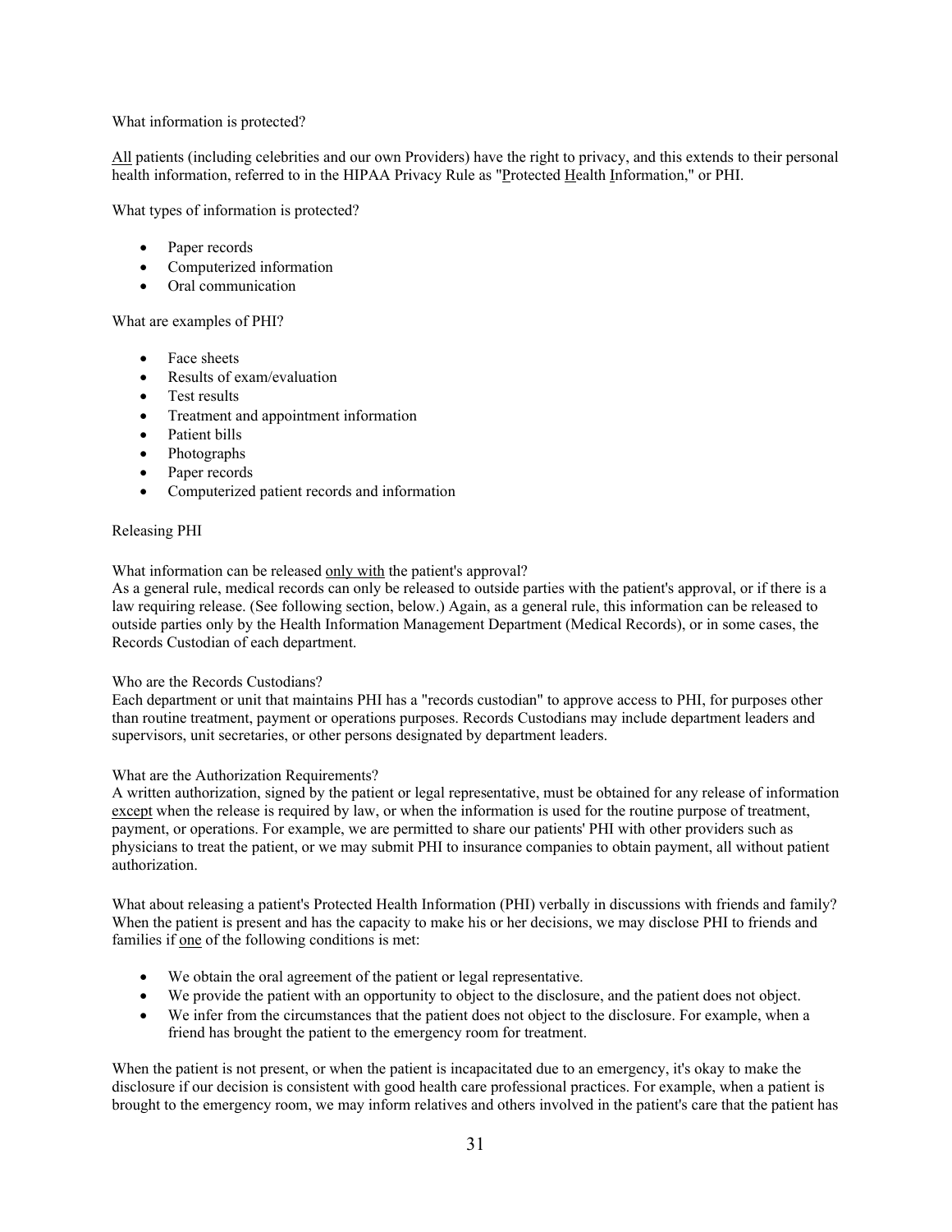What information is protected?

<u>All</u> patients (including celebrities and our own Providers) have the right to privacy, and this extends to their personal health information, referred to in the HIPAA Privacy Rule as "<u>P</u>rotected <u>H</u>ealth <u>I</u>nformation," or PHI.

What types of information is protected?

- Paper records
- Computerized information
- Oral communication

What are examples of PHI?

- Face sheets
- Results of exam/evaluation
- Test results
- Treatment and appointment information
- Patient bills
- Photographs
- Paper records
- Computerized patient records and information

Releasing PHI

What information can be released <u>only with</u> the patient's approval?
As a general rule, medical records can only be released to outside parties with the patient's approval, or if there is a law requiring release. (See following section, below.) Again, as a general rule, this information can be released to outside parties only by the Health Information Management Department (Medical Records), or in some cases, the Records Custodian of each department.

Who are the Records Custodians?
Each department or unit that maintains PHI has a "records custodian" to approve access to PHI, for purposes other than routine treatment, payment or operations purposes. Records Custodians may include department leaders and supervisors, unit secretaries, or other persons designated by department leaders.

What are the Authorization Requirements?
A written authorization, signed by the patient or legal representative, must be obtained for any release of information <u>except</u> when the release is required by law, or when the information is used for the routine purpose of treatment, payment, or operations. For example, we are permitted to share our patients' PHI with other providers such as physicians to treat the patient, or we may submit PHI to insurance companies to obtain payment, all without patient authorization.

What about releasing a patient's Protected Health Information (PHI) verbally in discussions with friends and family?
When the patient is present and has the capacity to make his or her decisions, we may disclose PHI to friends and families if <u>one</u> of the following conditions is met:

- We obtain the oral agreement of the patient or legal representative.
- We provide the patient with an opportunity to object to the disclosure, and the patient does not object.
- We infer from the circumstances that the patient does not object to the disclosure. For example, when a friend has brought the patient to the emergency room for treatment.

When the patient is not present, or when the patient is incapacitated due to an emergency, it's okay to make the disclosure if our decision is consistent with good health care professional practices. For example, when a patient is brought to the emergency room, we may inform relatives and others involved in the patient's care that the patient has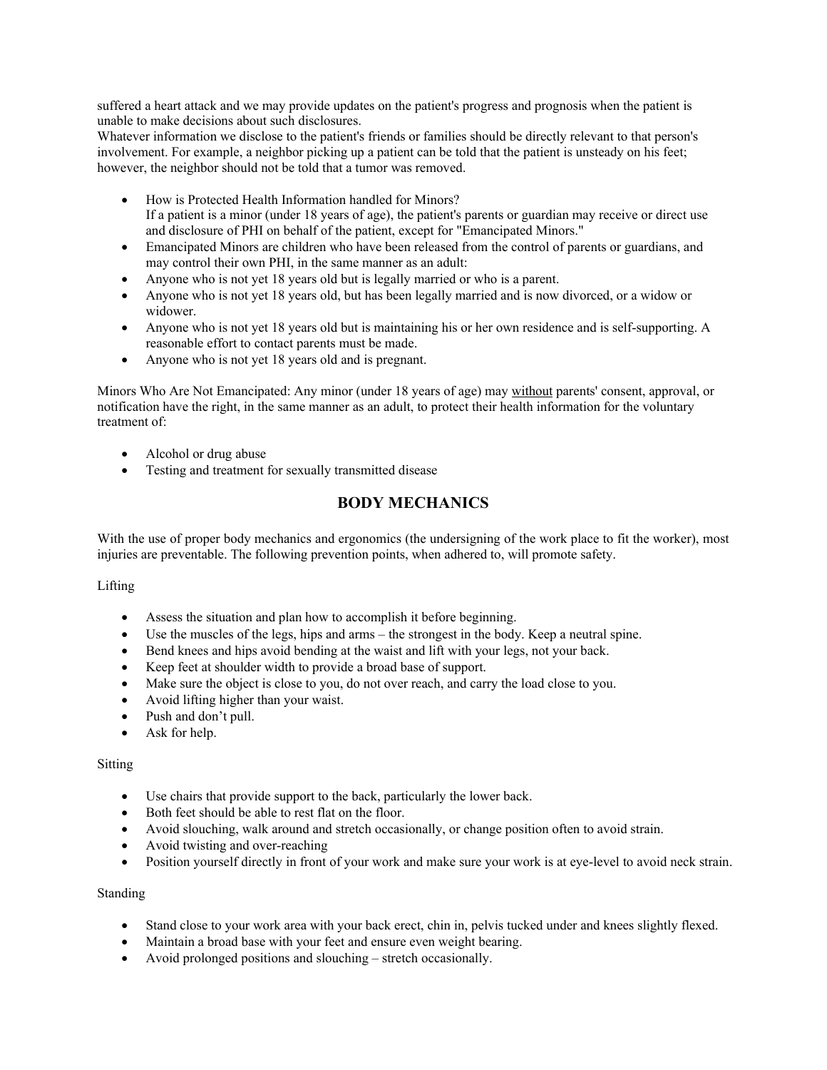suffered a heart attack and we may provide updates on the patient's progress and prognosis when the patient is unable to make decisions about such disclosures.
Whatever information we disclose to the patient's friends or families should be directly relevant to that person's involvement. For example, a neighbor picking up a patient can be told that the patient is unsteady on his feet; however, the neighbor should not be told that a tumor was removed.

- How is Protected Health Information handled for Minors?
  If a patient is a minor (under 18 years of age), the patient's parents or guardian may receive or direct use and disclosure of PHI on behalf of the patient, except for "Emancipated Minors."
- Emancipated Minors are children who have been released from the control of parents or guardians, and may control their own PHI, in the same manner as an adult:
- Anyone who is not yet 18 years old but is legally married or who is a parent.
- Anyone who is not yet 18 years old, but has been legally married and is now divorced, or a widow or widower.
- Anyone who is not yet 18 years old but is maintaining his or her own residence and is self-supporting. A reasonable effort to contact parents must be made.
- Anyone who is not yet 18 years old and is pregnant.

Minors Who Are Not Emancipated: Any minor (under 18 years of age) may <u>without</u> parents' consent, approval, or notification have the right, in the same manner as an adult, to protect their health information for the voluntary treatment of:

- Alcohol or drug abuse
- Testing and treatment for sexually transmitted disease

## BODY MECHANICS

With the use of proper body mechanics and ergonomics (the undersigning of the work place to fit the worker), most injuries are preventable. The following prevention points, when adhered to, will promote safety.

Lifting

- Assess the situation and plan how to accomplish it before beginning.
- Use the muscles of the legs, hips and arms – the strongest in the body. Keep a neutral spine.
- Bend knees and hips avoid bending at the waist and lift with your legs, not your back.
- Keep feet at shoulder width to provide a broad base of support.
- Make sure the object is close to you, do not over reach, and carry the load close to you.
- Avoid lifting higher than your waist.
- Push and don't pull.
- Ask for help.

Sitting

- Use chairs that provide support to the back, particularly the lower back.
- Both feet should be able to rest flat on the floor.
- Avoid slouching, walk around and stretch occasionally, or change position often to avoid strain.
- Avoid twisting and over-reaching
- Position yourself directly in front of your work and make sure your work is at eye-level to avoid neck strain.

Standing

- Stand close to your work area with your back erect, chin in, pelvis tucked under and knees slightly flexed.
- Maintain a broad base with your feet and ensure even weight bearing.
- Avoid prolonged positions and slouching – stretch occasionally.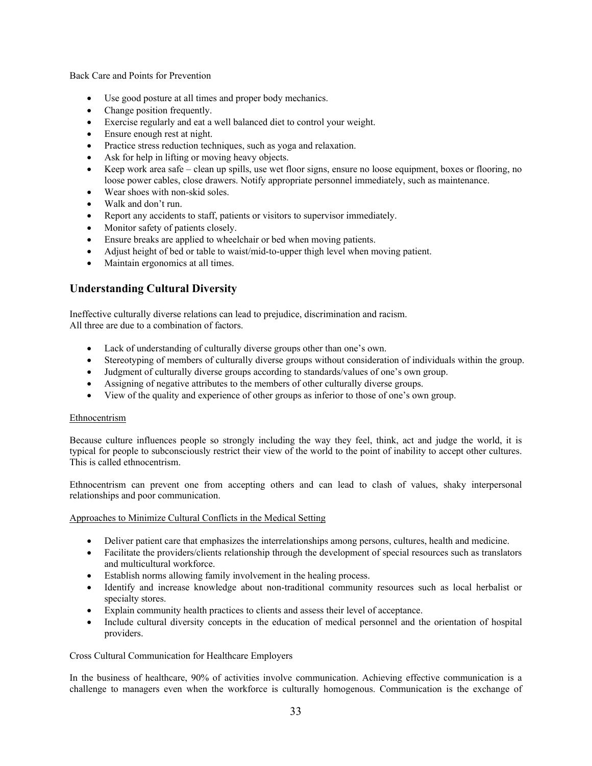Back Care and Points for Prevention

- Use good posture at all times and proper body mechanics.
- Change position frequently.
- Exercise regularly and eat a well balanced diet to control your weight.
- Ensure enough rest at night.
- Practice stress reduction techniques, such as yoga and relaxation.
- Ask for help in lifting or moving heavy objects.
- Keep work area safe – clean up spills, use wet floor signs, ensure no loose equipment, boxes or flooring, no loose power cables, close drawers. Notify appropriate personnel immediately, such as maintenance.
- Wear shoes with non-skid soles.
- Walk and don't run.
- Report any accidents to staff, patients or visitors to supervisor immediately.
- Monitor safety of patients closely.
- Ensure breaks are applied to wheelchair or bed when moving patients.
- Adjust height of bed or table to waist/mid-to-upper thigh level when moving patient.
- Maintain ergonomics at all times.

## Understanding Cultural Diversity

Ineffective culturally diverse relations can lead to prejudice, discrimination and racism.
All three are due to a combination of factors.

- Lack of understanding of culturally diverse groups other than one's own.
- Stereotyping of members of culturally diverse groups without consideration of individuals within the group.
- Judgment of culturally diverse groups according to standards/values of one's own group.
- Assigning of negative attributes to the members of other culturally diverse groups.
- View of the quality and experience of other groups as inferior to those of one's own group.

Ethnocentrism

Because culture influences people so strongly including the way they feel, think, act and judge the world, it is typical for people to subconsciously restrict their view of the world to the point of inability to accept other cultures. This is called ethnocentrism.

Ethnocentrism can prevent one from accepting others and can lead to clash of values, shaky interpersonal relationships and poor communication.

Approaches to Minimize Cultural Conflicts in the Medical Setting

- Deliver patient care that emphasizes the interrelationships among persons, cultures, health and medicine.
- Facilitate the providers/clients relationship through the development of special resources such as translators and multicultural workforce.
- Establish norms allowing family involvement in the healing process.
- Identify and increase knowledge about non-traditional community resources such as local herbalist or specialty stores.
- Explain community health practices to clients and assess their level of acceptance.
- Include cultural diversity concepts in the education of medical personnel and the orientation of hospital providers.

Cross Cultural Communication for Healthcare Employers

In the business of healthcare, 90% of activities involve communication. Achieving effective communication is a challenge to managers even when the workforce is culturally homogenous. Communication is the exchange of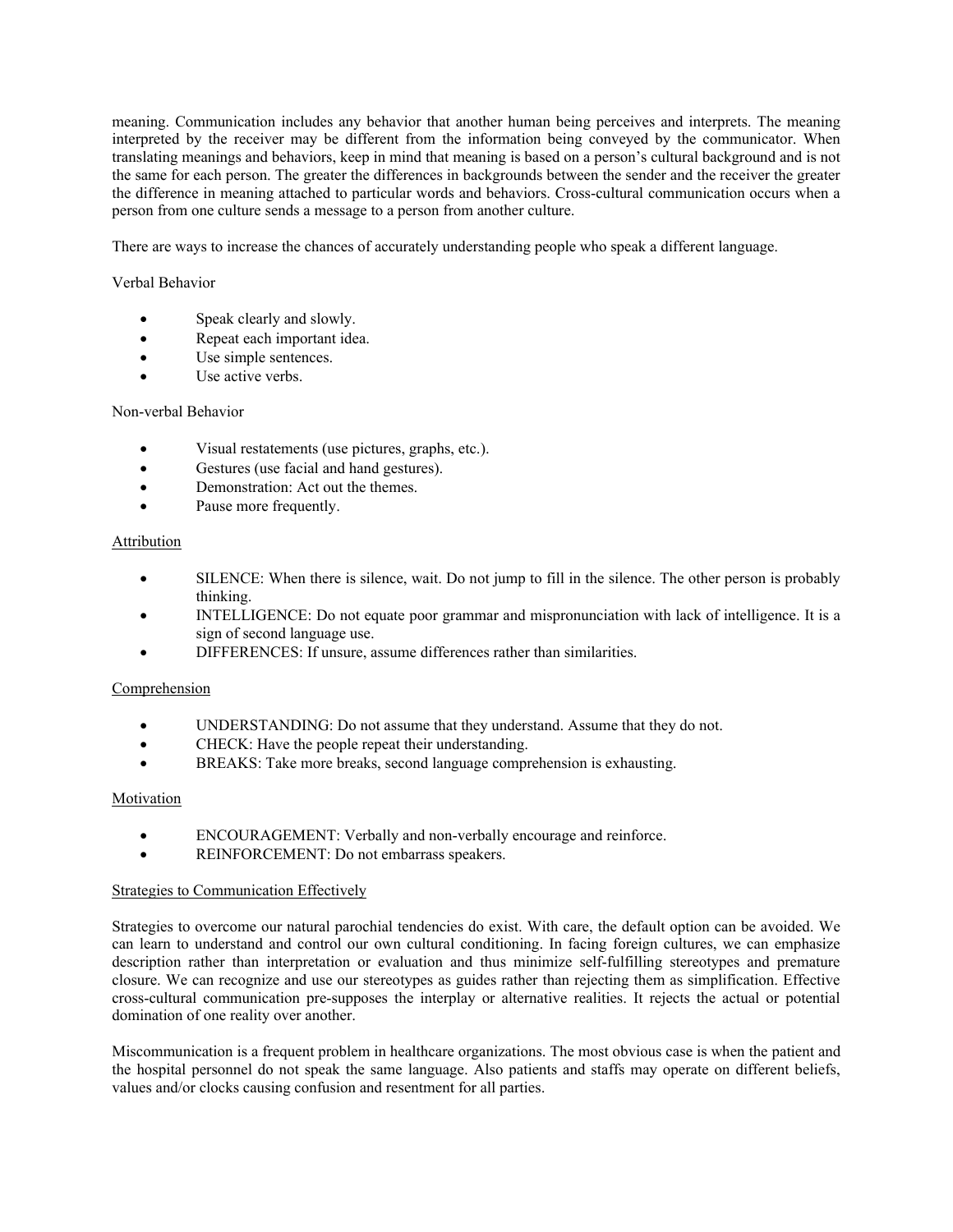meaning. Communication includes any behavior that another human being perceives and interprets. The meaning interpreted by the receiver may be different from the information being conveyed by the communicator. When translating meanings and behaviors, keep in mind that meaning is based on a person's cultural background and is not the same for each person. The greater the differences in backgrounds between the sender and the receiver the greater the difference in meaning attached to particular words and behaviors. Cross-cultural communication occurs when a person from one culture sends a message to a person from another culture.

There are ways to increase the chances of accurately understanding people who speak a different language.

Verbal Behavior

- Speak clearly and slowly.
- Repeat each important idea.
- Use simple sentences.
- Use active verbs.

Non-verbal Behavior

- Visual restatements (use pictures, graphs, etc.).
- Gestures (use facial and hand gestures).
- Demonstration: Act out the themes.
- Pause more frequently.

<u>Attribution</u>

- SILENCE: When there is silence, wait. Do not jump to fill in the silence. The other person is probably thinking.
- INTELLIGENCE: Do not equate poor grammar and mispronunciation with lack of intelligence. It is a sign of second language use.
- DIFFERENCES: If unsure, assume differences rather than similarities.

<u>Comprehension</u>

- UNDERSTANDING: Do not assume that they understand. Assume that they do not.
- CHECK: Have the people repeat their understanding.
- BREAKS: Take more breaks, second language comprehension is exhausting.

<u>Motivation</u>

- ENCOURAGEMENT: Verbally and non-verbally encourage and reinforce.
- REINFORCEMENT: Do not embarrass speakers.

<u>Strategies to Communication Effectively</u>

Strategies to overcome our natural parochial tendencies do exist. With care, the default option can be avoided. We can learn to understand and control our own cultural conditioning. In facing foreign cultures, we can emphasize description rather than interpretation or evaluation and thus minimize self-fulfilling stereotypes and premature closure. We can recognize and use our stereotypes as guides rather than rejecting them as simplification. Effective cross-cultural communication pre-supposes the interplay or alternative realities. It rejects the actual or potential domination of one reality over another.

Miscommunication is a frequent problem in healthcare organizations. The most obvious case is when the patient and the hospital personnel do not speak the same language. Also patients and staffs may operate on different beliefs, values and/or clocks causing confusion and resentment for all parties.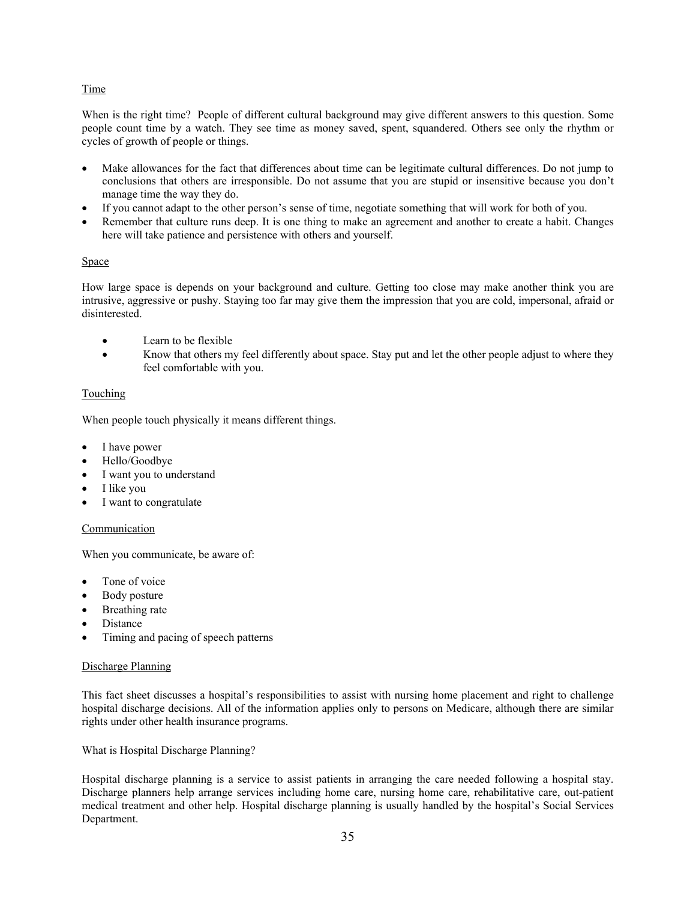## Time

When is the right time? People of different cultural background may give different answers to this question. Some people count time by a watch. They see time as money saved, spent, squandered. Others see only the rhythm or cycles of growth of people or things.

- Make allowances for the fact that differences about time can be legitimate cultural differences. Do not jump to conclusions that others are irresponsible. Do not assume that you are stupid or insensitive because you don't manage time the way they do.
- If you cannot adapt to the other person's sense of time, negotiate something that will work for both of you.
- Remember that culture runs deep. It is one thing to make an agreement and another to create a habit. Changes here will take patience and persistence with others and yourself.

## Space

How large space is depends on your background and culture. Getting too close may make another think you are intrusive, aggressive or pushy. Staying too far may give them the impression that you are cold, impersonal, afraid or disinterested.

- Learn to be flexible
- Know that others my feel differently about space. Stay put and let the other people adjust to where they feel comfortable with you.

## Touching

When people touch physically it means different things.

- I have power
- Hello/Goodbye
- I want you to understand
- I like you
- I want to congratulate

## Communication

When you communicate, be aware of:

- Tone of voice
- Body posture
- Breathing rate
- Distance
- Timing and pacing of speech patterns

## Discharge Planning

This fact sheet discusses a hospital's responsibilities to assist with nursing home placement and right to challenge hospital discharge decisions. All of the information applies only to persons on Medicare, although there are similar rights under other health insurance programs.

### What is Hospital Discharge Planning?

Hospital discharge planning is a service to assist patients in arranging the care needed following a hospital stay. Discharge planners help arrange services including home care, nursing home care, rehabilitative care, out-patient medical treatment and other help. Hospital discharge planning is usually handled by the hospital's Social Services Department.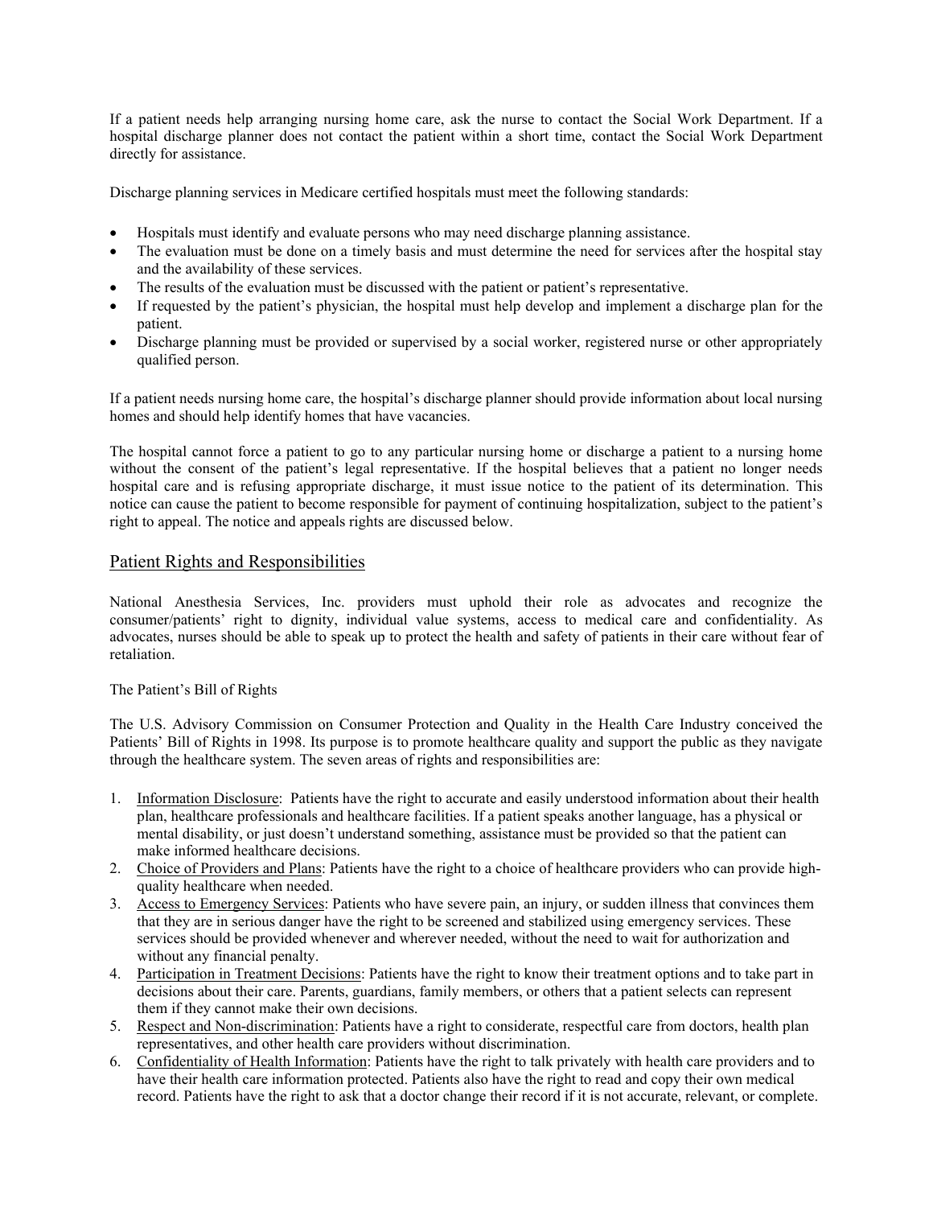If a patient needs help arranging nursing home care, ask the nurse to contact the Social Work Department. If a hospital discharge planner does not contact the patient within a short time, contact the Social Work Department directly for assistance.

Discharge planning services in Medicare certified hospitals must meet the following standards:

- Hospitals must identify and evaluate persons who may need discharge planning assistance.
- The evaluation must be done on a timely basis and must determine the need for services after the hospital stay and the availability of these services.
- The results of the evaluation must be discussed with the patient or patient's representative.
- If requested by the patient's physician, the hospital must help develop and implement a discharge plan for the patient.
- Discharge planning must be provided or supervised by a social worker, registered nurse or other appropriately qualified person.

If a patient needs nursing home care, the hospital's discharge planner should provide information about local nursing homes and should help identify homes that have vacancies.

The hospital cannot force a patient to go to any particular nursing home or discharge a patient to a nursing home without the consent of the patient's legal representative. If the hospital believes that a patient no longer needs hospital care and is refusing appropriate discharge, it must issue notice to the patient of its determination. This notice can cause the patient to become responsible for payment of continuing hospitalization, subject to the patient's right to appeal. The notice and appeals rights are discussed below.

## Patient Rights and Responsibilities

National Anesthesia Services, Inc. providers must uphold their role as advocates and recognize the consumer/patients' right to dignity, individual value systems, access to medical care and confidentiality. As advocates, nurses should be able to speak up to protect the health and safety of patients in their care without fear of retaliation.

The Patient's Bill of Rights

The U.S. Advisory Commission on Consumer Protection and Quality in the Health Care Industry conceived the Patients' Bill of Rights in 1998. Its purpose is to promote healthcare quality and support the public as they navigate through the healthcare system. The seven areas of rights and responsibilities are:

1. Information Disclosure: Patients have the right to accurate and easily understood information about their health plan, healthcare professionals and healthcare facilities. If a patient speaks another language, has a physical or mental disability, or just doesn't understand something, assistance must be provided so that the patient can make informed healthcare decisions.
2. Choice of Providers and Plans: Patients have the right to a choice of healthcare providers who can provide high-quality healthcare when needed.
3. Access to Emergency Services: Patients who have severe pain, an injury, or sudden illness that convinces them that they are in serious danger have the right to be screened and stabilized using emergency services. These services should be provided whenever and wherever needed, without the need to wait for authorization and without any financial penalty.
4. Participation in Treatment Decisions: Patients have the right to know their treatment options and to take part in decisions about their care. Parents, guardians, family members, or others that a patient selects can represent them if they cannot make their own decisions.
5. Respect and Non-discrimination: Patients have a right to considerate, respectful care from doctors, health plan representatives, and other health care providers without discrimination.
6. Confidentiality of Health Information: Patients have the right to talk privately with health care providers and to have their health care information protected. Patients also have the right to read and copy their own medical record. Patients have the right to ask that a doctor change their record if it is not accurate, relevant, or complete.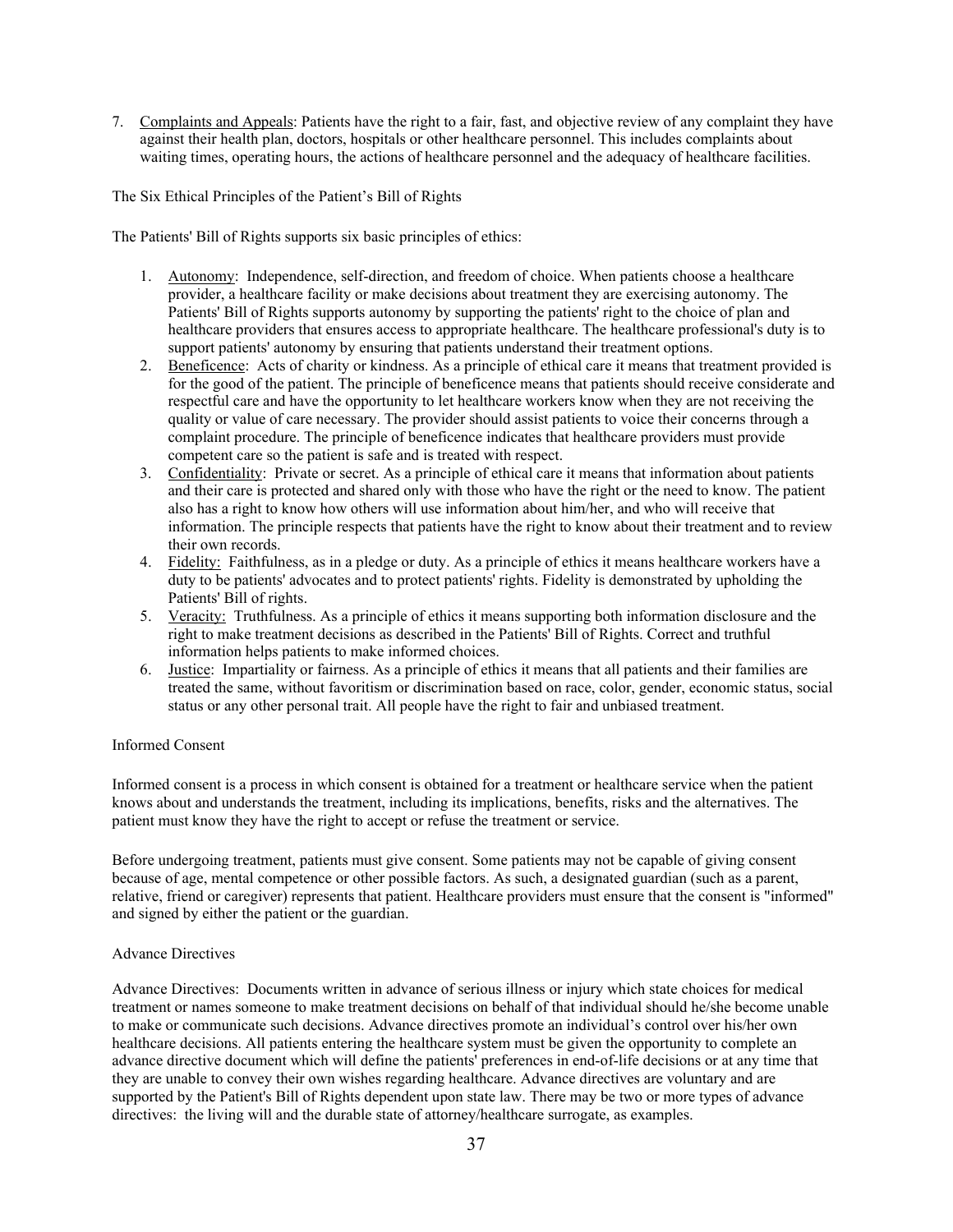7. Complaints and Appeals: Patients have the right to a fair, fast, and objective review of any complaint they have against their health plan, doctors, hospitals or other healthcare personnel. This includes complaints about waiting times, operating hours, the actions of healthcare personnel and the adequacy of healthcare facilities.

## The Six Ethical Principles of the Patient's Bill of Rights

The Patients' Bill of Rights supports six basic principles of ethics:

1. Autonomy: Independence, self-direction, and freedom of choice. When patients choose a healthcare provider, a healthcare facility or make decisions about treatment they are exercising autonomy. The Patients' Bill of Rights supports autonomy by supporting the patients' right to the choice of plan and healthcare providers that ensures access to appropriate healthcare. The healthcare professional's duty is to support patients' autonomy by ensuring that patients understand their treatment options.
2. Beneficence: Acts of charity or kindness. As a principle of ethical care it means that treatment provided is for the good of the patient. The principle of beneficence means that patients should receive considerate and respectful care and have the opportunity to let healthcare workers know when they are not receiving the quality or value of care necessary. The provider should assist patients to voice their concerns through a complaint procedure. The principle of beneficence indicates that healthcare providers must provide competent care so the patient is safe and is treated with respect.
3. Confidentiality: Private or secret. As a principle of ethical care it means that information about patients and their care is protected and shared only with those who have the right or the need to know. The patient also has a right to know how others will use information about him/her, and who will receive that information. The principle respects that patients have the right to know about their treatment and to review their own records.
4. Fidelity: Faithfulness, as in a pledge or duty. As a principle of ethics it means healthcare workers have a duty to be patients' advocates and to protect patients' rights. Fidelity is demonstrated by upholding the Patients' Bill of rights.
5. Veracity: Truthfulness. As a principle of ethics it means supporting both information disclosure and the right to make treatment decisions as described in the Patients' Bill of Rights. Correct and truthful information helps patients to make informed choices.
6. Justice: Impartiality or fairness. As a principle of ethics it means that all patients and their families are treated the same, without favoritism or discrimination based on race, color, gender, economic status, social status or any other personal trait. All people have the right to fair and unbiased treatment.

## Informed Consent

Informed consent is a process in which consent is obtained for a treatment or healthcare service when the patient knows about and understands the treatment, including its implications, benefits, risks and the alternatives. The patient must know they have the right to accept or refuse the treatment or service.

Before undergoing treatment, patients must give consent. Some patients may not be capable of giving consent because of age, mental competence or other possible factors. As such, a designated guardian (such as a parent, relative, friend or caregiver) represents that patient. Healthcare providers must ensure that the consent is "informed" and signed by either the patient or the guardian.

## Advance Directives

Advance Directives: Documents written in advance of serious illness or injury which state choices for medical treatment or names someone to make treatment decisions on behalf of that individual should he/she become unable to make or communicate such decisions. Advance directives promote an individual's control over his/her own healthcare decisions. All patients entering the healthcare system must be given the opportunity to complete an advance directive document which will define the patients' preferences in end-of-life decisions or at any time that they are unable to convey their own wishes regarding healthcare. Advance directives are voluntary and are supported by the Patient's Bill of Rights dependent upon state law. There may be two or more types of advance directives: the living will and the durable state of attorney/healthcare surrogate, as examples.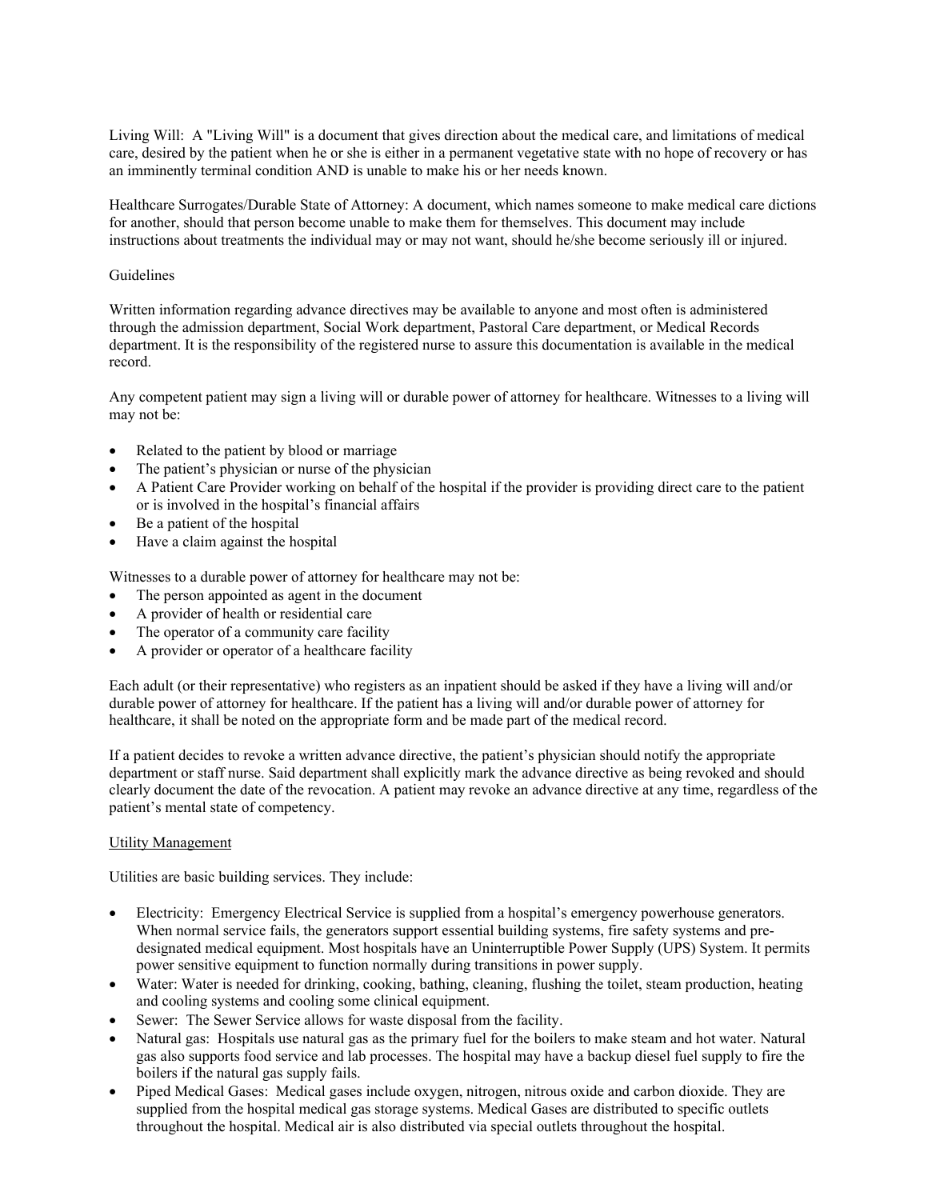Living Will: A "Living Will" is a document that gives direction about the medical care, and limitations of medical care, desired by the patient when he or she is either in a permanent vegetative state with no hope of recovery or has an imminently terminal condition AND is unable to make his or her needs known.

Healthcare Surrogates/Durable State of Attorney: A document, which names someone to make medical care dictions for another, should that person become unable to make them for themselves. This document may include instructions about treatments the individual may or may not want, should he/she become seriously ill or injured.

Guidelines

Written information regarding advance directives may be available to anyone and most often is administered through the admission department, Social Work department, Pastoral Care department, or Medical Records department. It is the responsibility of the registered nurse to assure this documentation is available in the medical record.

Any competent patient may sign a living will or durable power of attorney for healthcare. Witnesses to a living will may not be:

- Related to the patient by blood or marriage
- The patient's physician or nurse of the physician
- A Patient Care Provider working on behalf of the hospital if the provider is providing direct care to the patient or is involved in the hospital's financial affairs
- Be a patient of the hospital
- Have a claim against the hospital

Witnesses to a durable power of attorney for healthcare may not be:

- The person appointed as agent in the document
- A provider of health or residential care
- The operator of a community care facility
- A provider or operator of a healthcare facility

Each adult (or their representative) who registers as an inpatient should be asked if they have a living will and/or durable power of attorney for healthcare. If the patient has a living will and/or durable power of attorney for healthcare, it shall be noted on the appropriate form and be made part of the medical record.

If a patient decides to revoke a written advance directive, the patient's physician should notify the appropriate department or staff nurse. Said department shall explicitly mark the advance directive as being revoked and should clearly document the date of the revocation. A patient may revoke an advance directive at any time, regardless of the patient's mental state of competency.

<u>Utility Management</u>

Utilities are basic building services. They include:

- Electricity: Emergency Electrical Service is supplied from a hospital's emergency powerhouse generators. When normal service fails, the generators support essential building systems, fire safety systems and pre-designated medical equipment. Most hospitals have an Uninterruptible Power Supply (UPS) System. It permits power sensitive equipment to function normally during transitions in power supply.
- Water: Water is needed for drinking, cooking, bathing, cleaning, flushing the toilet, steam production, heating and cooling systems and cooling some clinical equipment.
- Sewer: The Sewer Service allows for waste disposal from the facility.
- Natural gas: Hospitals use natural gas as the primary fuel for the boilers to make steam and hot water. Natural gas also supports food service and lab processes. The hospital may have a backup diesel fuel supply to fire the boilers if the natural gas supply fails.
- Piped Medical Gases: Medical gases include oxygen, nitrogen, nitrous oxide and carbon dioxide. They are supplied from the hospital medical gas storage systems. Medical Gases are distributed to specific outlets throughout the hospital. Medical air is also distributed via special outlets throughout the hospital.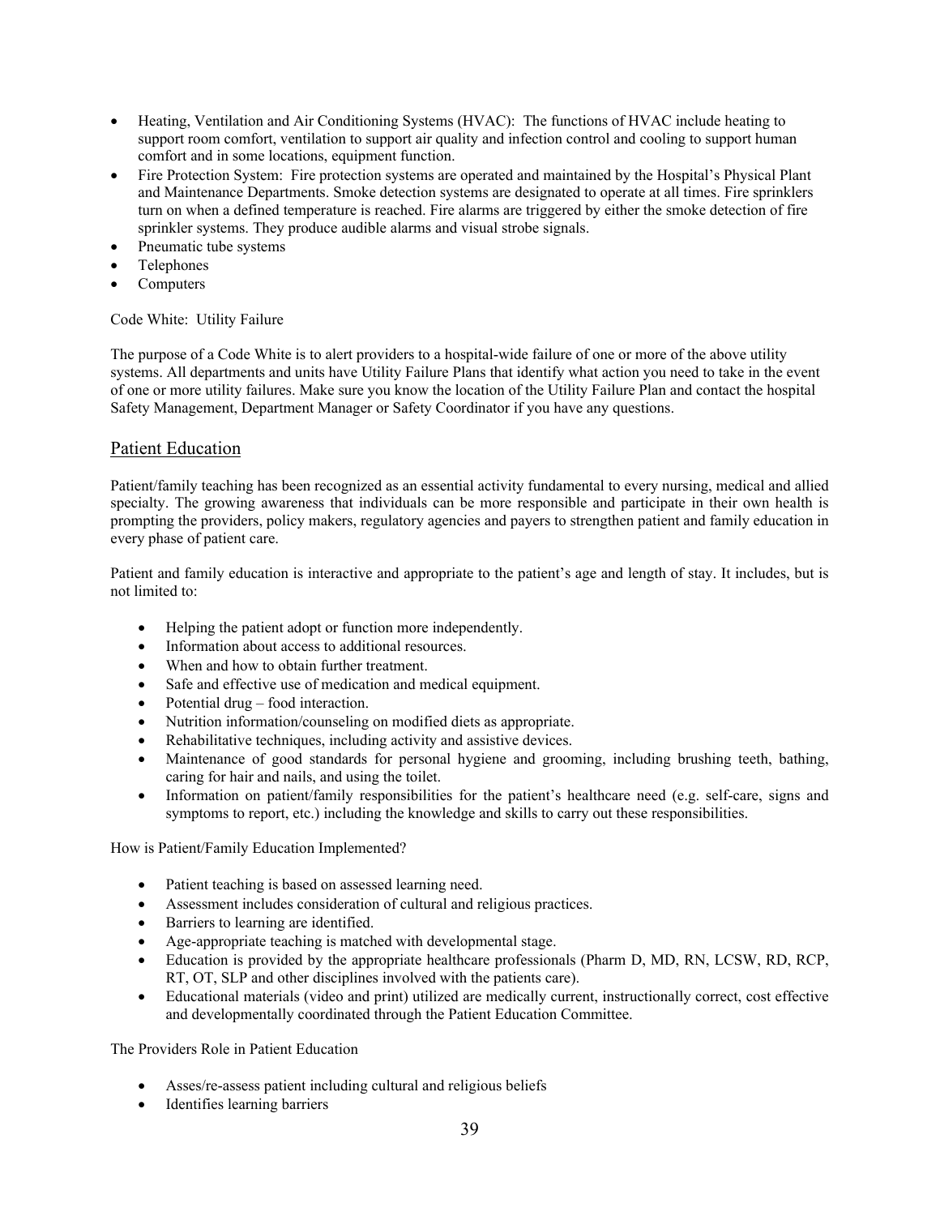- Heating, Ventilation and Air Conditioning Systems (HVAC): The functions of HVAC include heating to support room comfort, ventilation to support air quality and infection control and cooling to support human comfort and in some locations, equipment function.
- Fire Protection System: Fire protection systems are operated and maintained by the Hospital's Physical Plant and Maintenance Departments. Smoke detection systems are designated to operate at all times. Fire sprinklers turn on when a defined temperature is reached. Fire alarms are triggered by either the smoke detection of fire sprinkler systems. They produce audible alarms and visual strobe signals.
- Pneumatic tube systems
- Telephones
- Computers

Code White: Utility Failure

The purpose of a Code White is to alert providers to a hospital-wide failure of one or more of the above utility systems. All departments and units have Utility Failure Plans that identify what action you need to take in the event of one or more utility failures. Make sure you know the location of the Utility Failure Plan and contact the hospital Safety Management, Department Manager or Safety Coordinator if you have any questions.

## Patient Education

Patient/family teaching has been recognized as an essential activity fundamental to every nursing, medical and allied specialty. The growing awareness that individuals can be more responsible and participate in their own health is prompting the providers, policy makers, regulatory agencies and payers to strengthen patient and family education in every phase of patient care.

Patient and family education is interactive and appropriate to the patient's age and length of stay. It includes, but is not limited to:

- Helping the patient adopt or function more independently.
- Information about access to additional resources.
- When and how to obtain further treatment.
- Safe and effective use of medication and medical equipment.
- Potential drug – food interaction.
- Nutrition information/counseling on modified diets as appropriate.
- Rehabilitative techniques, including activity and assistive devices.
- Maintenance of good standards for personal hygiene and grooming, including brushing teeth, bathing, caring for hair and nails, and using the toilet.
- Information on patient/family responsibilities for the patient's healthcare need (e.g. self-care, signs and symptoms to report, etc.) including the knowledge and skills to carry out these responsibilities.

How is Patient/Family Education Implemented?

- Patient teaching is based on assessed learning need.
- Assessment includes consideration of cultural and religious practices.
- Barriers to learning are identified.
- Age-appropriate teaching is matched with developmental stage.
- Education is provided by the appropriate healthcare professionals (Pharm D, MD, RN, LCSW, RD, RCP, RT, OT, SLP and other disciplines involved with the patients care).
- Educational materials (video and print) utilized are medically current, instructionally correct, cost effective and developmentally coordinated through the Patient Education Committee.

The Providers Role in Patient Education

- Asses/re-assess patient including cultural and religious beliefs
- Identifies learning barriers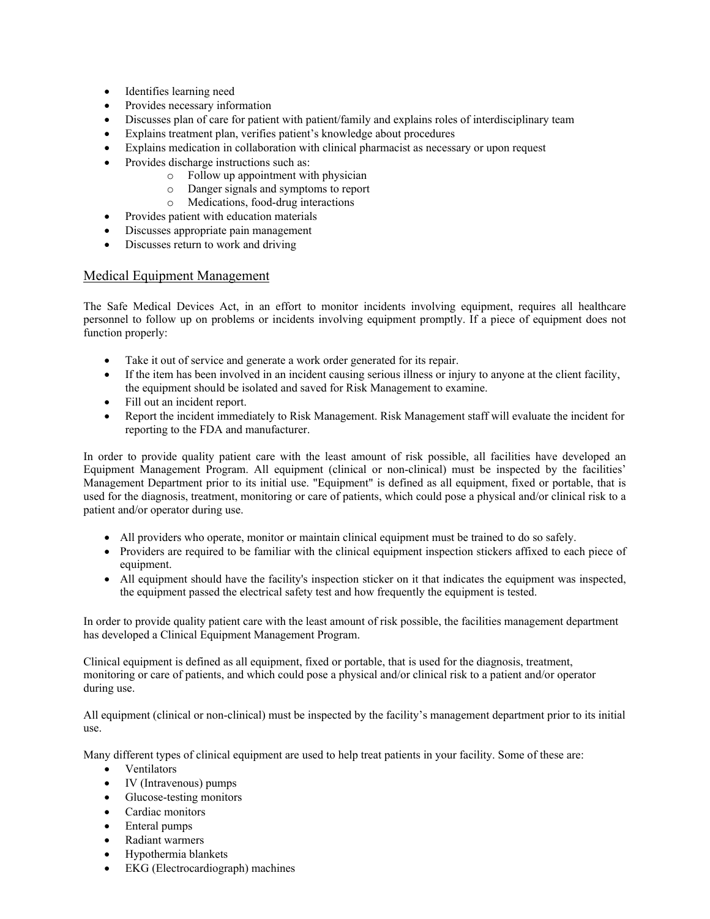- Identifies learning need
- Provides necessary information
- Discusses plan of care for patient with patient/family and explains roles of interdisciplinary team
- Explains treatment plan, verifies patient's knowledge about procedures
- Explains medication in collaboration with clinical pharmacist as necessary or upon request
- Provides discharge instructions such as:
  - Follow up appointment with physician
  - Danger signals and symptoms to report
  - Medications, food-drug interactions
- Provides patient with education materials
- Discusses appropriate pain management
- Discusses return to work and driving

## Medical Equipment Management

The Safe Medical Devices Act, in an effort to monitor incidents involving equipment, requires all healthcare personnel to follow up on problems or incidents involving equipment promptly. If a piece of equipment does not function properly:

- Take it out of service and generate a work order generated for its repair.
- If the item has been involved in an incident causing serious illness or injury to anyone at the client facility, the equipment should be isolated and saved for Risk Management to examine.
- Fill out an incident report.
- Report the incident immediately to Risk Management. Risk Management staff will evaluate the incident for reporting to the FDA and manufacturer.

In order to provide quality patient care with the least amount of risk possible, all facilities have developed an Equipment Management Program. All equipment (clinical or non-clinical) must be inspected by the facilities' Management Department prior to its initial use. "Equipment" is defined as all equipment, fixed or portable, that is used for the diagnosis, treatment, monitoring or care of patients, which could pose a physical and/or clinical risk to a patient and/or operator during use.

- All providers who operate, monitor or maintain clinical equipment must be trained to do so safely.
- Providers are required to be familiar with the clinical equipment inspection stickers affixed to each piece of equipment.
- All equipment should have the facility's inspection sticker on it that indicates the equipment was inspected, the equipment passed the electrical safety test and how frequently the equipment is tested.

In order to provide quality patient care with the least amount of risk possible, the facilities management department has developed a Clinical Equipment Management Program.

Clinical equipment is defined as all equipment, fixed or portable, that is used for the diagnosis, treatment, monitoring or care of patients, and which could pose a physical and/or clinical risk to a patient and/or operator during use.

All equipment (clinical or non-clinical) must be inspected by the facility's management department prior to its initial use.

Many different types of clinical equipment are used to help treat patients in your facility. Some of these are:

- Ventilators
- IV (Intravenous) pumps
- Glucose-testing monitors
- Cardiac monitors
- Enteral pumps
- Radiant warmers
- Hypothermia blankets
- EKG (Electrocardiograph) machines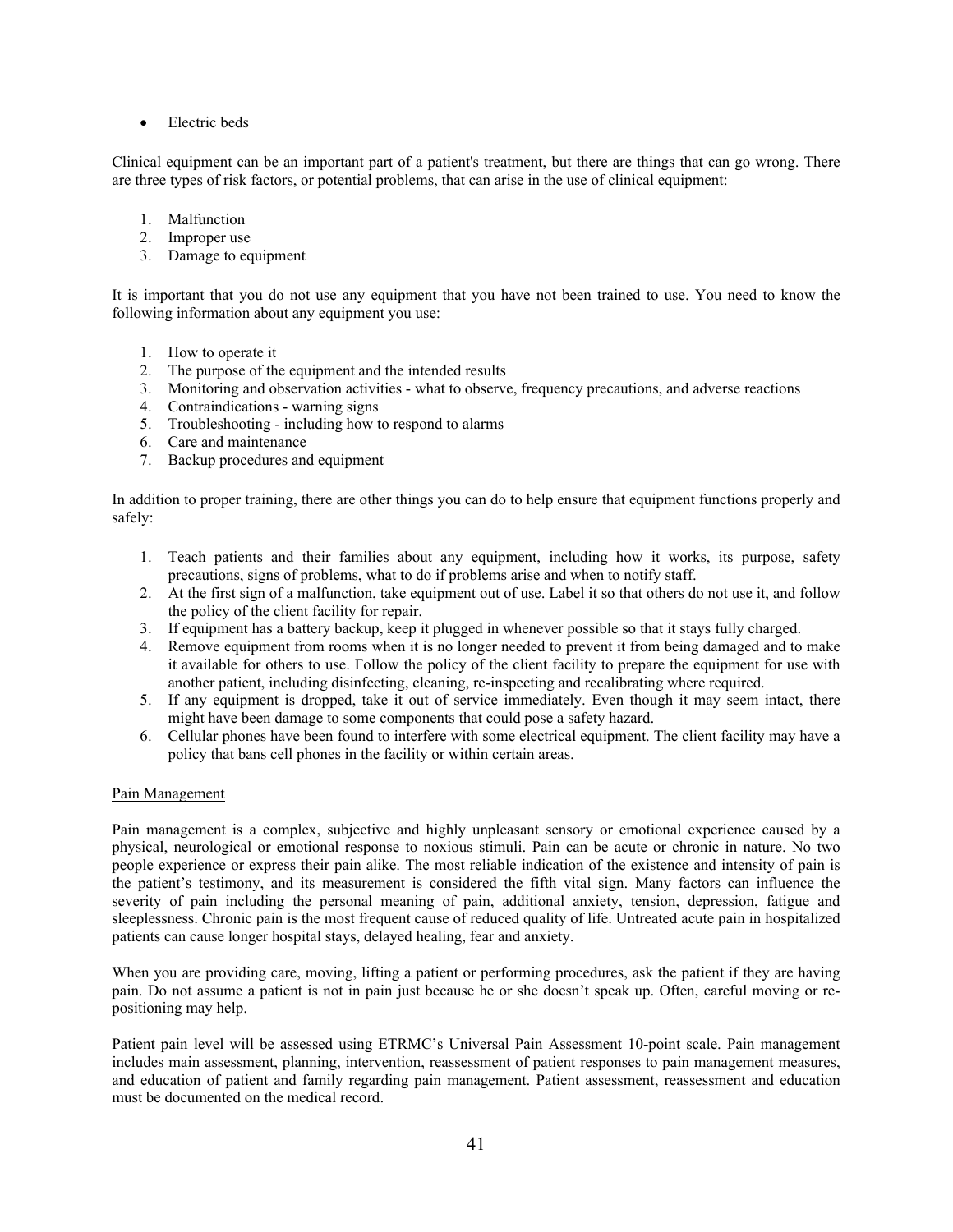- Electric beds

Clinical equipment can be an important part of a patient's treatment, but there are things that can go wrong. There are three types of risk factors, or potential problems, that can arise in the use of clinical equipment:

1. Malfunction
2. Improper use
3. Damage to equipment

It is important that you do not use any equipment that you have not been trained to use. You need to know the following information about any equipment you use:

1. How to operate it
2. The purpose of the equipment and the intended results
3. Monitoring and observation activities - what to observe, frequency precautions, and adverse reactions
4. Contraindications - warning signs
5. Troubleshooting - including how to respond to alarms
6. Care and maintenance
7. Backup procedures and equipment

In addition to proper training, there are other things you can do to help ensure that equipment functions properly and safely:

1. Teach patients and their families about any equipment, including how it works, its purpose, safety precautions, signs of problems, what to do if problems arise and when to notify staff.
2. At the first sign of a malfunction, take equipment out of use. Label it so that others do not use it, and follow the policy of the client facility for repair.
3. If equipment has a battery backup, keep it plugged in whenever possible so that it stays fully charged.
4. Remove equipment from rooms when it is no longer needed to prevent it from being damaged and to make it available for others to use. Follow the policy of the client facility to prepare the equipment for use with another patient, including disinfecting, cleaning, re-inspecting and recalibrating where required.
5. If any equipment is dropped, take it out of service immediately. Even though it may seem intact, there might have been damage to some components that could pose a safety hazard.
6. Cellular phones have been found to interfere with some electrical equipment. The client facility may have a policy that bans cell phones in the facility or within certain areas.

## Pain Management

Pain management is a complex, subjective and highly unpleasant sensory or emotional experience caused by a physical, neurological or emotional response to noxious stimuli. Pain can be acute or chronic in nature. No two people experience or express their pain alike. The most reliable indication of the existence and intensity of pain is the patient's testimony, and its measurement is considered the fifth vital sign. Many factors can influence the severity of pain including the personal meaning of pain, additional anxiety, tension, depression, fatigue and sleeplessness. Chronic pain is the most frequent cause of reduced quality of life. Untreated acute pain in hospitalized patients can cause longer hospital stays, delayed healing, fear and anxiety.

When you are providing care, moving, lifting a patient or performing procedures, ask the patient if they are having pain. Do not assume a patient is not in pain just because he or she doesn't speak up. Often, careful moving or re-positioning may help.

Patient pain level will be assessed using ETRMC's Universal Pain Assessment 10-point scale. Pain management includes main assessment, planning, intervention, reassessment of patient responses to pain management measures, and education of patient and family regarding pain management. Patient assessment, reassessment and education must be documented on the medical record.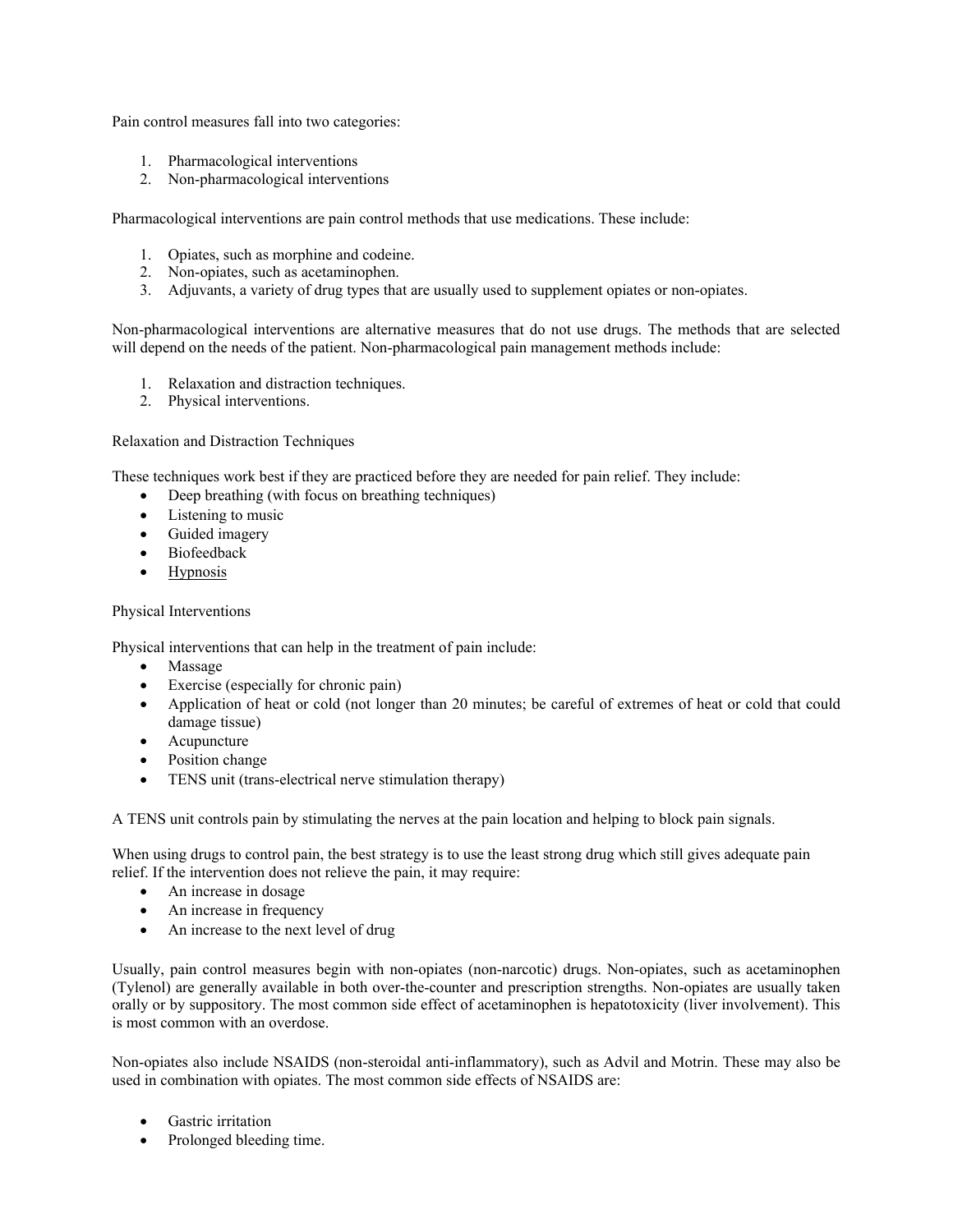Pain control measures fall into two categories:

1. Pharmacological interventions
2. Non-pharmacological interventions

Pharmacological interventions are pain control methods that use medications. These include:

1. Opiates, such as morphine and codeine.
2. Non-opiates, such as acetaminophen.
3. Adjuvants, a variety of drug types that are usually used to supplement opiates or non-opiates.

Non-pharmacological interventions are alternative measures that do not use drugs. The methods that are selected will depend on the needs of the patient. Non-pharmacological pain management methods include:

1. Relaxation and distraction techniques.
2. Physical interventions.

Relaxation and Distraction Techniques

These techniques work best if they are practiced before they are needed for pain relief. They include:

- Deep breathing (with focus on breathing techniques)
- Listening to music
- Guided imagery
- Biofeedback
- Hypnosis

Physical Interventions

Physical interventions that can help in the treatment of pain include:

- Massage
- Exercise (especially for chronic pain)
- Application of heat or cold (not longer than 20 minutes; be careful of extremes of heat or cold that could damage tissue)
- Acupuncture
- Position change
- TENS unit (trans-electrical nerve stimulation therapy)

A TENS unit controls pain by stimulating the nerves at the pain location and helping to block pain signals.

When using drugs to control pain, the best strategy is to use the least strong drug which still gives adequate pain relief. If the intervention does not relieve the pain, it may require:

- An increase in dosage
- An increase in frequency
- An increase to the next level of drug

Usually, pain control measures begin with non-opiates (non-narcotic) drugs. Non-opiates, such as acetaminophen (Tylenol) are generally available in both over-the-counter and prescription strengths. Non-opiates are usually taken orally or by suppository. The most common side effect of acetaminophen is hepatotoxicity (liver involvement). This is most common with an overdose.

Non-opiates also include NSAIDS (non-steroidal anti-inflammatory), such as Advil and Motrin. These may also be used in combination with opiates. The most common side effects of NSAIDS are:

- Gastric irritation
- Prolonged bleeding time.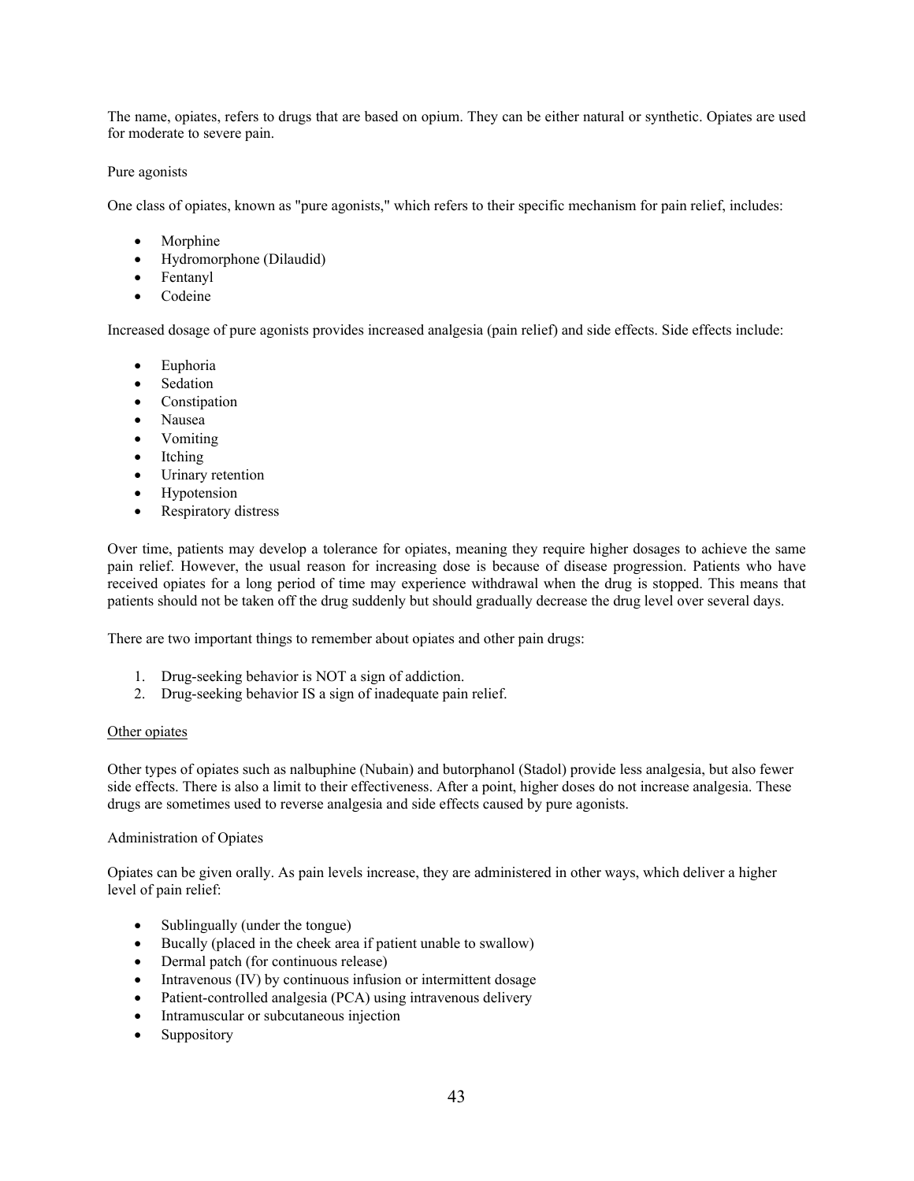The name, opiates, refers to drugs that are based on opium. They can be either natural or synthetic. Opiates are used for moderate to severe pain.

Pure agonists

One class of opiates, known as "pure agonists," which refers to their specific mechanism for pain relief, includes:

- Morphine
- Hydromorphone (Dilaudid)
- Fentanyl
- Codeine

Increased dosage of pure agonists provides increased analgesia (pain relief) and side effects. Side effects include:

- Euphoria
- Sedation
- Constipation
- Nausea
- Vomiting
- Itching
- Urinary retention
- Hypotension
- Respiratory distress

Over time, patients may develop a tolerance for opiates, meaning they require higher dosages to achieve the same pain relief. However, the usual reason for increasing dose is because of disease progression. Patients who have received opiates for a long period of time may experience withdrawal when the drug is stopped. This means that patients should not be taken off the drug suddenly but should gradually decrease the drug level over several days.

There are two important things to remember about opiates and other pain drugs:

1. Drug-seeking behavior is NOT a sign of addiction.
2. Drug-seeking behavior IS a sign of inadequate pain relief.

Other opiates

Other types of opiates such as nalbuphine (Nubain) and butorphanol (Stadol) provide less analgesia, but also fewer side effects. There is also a limit to their effectiveness. After a point, higher doses do not increase analgesia. These drugs are sometimes used to reverse analgesia and side effects caused by pure agonists.

Administration of Opiates

Opiates can be given orally. As pain levels increase, they are administered in other ways, which deliver a higher level of pain relief:

- Sublingually (under the tongue)
- Bucally (placed in the cheek area if patient unable to swallow)
- Dermal patch (for continuous release)
- Intravenous (IV) by continuous infusion or intermittent dosage
- Patient-controlled analgesia (PCA) using intravenous delivery
- Intramuscular or subcutaneous injection
- Suppository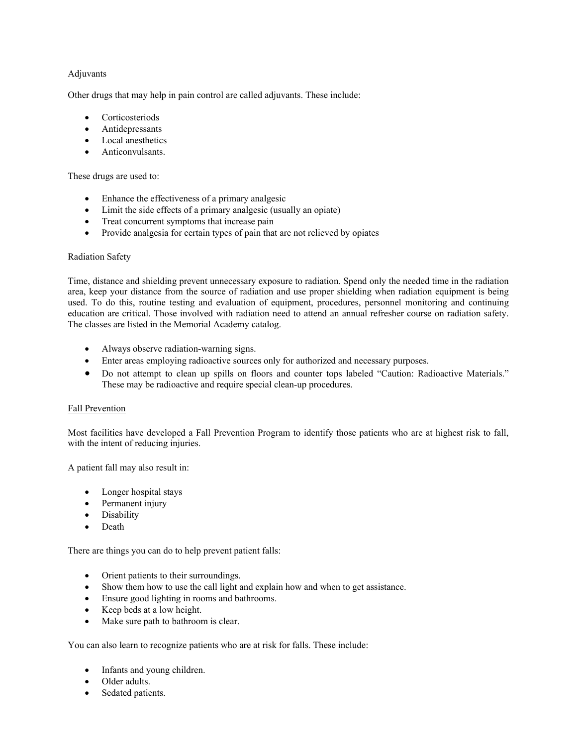## Adjuvants

Other drugs that may help in pain control are called adjuvants. These include:

- Corticosteriods
- Antidepressants
- Local anesthetics
- Anticonvulsants.

These drugs are used to:

- Enhance the effectiveness of a primary analgesic
- Limit the side effects of a primary analgesic (usually an opiate)
- Treat concurrent symptoms that increase pain
- Provide analgesia for certain types of pain that are not relieved by opiates

## Radiation Safety

Time, distance and shielding prevent unnecessary exposure to radiation. Spend only the needed time in the radiation area, keep your distance from the source of radiation and use proper shielding when radiation equipment is being used. To do this, routine testing and evaluation of equipment, procedures, personnel monitoring and continuing education are critical. Those involved with radiation need to attend an annual refresher course on radiation safety. The classes are listed in the Memorial Academy catalog.

- Always observe radiation-warning signs.
- Enter areas employing radioactive sources only for authorized and necessary purposes.
- Do not attempt to clean up spills on floors and counter tops labeled "Caution: Radioactive Materials." These may be radioactive and require special clean-up procedures.

## Fall Prevention

Most facilities have developed a Fall Prevention Program to identify those patients who are at highest risk to fall, with the intent of reducing injuries.

A patient fall may also result in:

- Longer hospital stays
- Permanent injury
- Disability
- Death

There are things you can do to help prevent patient falls:

- Orient patients to their surroundings.
- Show them how to use the call light and explain how and when to get assistance.
- Ensure good lighting in rooms and bathrooms.
- Keep beds at a low height.
- Make sure path to bathroom is clear.

You can also learn to recognize patients who are at risk for falls. These include:

- Infants and young children.
- Older adults.
- Sedated patients.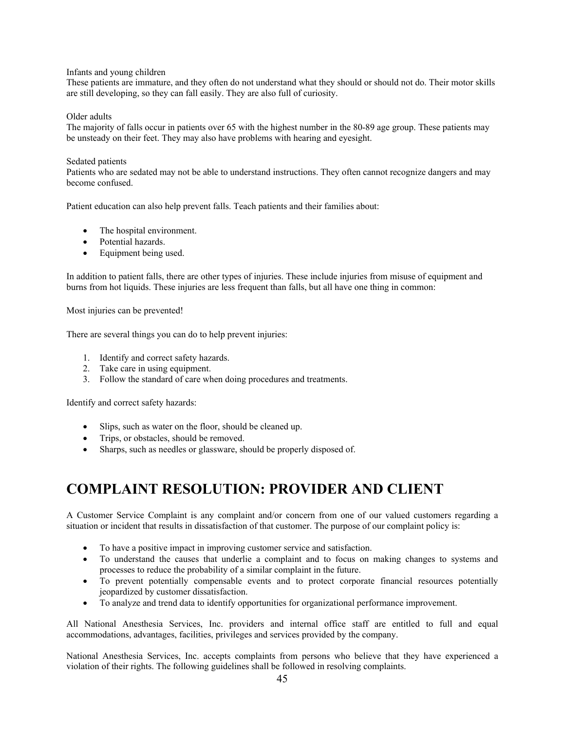Infants and young children
These patients are immature, and they often do not understand what they should or should not do. Their motor skills are still developing, so they can fall easily. They are also full of curiosity.

Older adults
The majority of falls occur in patients over 65 with the highest number in the 80-89 age group. These patients may be unsteady on their feet. They may also have problems with hearing and eyesight.

Sedated patients
Patients who are sedated may not be able to understand instructions. They often cannot recognize dangers and may become confused.

Patient education can also help prevent falls. Teach patients and their families about:

- The hospital environment.
- Potential hazards.
- Equipment being used.

In addition to patient falls, there are other types of injuries. These include injuries from misuse of equipment and burns from hot liquids. These injuries are less frequent than falls, but all have one thing in common:

Most injuries can be prevented!

There are several things you can do to help prevent injuries:

1. Identify and correct safety hazards.
2. Take care in using equipment.
3. Follow the standard of care when doing procedures and treatments.

Identify and correct safety hazards:

- Slips, such as water on the floor, should be cleaned up.
- Trips, or obstacles, should be removed.
- Sharps, such as needles or glassware, should be properly disposed of.

# COMPLAINT RESOLUTION: PROVIDER AND CLIENT

A Customer Service Complaint is any complaint and/or concern from one of our valued customers regarding a situation or incident that results in dissatisfaction of that customer. The purpose of our complaint policy is:

- To have a positive impact in improving customer service and satisfaction.
- To understand the causes that underlie a complaint and to focus on making changes to systems and processes to reduce the probability of a similar complaint in the future.
- To prevent potentially compensable events and to protect corporate financial resources potentially jeopardized by customer dissatisfaction.
- To analyze and trend data to identify opportunities for organizational performance improvement.

All National Anesthesia Services, Inc. providers and internal office staff are entitled to full and equal accommodations, advantages, facilities, privileges and services provided by the company.

National Anesthesia Services, Inc. accepts complaints from persons who believe that they have experienced a violation of their rights. The following guidelines shall be followed in resolving complaints.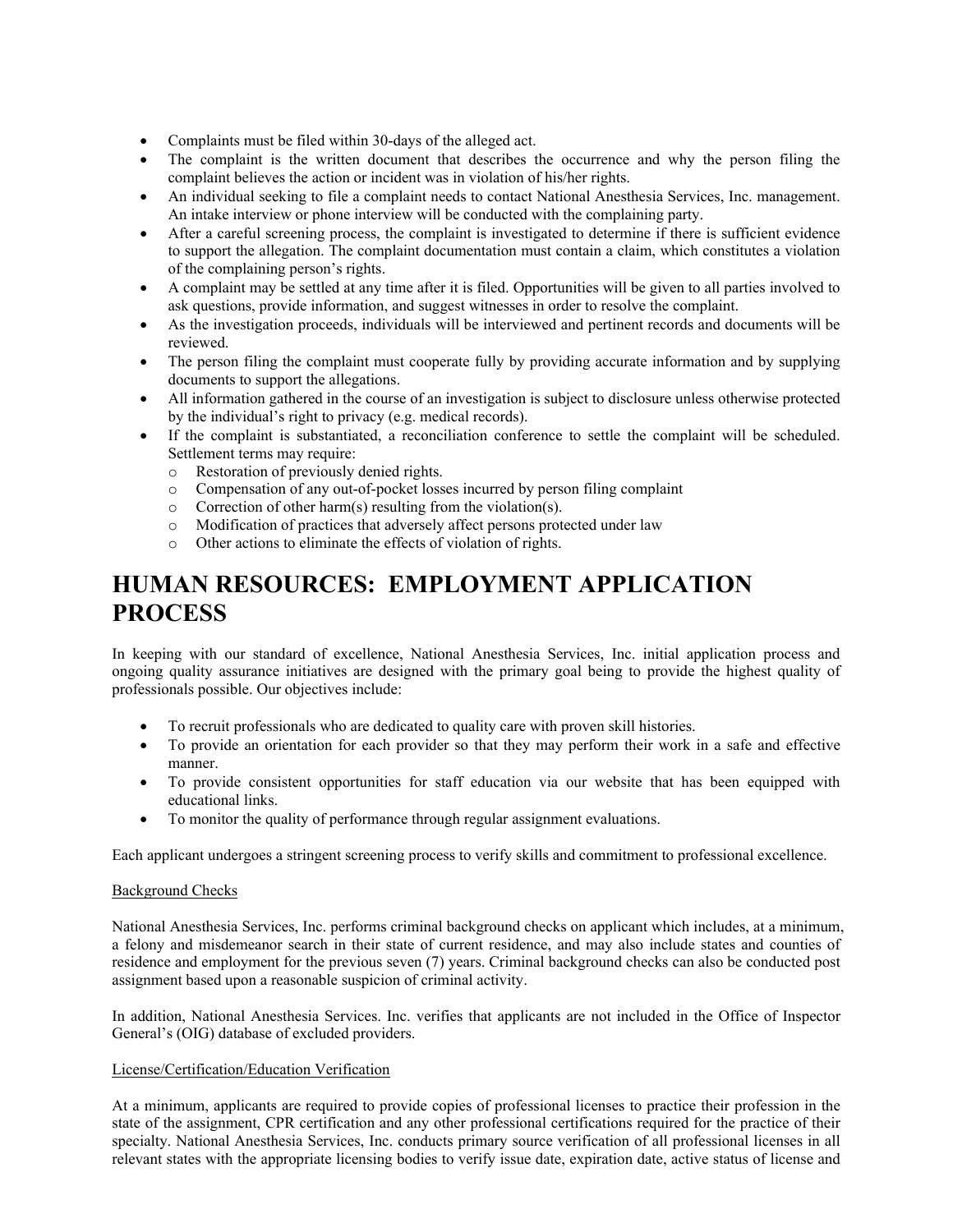- Complaints must be filed within 30-days of the alleged act.
- The complaint is the written document that describes the occurrence and why the person filing the complaint believes the action or incident was in violation of his/her rights.
- An individual seeking to file a complaint needs to contact National Anesthesia Services, Inc. management. An intake interview or phone interview will be conducted with the complaining party.
- After a careful screening process, the complaint is investigated to determine if there is sufficient evidence to support the allegation. The complaint documentation must contain a claim, which constitutes a violation of the complaining person's rights.
- A complaint may be settled at any time after it is filed. Opportunities will be given to all parties involved to ask questions, provide information, and suggest witnesses in order to resolve the complaint.
- As the investigation proceeds, individuals will be interviewed and pertinent records and documents will be reviewed.
- The person filing the complaint must cooperate fully by providing accurate information and by supplying documents to support the allegations.
- All information gathered in the course of an investigation is subject to disclosure unless otherwise protected by the individual's right to privacy (e.g. medical records).
- If the complaint is substantiated, a reconciliation conference to settle the complaint will be scheduled. Settlement terms may require:
  - Restoration of previously denied rights.
  - Compensation of any out-of-pocket losses incurred by person filing complaint
  - Correction of other harm(s) resulting from the violation(s).
  - Modification of practices that adversely affect persons protected under law
  - Other actions to eliminate the effects of violation of rights.

# HUMAN RESOURCES: EMPLOYMENT APPLICATION PROCESS

In keeping with our standard of excellence, National Anesthesia Services, Inc. initial application process and ongoing quality assurance initiatives are designed with the primary goal being to provide the highest quality of professionals possible. Our objectives include:

- To recruit professionals who are dedicated to quality care with proven skill histories.
- To provide an orientation for each provider so that they may perform their work in a safe and effective manner.
- To provide consistent opportunities for staff education via our website that has been equipped with educational links.
- To monitor the quality of performance through regular assignment evaluations.

Each applicant undergoes a stringent screening process to verify skills and commitment to professional excellence.

Background Checks

National Anesthesia Services, Inc. performs criminal background checks on applicant which includes, at a minimum, a felony and misdemeanor search in their state of current residence, and may also include states and counties of residence and employment for the previous seven (7) years. Criminal background checks can also be conducted post assignment based upon a reasonable suspicion of criminal activity.

In addition, National Anesthesia Services. Inc. verifies that applicants are not included in the Office of Inspector General's (OIG) database of excluded providers.

License/Certification/Education Verification

At a minimum, applicants are required to provide copies of professional licenses to practice their profession in the state of the assignment, CPR certification and any other professional certifications required for the practice of their specialty. National Anesthesia Services, Inc. conducts primary source verification of all professional licenses in all relevant states with the appropriate licensing bodies to verify issue date, expiration date, active status of license and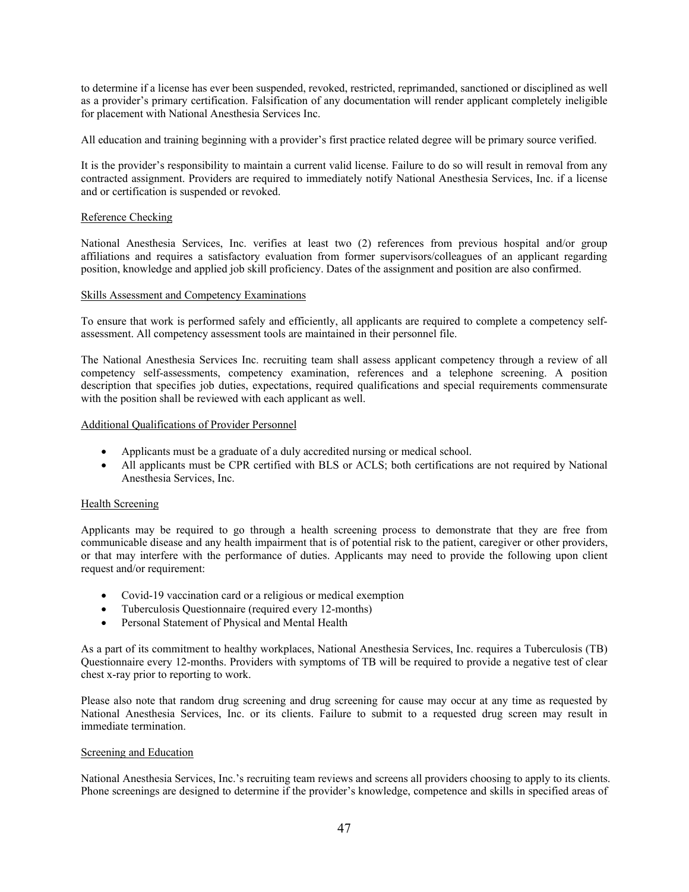to determine if a license has ever been suspended, revoked, restricted, reprimanded, sanctioned or disciplined as well as a provider's primary certification. Falsification of any documentation will render applicant completely ineligible for placement with National Anesthesia Services Inc.

All education and training beginning with a provider's first practice related degree will be primary source verified.

It is the provider's responsibility to maintain a current valid license. Failure to do so will result in removal from any contracted assignment. Providers are required to immediately notify National Anesthesia Services, Inc. if a license and or certification is suspended or revoked.

<u>Reference Checking</u>

National Anesthesia Services, Inc. verifies at least two (2) references from previous hospital and/or group affiliations and requires a satisfactory evaluation from former supervisors/colleagues of an applicant regarding position, knowledge and applied job skill proficiency. Dates of the assignment and position are also confirmed.

<u>Skills Assessment and Competency Examinations</u>

To ensure that work is performed safely and efficiently, all applicants are required to complete a competency self-assessment. All competency assessment tools are maintained in their personnel file.

The National Anesthesia Services Inc. recruiting team shall assess applicant competency through a review of all competency self-assessments, competency examination, references and a telephone screening. A position description that specifies job duties, expectations, required qualifications and special requirements commensurate with the position shall be reviewed with each applicant as well.

<u>Additional Qualifications of Provider Personnel</u>

- Applicants must be a graduate of a duly accredited nursing or medical school.
- All applicants must be CPR certified with BLS or ACLS; both certifications are not required by National Anesthesia Services, Inc.

<u>Health Screening</u>

Applicants may be required to go through a health screening process to demonstrate that they are free from communicable disease and any health impairment that is of potential risk to the patient, caregiver or other providers, or that may interfere with the performance of duties. Applicants may need to provide the following upon client request and/or requirement:

- Covid-19 vaccination card or a religious or medical exemption
- Tuberculosis Questionnaire (required every 12-months)
- Personal Statement of Physical and Mental Health

As a part of its commitment to healthy workplaces, National Anesthesia Services, Inc. requires a Tuberculosis (TB) Questionnaire every 12-months. Providers with symptoms of TB will be required to provide a negative test of clear chest x-ray prior to reporting to work.

Please also note that random drug screening and drug screening for cause may occur at any time as requested by National Anesthesia Services, Inc. or its clients. Failure to submit to a requested drug screen may result in immediate termination.

<u>Screening and Education</u>

National Anesthesia Services, Inc.'s recruiting team reviews and screens all providers choosing to apply to its clients. Phone screenings are designed to determine if the provider's knowledge, competence and skills in specified areas of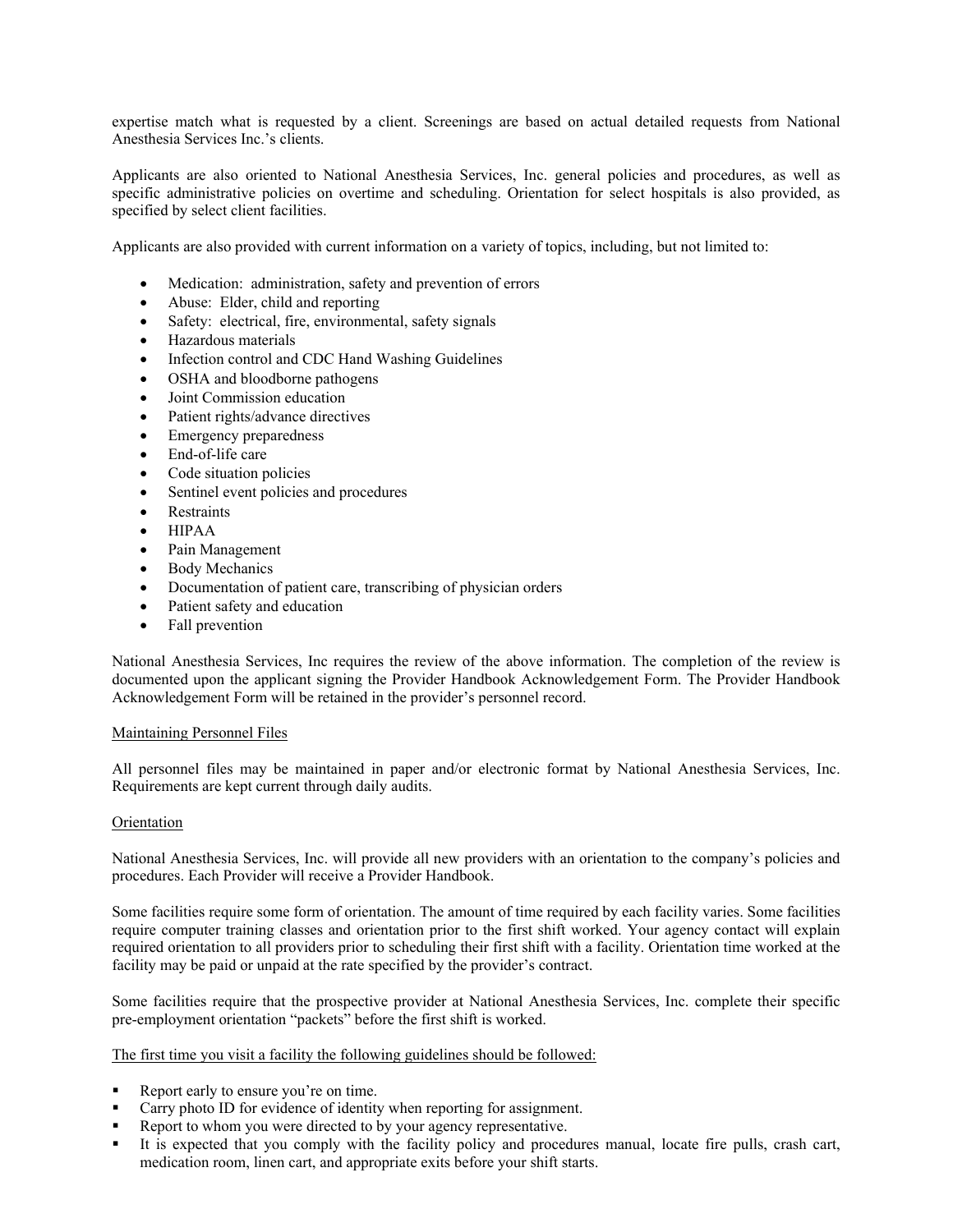expertise match what is requested by a client. Screenings are based on actual detailed requests from National Anesthesia Services Inc.'s clients.

Applicants are also oriented to National Anesthesia Services, Inc. general policies and procedures, as well as specific administrative policies on overtime and scheduling. Orientation for select hospitals is also provided, as specified by select client facilities.

Applicants are also provided with current information on a variety of topics, including, but not limited to:

- Medication: administration, safety and prevention of errors
- Abuse: Elder, child and reporting
- Safety: electrical, fire, environmental, safety signals
- Hazardous materials
- Infection control and CDC Hand Washing Guidelines
- OSHA and bloodborne pathogens
- Joint Commission education
- Patient rights/advance directives
- Emergency preparedness
- End-of-life care
- Code situation policies
- Sentinel event policies and procedures
- Restraints
- HIPAA
- Pain Management
- Body Mechanics
- Documentation of patient care, transcribing of physician orders
- Patient safety and education
- Fall prevention

National Anesthesia Services, Inc requires the review of the above information. The completion of the review is documented upon the applicant signing the Provider Handbook Acknowledgement Form. The Provider Handbook Acknowledgement Form will be retained in the provider's personnel record.

<u>Maintaining Personnel Files</u>

All personnel files may be maintained in paper and/or electronic format by National Anesthesia Services, Inc. Requirements are kept current through daily audits.

<u>Orientation</u>

National Anesthesia Services, Inc. will provide all new providers with an orientation to the company's policies and procedures. Each Provider will receive a Provider Handbook.

Some facilities require some form of orientation. The amount of time required by each facility varies. Some facilities require computer training classes and orientation prior to the first shift worked. Your agency contact will explain required orientation to all providers prior to scheduling their first shift with a facility. Orientation time worked at the facility may be paid or unpaid at the rate specified by the provider's contract.

Some facilities require that the prospective provider at National Anesthesia Services, Inc. complete their specific pre-employment orientation "packets" before the first shift is worked.

<u>The first time you visit a facility the following guidelines should be followed:</u>

- Report early to ensure you're on time.
- Carry photo ID for evidence of identity when reporting for assignment.
- Report to whom you were directed to by your agency representative.
- It is expected that you comply with the facility policy and procedures manual, locate fire pulls, crash cart, medication room, linen cart, and appropriate exits before your shift starts.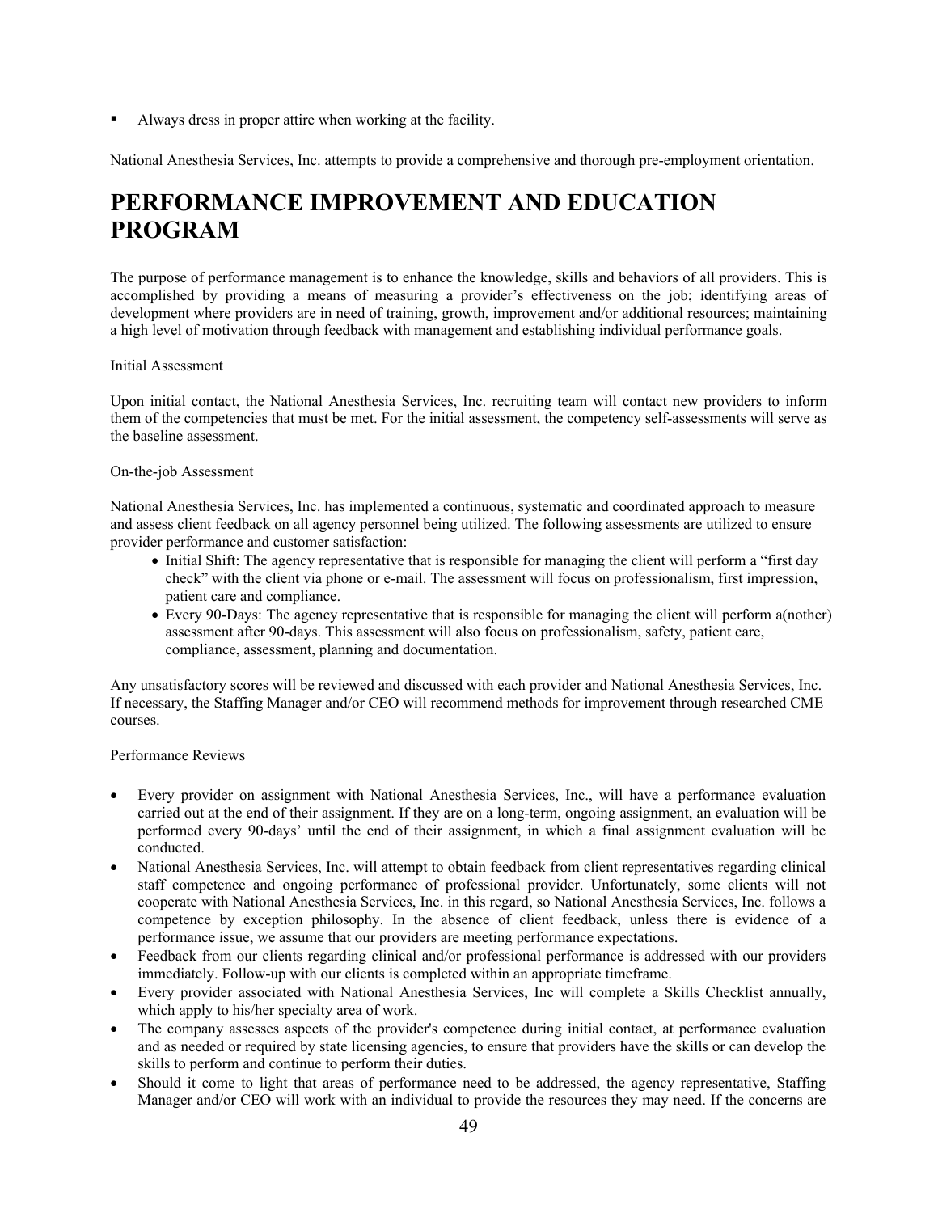- Always dress in proper attire when working at the facility.

National Anesthesia Services, Inc. attempts to provide a comprehensive and thorough pre-employment orientation.

# PERFORMANCE IMPROVEMENT AND EDUCATION PROGRAM

The purpose of performance management is to enhance the knowledge, skills and behaviors of all providers. This is accomplished by providing a means of measuring a provider's effectiveness on the job; identifying areas of development where providers are in need of training, growth, improvement and/or additional resources; maintaining a high level of motivation through feedback with management and establishing individual performance goals.

Initial Assessment

Upon initial contact, the National Anesthesia Services, Inc. recruiting team will contact new providers to inform them of the competencies that must be met. For the initial assessment, the competency self-assessments will serve as the baseline assessment.

On-the-job Assessment

National Anesthesia Services, Inc. has implemented a continuous, systematic and coordinated approach to measure and assess client feedback on all agency personnel being utilized. The following assessments are utilized to ensure provider performance and customer satisfaction:

- Initial Shift: The agency representative that is responsible for managing the client will perform a "first day check" with the client via phone or e-mail. The assessment will focus on professionalism, first impression, patient care and compliance.
- Every 90-Days: The agency representative that is responsible for managing the client will perform a(nother) assessment after 90-days. This assessment will also focus on professionalism, safety, patient care, compliance, assessment, planning and documentation.

Any unsatisfactory scores will be reviewed and discussed with each provider and National Anesthesia Services, Inc. If necessary, the Staffing Manager and/or CEO will recommend methods for improvement through researched CME courses.

Performance Reviews

- Every provider on assignment with National Anesthesia Services, Inc., will have a performance evaluation carried out at the end of their assignment. If they are on a long-term, ongoing assignment, an evaluation will be performed every 90-days' until the end of their assignment, in which a final assignment evaluation will be conducted.
- National Anesthesia Services, Inc. will attempt to obtain feedback from client representatives regarding clinical staff competence and ongoing performance of professional provider. Unfortunately, some clients will not cooperate with National Anesthesia Services, Inc. in this regard, so National Anesthesia Services, Inc. follows a competence by exception philosophy. In the absence of client feedback, unless there is evidence of a performance issue, we assume that our providers are meeting performance expectations.
- Feedback from our clients regarding clinical and/or professional performance is addressed with our providers immediately. Follow-up with our clients is completed within an appropriate timeframe.
- Every provider associated with National Anesthesia Services, Inc will complete a Skills Checklist annually, which apply to his/her specialty area of work.
- The company assesses aspects of the provider's competence during initial contact, at performance evaluation and as needed or required by state licensing agencies, to ensure that providers have the skills or can develop the skills to perform and continue to perform their duties.
- Should it come to light that areas of performance need to be addressed, the agency representative, Staffing Manager and/or CEO will work with an individual to provide the resources they may need. If the concerns are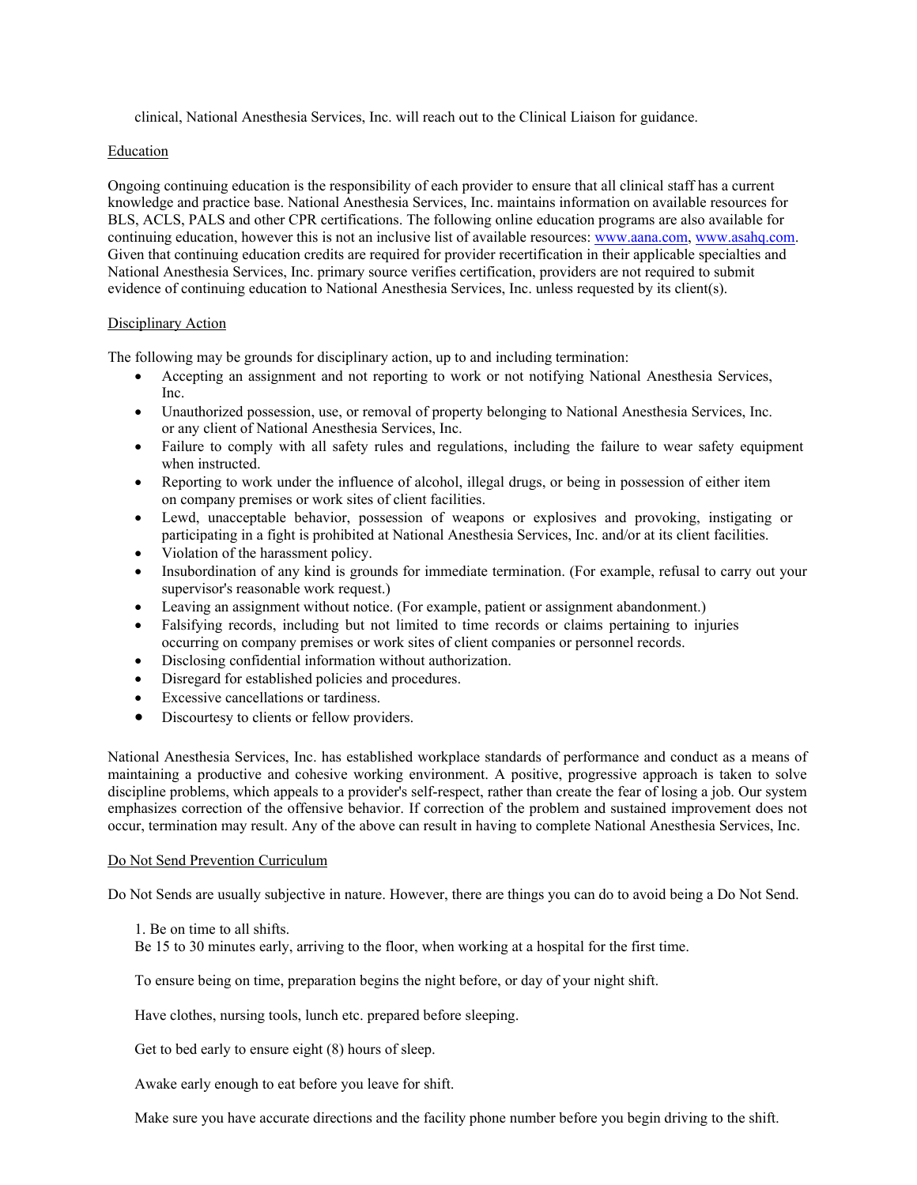clinical, National Anesthesia Services, Inc. will reach out to the Clinical Liaison for guidance.

## Education

Ongoing continuing education is the responsibility of each provider to ensure that all clinical staff has a current knowledge and practice base. National Anesthesia Services, Inc. maintains information on available resources for BLS, ACLS, PALS and other CPR certifications. The following online education programs are also available for continuing education, however this is not an inclusive list of available resources: www.aana.com, www.asahq.com. Given that continuing education credits are required for provider recertification in their applicable specialties and National Anesthesia Services, Inc. primary source verifies certification, providers are not required to submit evidence of continuing education to National Anesthesia Services, Inc. unless requested by its client(s).

## Disciplinary Action

The following may be grounds for disciplinary action, up to and including termination:

- Accepting an assignment and not reporting to work or not notifying National Anesthesia Services, Inc.
- Unauthorized possession, use, or removal of property belonging to National Anesthesia Services, Inc. or any client of National Anesthesia Services, Inc.
- Failure to comply with all safety rules and regulations, including the failure to wear safety equipment when instructed.
- Reporting to work under the influence of alcohol, illegal drugs, or being in possession of either item on company premises or work sites of client facilities.
- Lewd, unacceptable behavior, possession of weapons or explosives and provoking, instigating or participating in a fight is prohibited at National Anesthesia Services, Inc. and/or at its client facilities.
- Violation of the harassment policy.
- Insubordination of any kind is grounds for immediate termination. (For example, refusal to carry out your supervisor's reasonable work request.)
- Leaving an assignment without notice. (For example, patient or assignment abandonment.)
- Falsifying records, including but not limited to time records or claims pertaining to injuries occurring on company premises or work sites of client companies or personnel records.
- Disclosing confidential information without authorization.
- Disregard for established policies and procedures.
- Excessive cancellations or tardiness.
- Discourtesy to clients or fellow providers.

National Anesthesia Services, Inc. has established workplace standards of performance and conduct as a means of maintaining a productive and cohesive working environment. A positive, progressive approach is taken to solve discipline problems, which appeals to a provider's self-respect, rather than create the fear of losing a job. Our system emphasizes correction of the offensive behavior. If correction of the problem and sustained improvement does not occur, termination may result. Any of the above can result in having to complete National Anesthesia Services, Inc.

## Do Not Send Prevention Curriculum

Do Not Sends are usually subjective in nature. However, there are things you can do to avoid being a Do Not Send.

1. Be on time to all shifts.

Be 15 to 30 minutes early, arriving to the floor, when working at a hospital for the first time.

To ensure being on time, preparation begins the night before, or day of your night shift.

Have clothes, nursing tools, lunch etc. prepared before sleeping.

Get to bed early to ensure eight (8) hours of sleep.

Awake early enough to eat before you leave for shift.

Make sure you have accurate directions and the facility phone number before you begin driving to the shift.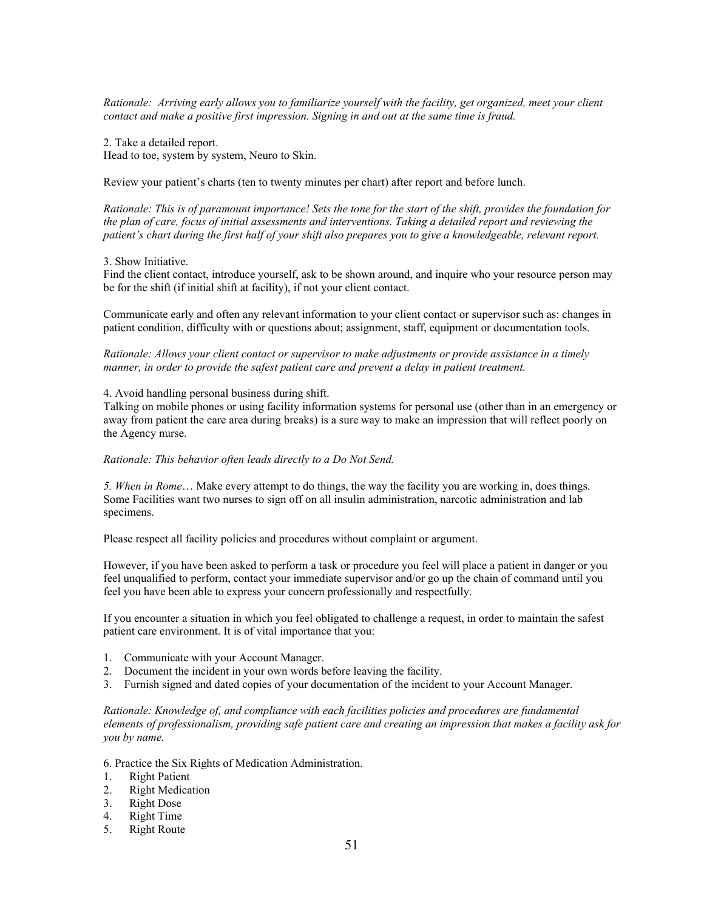*Rationale: Arriving early allows you to familiarize yourself with the facility, get organized, meet your client contact and make a positive first impression. Signing in and out at the same time is fraud.*

2. Take a detailed report.
Head to toe, system by system, Neuro to Skin.

Review your patient's charts (ten to twenty minutes per chart) after report and before lunch.

*Rationale: This is of paramount importance! Sets the tone for the start of the shift, provides the foundation for the plan of care, focus of initial assessments and interventions. Taking a detailed report and reviewing the patient's chart during the first half of your shift also prepares you to give a knowledgeable, relevant report.*

3. Show Initiative.
Find the client contact, introduce yourself, ask to be shown around, and inquire who your resource person may be for the shift (if initial shift at facility), if not your client contact.

Communicate early and often any relevant information to your client contact or supervisor such as: changes in patient condition, difficulty with or questions about; assignment, staff, equipment or documentation tools.

*Rationale: Allows your client contact or supervisor to make adjustments or provide assistance in a timely manner, in order to provide the safest patient care and prevent a delay in patient treatment.*

4. Avoid handling personal business during shift.
Talking on mobile phones or using facility information systems for personal use (other than in an emergency or away from patient the care area during breaks) is a sure way to make an impression that will reflect poorly on the Agency nurse.

*Rationale: This behavior often leads directly to a Do Not Send.*

*5. When in Rome*… Make every attempt to do things, the way the facility you are working in, does things. Some Facilities want two nurses to sign off on all insulin administration, narcotic administration and lab specimens.

Please respect all facility policies and procedures without complaint or argument.

However, if you have been asked to perform a task or procedure you feel will place a patient in danger or you feel unqualified to perform, contact your immediate supervisor and/or go up the chain of command until you feel you have been able to express your concern professionally and respectfully.

If you encounter a situation in which you feel obligated to challenge a request, in order to maintain the safest patient care environment. It is of vital importance that you:

1. Communicate with your Account Manager.
2. Document the incident in your own words before leaving the facility.
3. Furnish signed and dated copies of your documentation of the incident to your Account Manager.

*Rationale: Knowledge of, and compliance with each facilities policies and procedures are fundamental elements of professionalism, providing safe patient care and creating an impression that makes a facility ask for you by name.*

6. Practice the Six Rights of Medication Administration.
1. Right Patient
2. Right Medication
3. Right Dose
4. Right Time
5. Right Route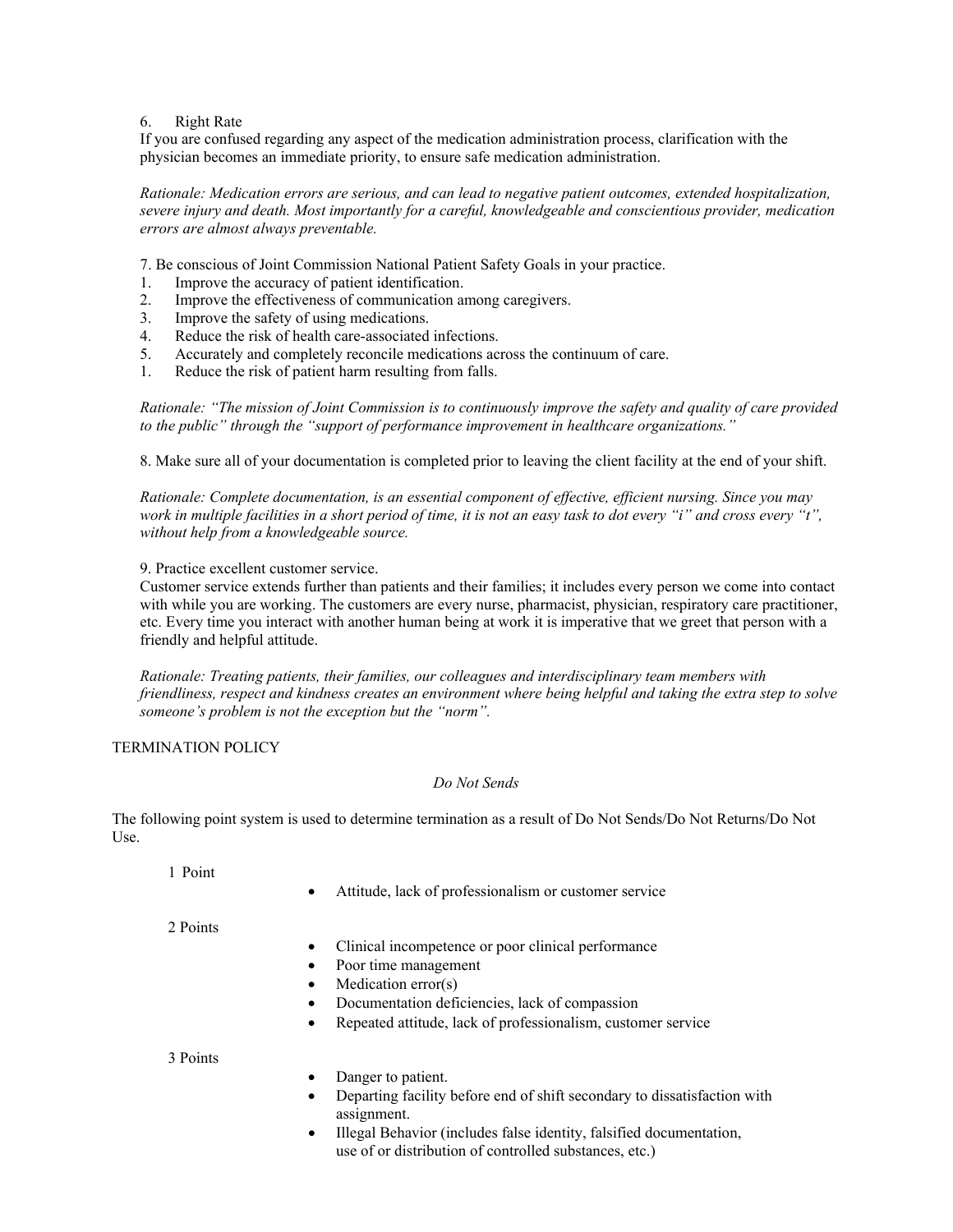6. Right Rate

If you are confused regarding any aspect of the medication administration process, clarification with the physician becomes an immediate priority, to ensure safe medication administration.

*Rationale: Medication errors are serious, and can lead to negative patient outcomes, extended hospitalization, severe injury and death. Most importantly for a careful, knowledgeable and conscientious provider, medication errors are almost always preventable.*

7. Be conscious of Joint Commission National Patient Safety Goals in your practice.

1. Improve the accuracy of patient identification.
2. Improve the effectiveness of communication among caregivers.
3. Improve the safety of using medications.
4. Reduce the risk of health care-associated infections.
5. Accurately and completely reconcile medications across the continuum of care.
1. Reduce the risk of patient harm resulting from falls.

*Rationale: "The mission of Joint Commission is to continuously improve the safety and quality of care provided to the public" through the "support of performance improvement in healthcare organizations."*

8. Make sure all of your documentation is completed prior to leaving the client facility at the end of your shift.

*Rationale: Complete documentation, is an essential component of effective, efficient nursing. Since you may work in multiple facilities in a short period of time, it is not an easy task to dot every "i" and cross every "t", without help from a knowledgeable source.*

9. Practice excellent customer service.

Customer service extends further than patients and their families; it includes every person we come into contact with while you are working. The customers are every nurse, pharmacist, physician, respiratory care practitioner, etc. Every time you interact with another human being at work it is imperative that we greet that person with a friendly and helpful attitude.

*Rationale: Treating patients, their families, our colleagues and interdisciplinary team members with friendliness, respect and kindness creates an environment where being helpful and taking the extra step to solve someone's problem is not the exception but the "norm".*

TERMINATION POLICY

*Do Not Sends*

The following point system is used to determine termination as a result of Do Not Sends/Do Not Returns/Do Not Use.

1 Point

- Attitude, lack of professionalism or customer service

2 Points

- Clinical incompetence or poor clinical performance
- Poor time management
- Medication error(s)
- Documentation deficiencies, lack of compassion
- Repeated attitude, lack of professionalism, customer service

3 Points

- Danger to patient.
- Departing facility before end of shift secondary to dissatisfaction with assignment.
- Illegal Behavior (includes false identity, falsified documentation, use of or distribution of controlled substances, etc.)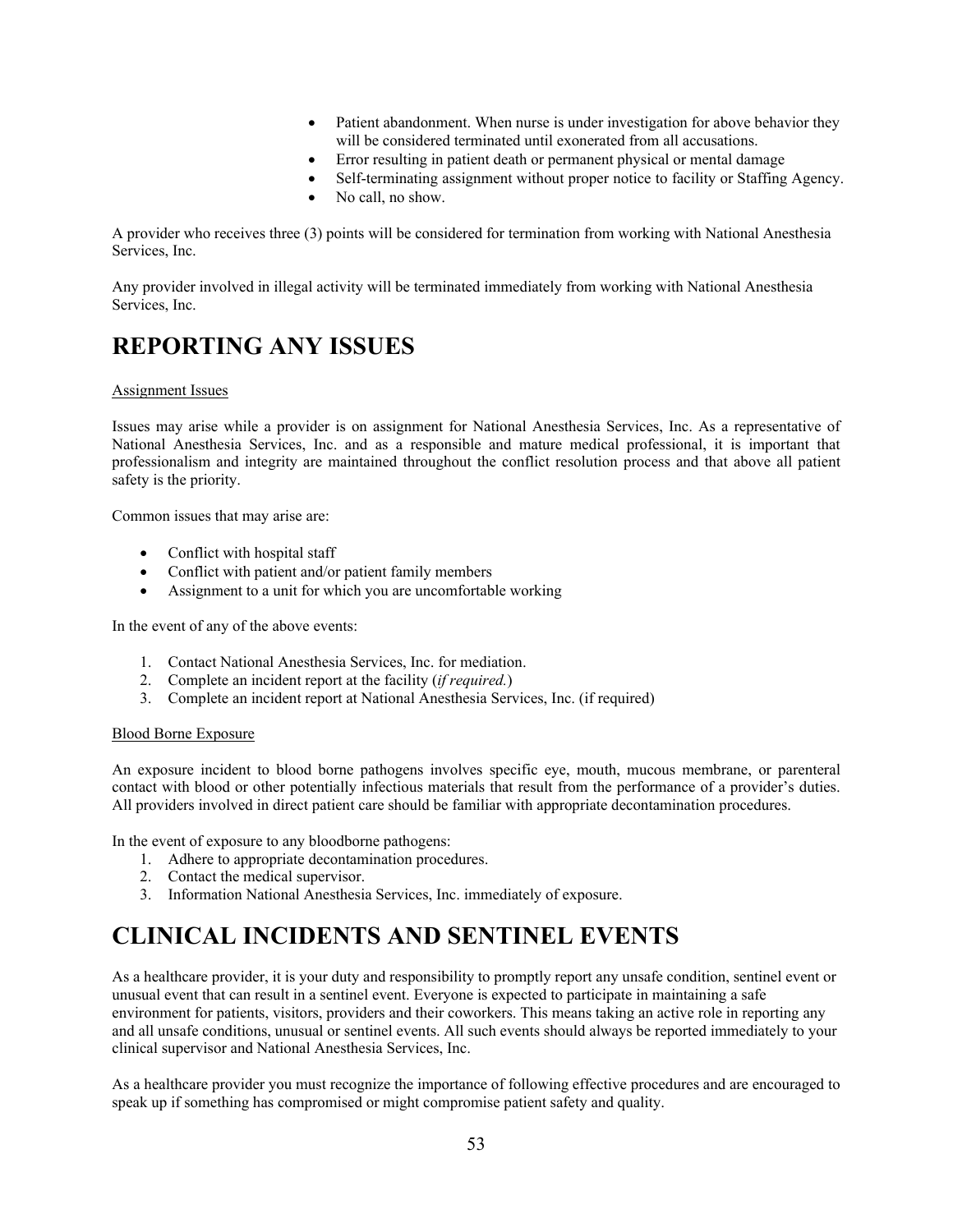- Patient abandonment. When nurse is under investigation for above behavior they will be considered terminated until exonerated from all accusations.
- Error resulting in patient death or permanent physical or mental damage
- Self-terminating assignment without proper notice to facility or Staffing Agency.
- No call, no show.

A provider who receives three (3) points will be considered for termination from working with National Anesthesia Services, Inc.

Any provider involved in illegal activity will be terminated immediately from working with National Anesthesia Services, Inc.

# REPORTING ANY ISSUES

Assignment Issues

Issues may arise while a provider is on assignment for National Anesthesia Services, Inc. As a representative of National Anesthesia Services, Inc. and as a responsible and mature medical professional, it is important that professionalism and integrity are maintained throughout the conflict resolution process and that above all patient safety is the priority.

Common issues that may arise are:

- Conflict with hospital staff
- Conflict with patient and/or patient family members
- Assignment to a unit for which you are uncomfortable working

In the event of any of the above events:

1. Contact National Anesthesia Services, Inc. for mediation.
2. Complete an incident report at the facility (*if required.*)
3. Complete an incident report at National Anesthesia Services, Inc. (if required)

Blood Borne Exposure

An exposure incident to blood borne pathogens involves specific eye, mouth, mucous membrane, or parenteral contact with blood or other potentially infectious materials that result from the performance of a provider's duties. All providers involved in direct patient care should be familiar with appropriate decontamination procedures.

In the event of exposure to any bloodborne pathogens:

1. Adhere to appropriate decontamination procedures.
2. Contact the medical supervisor.
3. Information National Anesthesia Services, Inc. immediately of exposure.

# CLINICAL INCIDENTS AND SENTINEL EVENTS

As a healthcare provider, it is your duty and responsibility to promptly report any unsafe condition, sentinel event or unusual event that can result in a sentinel event. Everyone is expected to participate in maintaining a safe environment for patients, visitors, providers and their coworkers. This means taking an active role in reporting any and all unsafe conditions, unusual or sentinel events. All such events should always be reported immediately to your clinical supervisor and National Anesthesia Services, Inc.

As a healthcare provider you must recognize the importance of following effective procedures and are encouraged to speak up if something has compromised or might compromise patient safety and quality.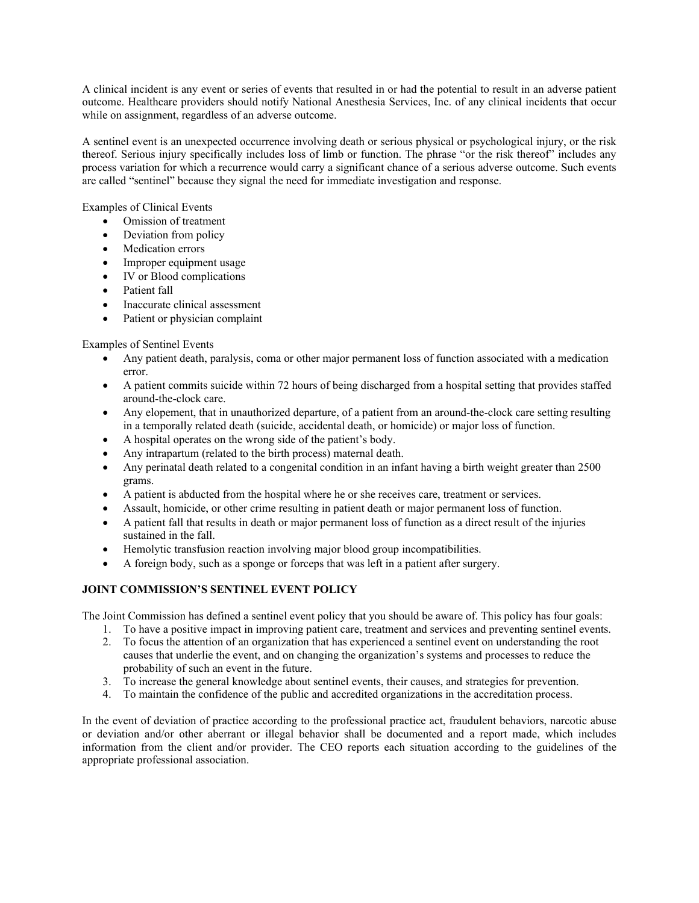A clinical incident is any event or series of events that resulted in or had the potential to result in an adverse patient outcome. Healthcare providers should notify National Anesthesia Services, Inc. of any clinical incidents that occur while on assignment, regardless of an adverse outcome.

A sentinel event is an unexpected occurrence involving death or serious physical or psychological injury, or the risk thereof. Serious injury specifically includes loss of limb or function. The phrase "or the risk thereof" includes any process variation for which a recurrence would carry a significant chance of a serious adverse outcome. Such events are called "sentinel" because they signal the need for immediate investigation and response.

Examples of Clinical Events

- Omission of treatment
- Deviation from policy
- Medication errors
- Improper equipment usage
- IV or Blood complications
- Patient fall
- Inaccurate clinical assessment
- Patient or physician complaint

Examples of Sentinel Events

- Any patient death, paralysis, coma or other major permanent loss of function associated with a medication error.
- A patient commits suicide within 72 hours of being discharged from a hospital setting that provides staffed around-the-clock care.
- Any elopement, that in unauthorized departure, of a patient from an around-the-clock care setting resulting in a temporally related death (suicide, accidental death, or homicide) or major loss of function.
- A hospital operates on the wrong side of the patient's body.
- Any intrapartum (related to the birth process) maternal death.
- Any perinatal death related to a congenital condition in an infant having a birth weight greater than 2500 grams.
- A patient is abducted from the hospital where he or she receives care, treatment or services.
- Assault, homicide, or other crime resulting in patient death or major permanent loss of function.
- A patient fall that results in death or major permanent loss of function as a direct result of the injuries sustained in the fall.
- Hemolytic transfusion reaction involving major blood group incompatibilities.
- A foreign body, such as a sponge or forceps that was left in a patient after surgery.

**JOINT COMMISSION'S SENTINEL EVENT POLICY**

The Joint Commission has defined a sentinel event policy that you should be aware of. This policy has four goals:

1. To have a positive impact in improving patient care, treatment and services and preventing sentinel events.
2. To focus the attention of an organization that has experienced a sentinel event on understanding the root causes that underlie the event, and on changing the organization's systems and processes to reduce the probability of such an event in the future.
3. To increase the general knowledge about sentinel events, their causes, and strategies for prevention.
4. To maintain the confidence of the public and accredited organizations in the accreditation process.

In the event of deviation of practice according to the professional practice act, fraudulent behaviors, narcotic abuse or deviation and/or other aberrant or illegal behavior shall be documented and a report made, which includes information from the client and/or provider. The CEO reports each situation according to the guidelines of the appropriate professional association.